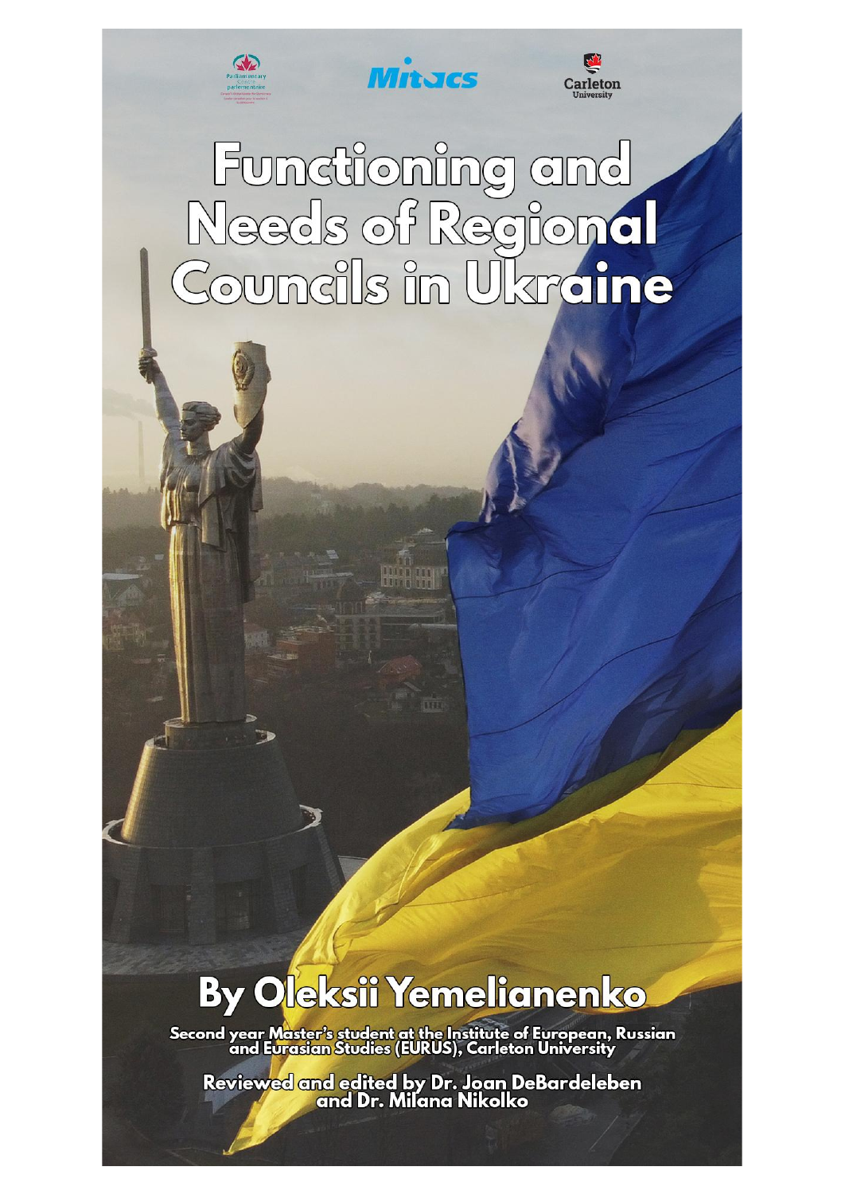# Functioning and Needs of Regional Councils in Ukraine

## By Oleksii Yemelianenko

**Second year Master's student at the Institute of European, Russian and Eurasian Studies (EURUS), Carleton University**

**Reviewed and edited by Dr. Joan DeBardeleben and Dr. Milana Nikolko**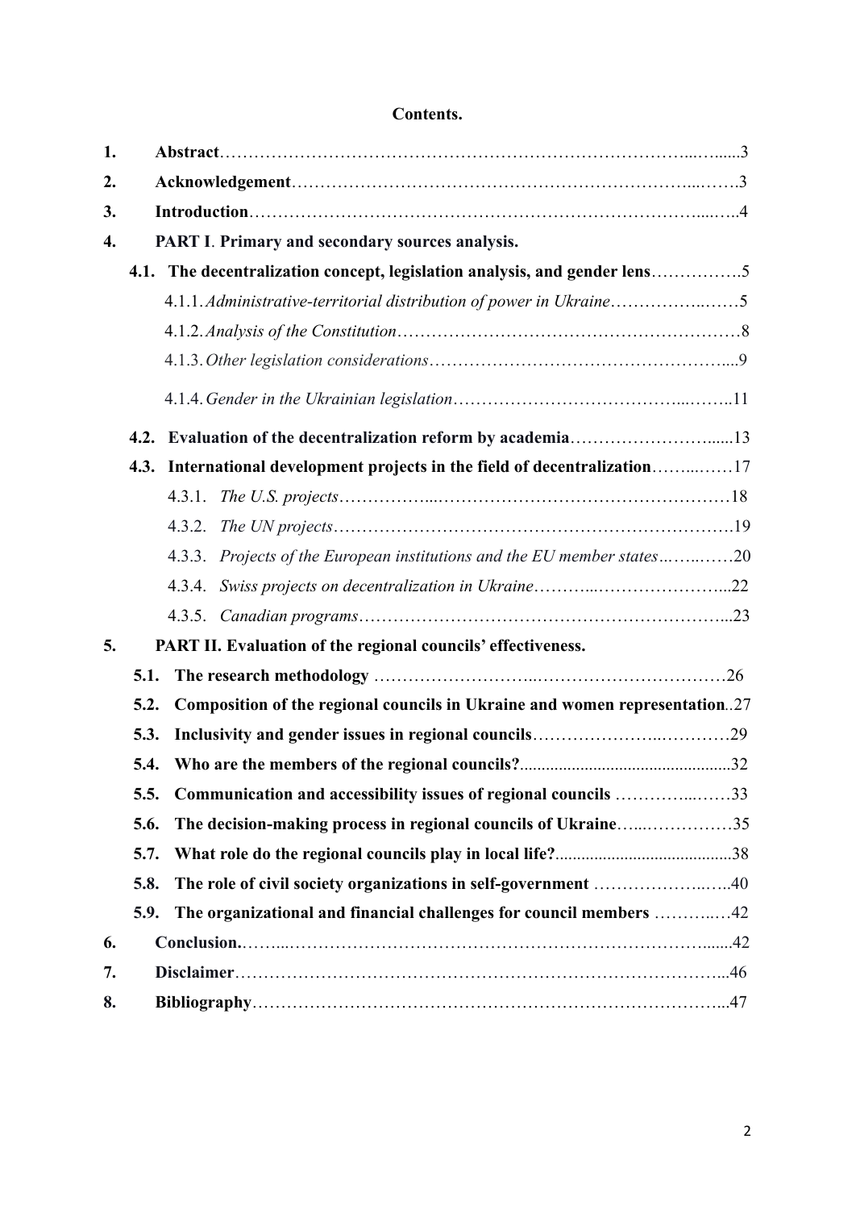**Contents.**

1. **Abstract**………………………………………………………………………...…......3
2. **Acknowledgement**……………………………………………………………...…….3
3. **Introduction**…………………………………………………………………....…..4
4. **PART I**. **Primary and secondary sources analysis.**
   - **4.1. The decentralization concept, legislation analysis, and gender lens**…………….5
     - 4.1.1. *Administrative-territorial distribution of power in Ukraine*……………..……5
     - 4.1.2. *Analysis of the Constitution*……………………………………………………8
     - 4.1.3. *Other legislation considerations*……………………………………………....9
     - 4.1.4. *Gender in the Ukrainian legislation*……………………………….....……..11
   - **4.2. Evaluation of the decentralization reform by academia**…………………….......13
   - **4.3. International development projects in the field of decentralization**……...……17
     - 4.3.1. *The U.S. projects*……………...…………………………………………18
     - 4.3.2. *The UN projects*………………………………………………………….19
     - 4.3.3. *Projects of the European institutions and the EU member states*..…...……20
     - 4.3.4. *Swiss projects on decentralization in Ukraine*………...…………………...22
     - 4.3.5. *Canadian programs*……………………………………………………...23
5. **PART II. Evaluation of the regional councils' effectiveness.**
   - **5.1. The research methodology** ………………………..……………………………26
   - **5.2. Composition of the regional councils in Ukraine and women representation**..27
   - **5.3. Inclusivity and gender issues in regional councils**………………...…………29
   - **5.4. Who are the members of the regional councils?**.................................................32
   - **5.5. Communication and accessibility issues of regional councils** …………..……33
   - **5.6. The decision-making process in regional councils of Ukraine**…...……………35
   - **5.7. What role do the regional councils play in local life?**.........................................38
   - **5.8. The role of civil society organizations in self-government** ………………..…..40
   - **5.9. The organizational and financial challenges for council members** ………..…42
6. **Conclusion.**……...………………………………………………………………......42
7. **Disclaimer**…………………………………………………………………………...46
8. **Bibliography**………………………………………………………………………...47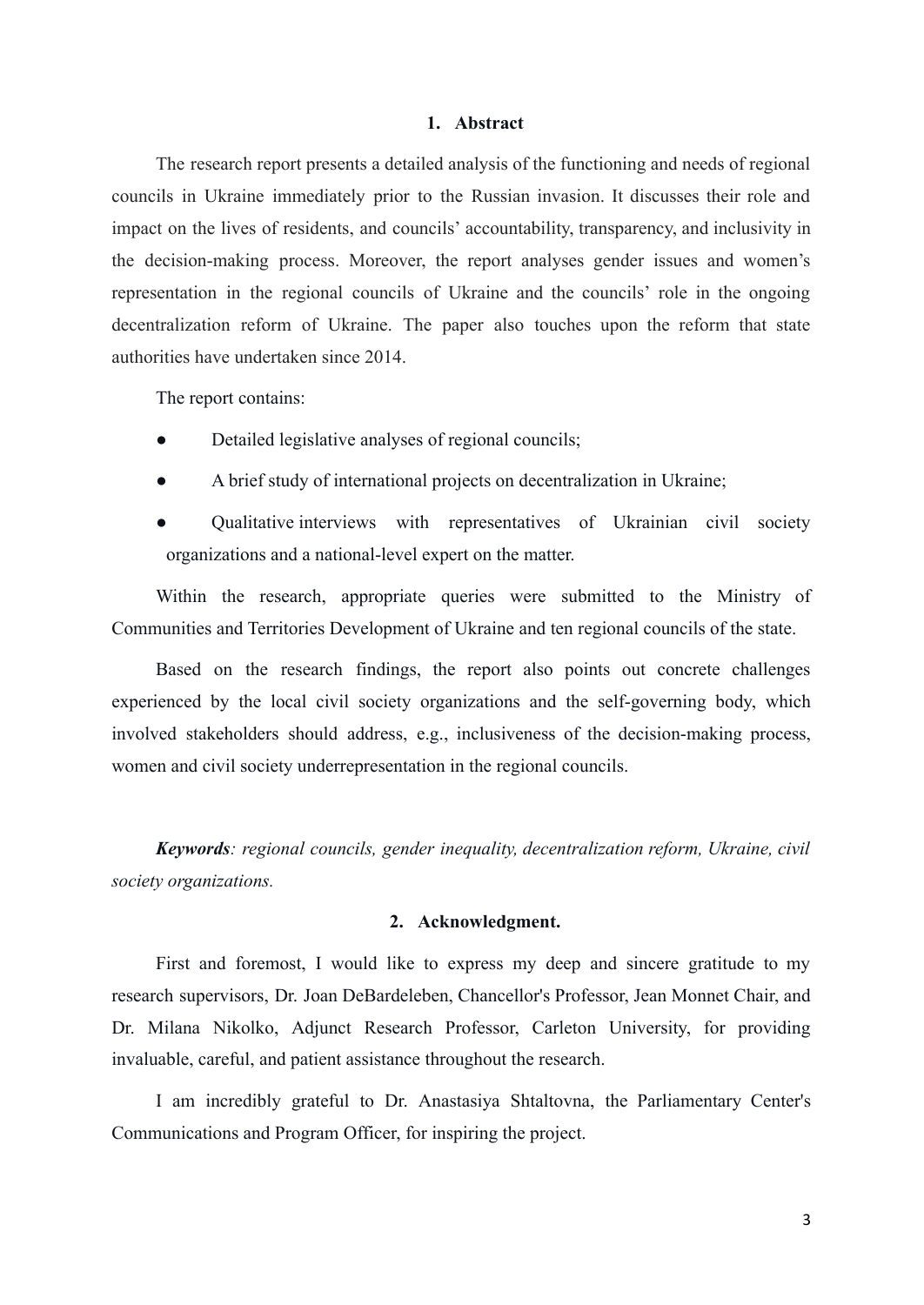## 1. Abstract

The research report presents a detailed analysis of the functioning and needs of regional councils in Ukraine immediately prior to the Russian invasion. It discusses their role and impact on the lives of residents, and councils' accountability, transparency, and inclusivity in the decision-making process. Moreover, the report analyses gender issues and women's representation in the regional councils of Ukraine and the councils' role in the ongoing decentralization reform of Ukraine. The paper also touches upon the reform that state authorities have undertaken since 2014.

The report contains:

- Detailed legislative analyses of regional councils;
- A brief study of international projects on decentralization in Ukraine;
- Qualitative interviews with representatives of Ukrainian civil society organizations and a national-level expert on the matter.

Within the research, appropriate queries were submitted to the Ministry of Communities and Territories Development of Ukraine and ten regional councils of the state.

Based on the research findings, the report also points out concrete challenges experienced by the local civil society organizations and the self-governing body, which involved stakeholders should address, e.g., inclusiveness of the decision-making process, women and civil society underrepresentation in the regional councils.

***Keywords**: regional councils, gender inequality, decentralization reform, Ukraine, civil society organizations.*

## 2. Acknowledgment.

First and foremost, I would like to express my deep and sincere gratitude to my research supervisors, Dr. Joan DeBardeleben, Chancellor's Professor, Jean Monnet Chair, and Dr. Milana Nikolko, Adjunct Research Professor, Carleton University, for providing invaluable, careful, and patient assistance throughout the research.

I am incredibly grateful to Dr. Anastasiya Shtaltovna, the Parliamentary Center's Communications and Program Officer, for inspiring the project.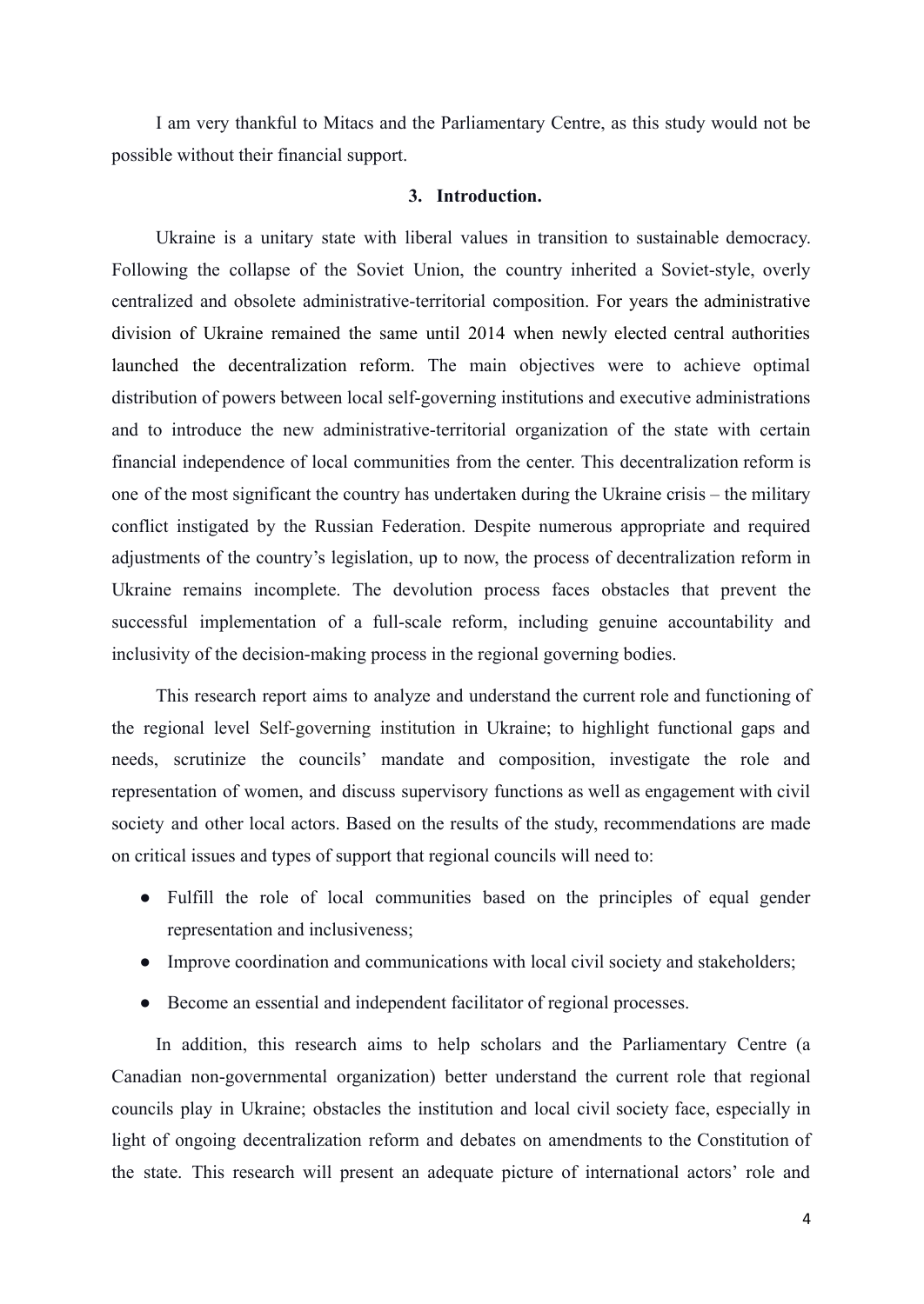I am very thankful to Mitacs and the Parliamentary Centre, as this study would not be possible without their financial support.

## 3. Introduction.

Ukraine is a unitary state with liberal values in transition to sustainable democracy. Following the collapse of the Soviet Union, the country inherited a Soviet-style, overly centralized and obsolete administrative-territorial composition. For years the administrative division of Ukraine remained the same until 2014 when newly elected central authorities launched the decentralization reform. The main objectives were to achieve optimal distribution of powers between local self-governing institutions and executive administrations and to introduce the new administrative-territorial organization of the state with certain financial independence of local communities from the center. This decentralization reform is one of the most significant the country has undertaken during the Ukraine crisis – the military conflict instigated by the Russian Federation. Despite numerous appropriate and required adjustments of the country's legislation, up to now, the process of decentralization reform in Ukraine remains incomplete. The devolution process faces obstacles that prevent the successful implementation of a full-scale reform, including genuine accountability and inclusivity of the decision-making process in the regional governing bodies.

This research report aims to analyze and understand the current role and functioning of the regional level Self-governing institution in Ukraine; to highlight functional gaps and needs, scrutinize the councils' mandate and composition, investigate the role and representation of women, and discuss supervisory functions as well as engagement with civil society and other local actors. Based on the results of the study, recommendations are made on critical issues and types of support that regional councils will need to:

- Fulfill the role of local communities based on the principles of equal gender representation and inclusiveness;
- Improve coordination and communications with local civil society and stakeholders;
- Become an essential and independent facilitator of regional processes.

In addition, this research aims to help scholars and the Parliamentary Centre (a Canadian non-governmental organization) better understand the current role that regional councils play in Ukraine; obstacles the institution and local civil society face, especially in light of ongoing decentralization reform and debates on amendments to the Constitution of the state. This research will present an adequate picture of international actors' role and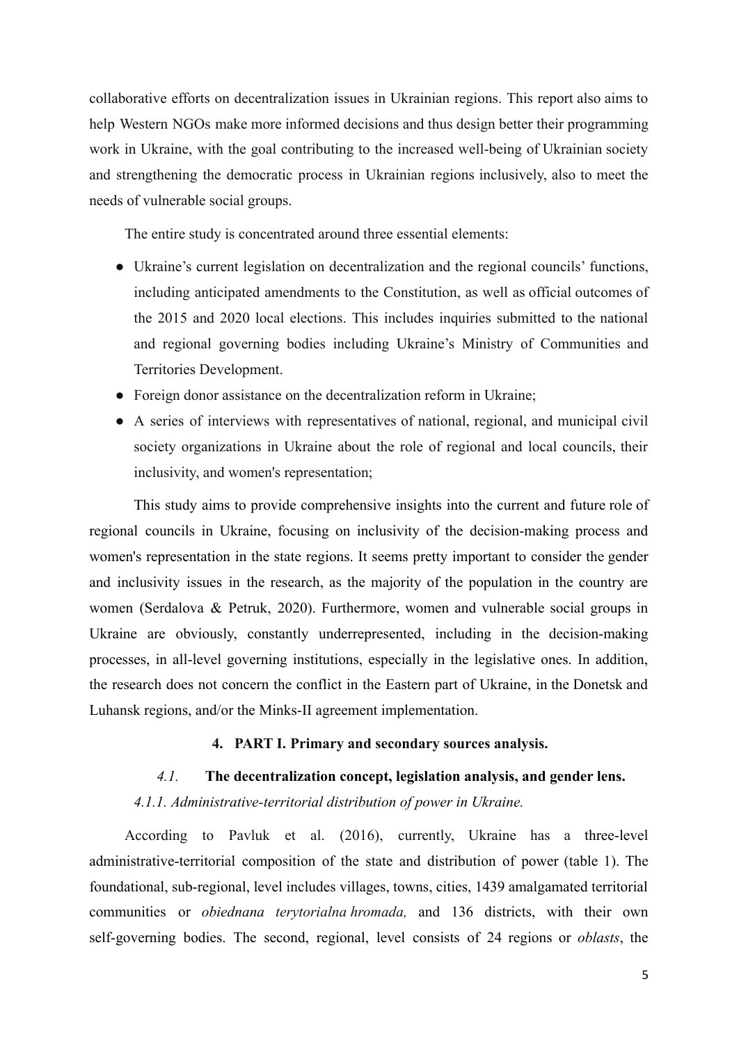collaborative efforts on decentralization issues in Ukrainian regions. This report also aims to help Western NGOs make more informed decisions and thus design better their programming work in Ukraine, with the goal contributing to the increased well-being of Ukrainian society and strengthening the democratic process in Ukrainian regions inclusively, also to meet the needs of vulnerable social groups.

The entire study is concentrated around three essential elements:

- Ukraine's current legislation on decentralization and the regional councils' functions, including anticipated amendments to the Constitution, as well as official outcomes of the 2015 and 2020 local elections. This includes inquiries submitted to the national and regional governing bodies including Ukraine's Ministry of Communities and Territories Development.
- Foreign donor assistance on the decentralization reform in Ukraine;
- A series of interviews with representatives of national, regional, and municipal civil society organizations in Ukraine about the role of regional and local councils, their inclusivity, and women's representation;

This study aims to provide comprehensive insights into the current and future role of regional councils in Ukraine, focusing on inclusivity of the decision-making process and women's representation in the state regions. It seems pretty important to consider the gender and inclusivity issues in the research, as the majority of the population in the country are women (Serdalova & Petruk, 2020). Furthermore, women and vulnerable social groups in Ukraine are obviously, constantly underrepresented, including in the decision-making processes, in all-level governing institutions, especially in the legislative ones. In addition, the research does not concern the conflict in the Eastern part of Ukraine, in the Donetsk and Luhansk regions, and/or the Minks-II agreement implementation.

## 4. PART I. Primary and secondary sources analysis.

### *4.1.* The decentralization concept, legislation analysis, and gender lens.

#### *4.1.1. Administrative-territorial distribution of power in Ukraine.*

According to Pavluk et al. (2016), currently, Ukraine has a three-level administrative-territorial composition of the state and distribution of power (table 1). The foundational, sub-regional, level includes villages, towns, cities, 1439 amalgamated territorial communities or *obiednana terytorialna hromada,* and 136 districts, with their own self-governing bodies. The second, regional, level consists of 24 regions or *oblasts*, the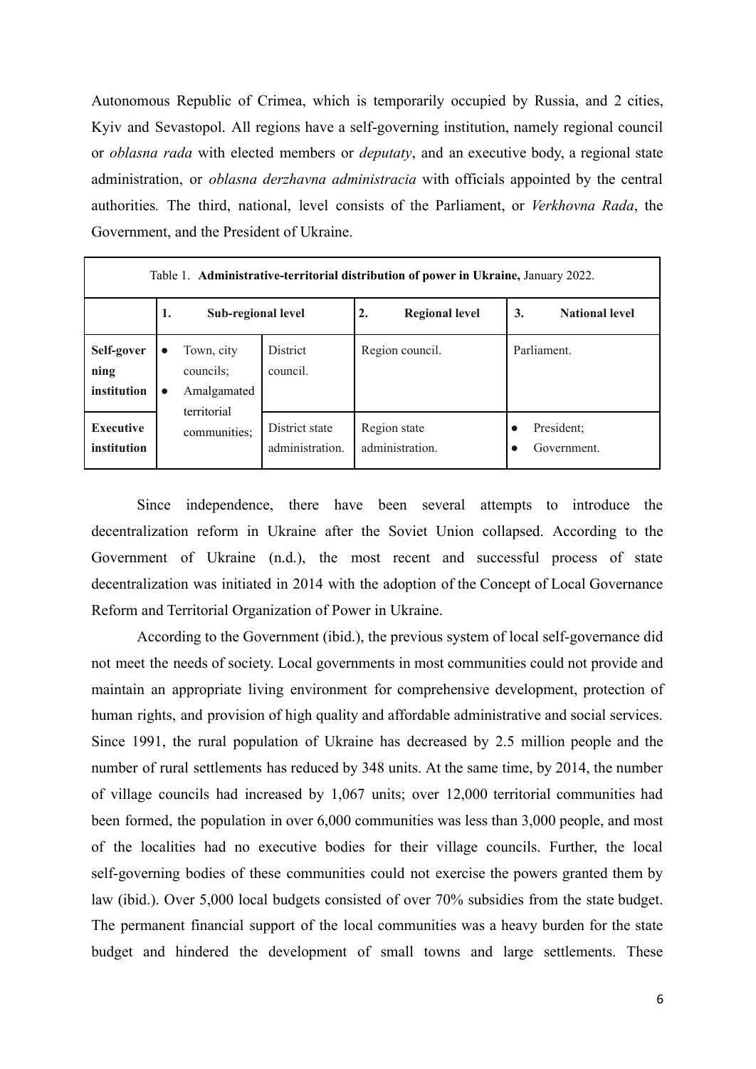Autonomous Republic of Crimea, which is temporarily occupied by Russia, and 2 cities, Kyiv and Sevastopol. All regions have a self-governing institution, namely regional council or *oblasna rada* with elected members or *deputaty*, and an executive body, a regional state administration, or *oblasna derzhavna administracia* with officials appointed by the central authorities. The third, national, level consists of the Parliament, or *Verkhovna Rada*, the Government, and the President of Ukraine.

Table 1. **Administrative-territorial distribution of power in Ukraine,** January 2022.

| | **1. Sub-regional level** | | **2. Regional level** | **3. National level** |
|---|---|---|---|---|
| **Self-governing institution** | • Town, city councils;<br>• Amalgamated territorial communities; | District council. | Region council. | Parliament. |
| **Executive institution** | | District state administration. | Region state administration. | • President;<br>• Government. |

Since independence, there have been several attempts to introduce the decentralization reform in Ukraine after the Soviet Union collapsed. According to the Government of Ukraine (n.d.), the most recent and successful process of state decentralization was initiated in 2014 with the adoption of the Concept of Local Governance Reform and Territorial Organization of Power in Ukraine.

According to the Government (ibid.), the previous system of local self-governance did not meet the needs of society. Local governments in most communities could not provide and maintain an appropriate living environment for comprehensive development, protection of human rights, and provision of high quality and affordable administrative and social services. Since 1991, the rural population of Ukraine has decreased by 2.5 million people and the number of rural settlements has reduced by 348 units. At the same time, by 2014, the number of village councils had increased by 1,067 units; over 12,000 territorial communities had been formed, the population in over 6,000 communities was less than 3,000 people, and most of the localities had no executive bodies for their village councils. Further, the local self-governing bodies of these communities could not exercise the powers granted them by law (ibid.). Over 5,000 local budgets consisted of over 70% subsidies from the state budget. The permanent financial support of the local communities was a heavy burden for the state budget and hindered the development of small towns and large settlements. These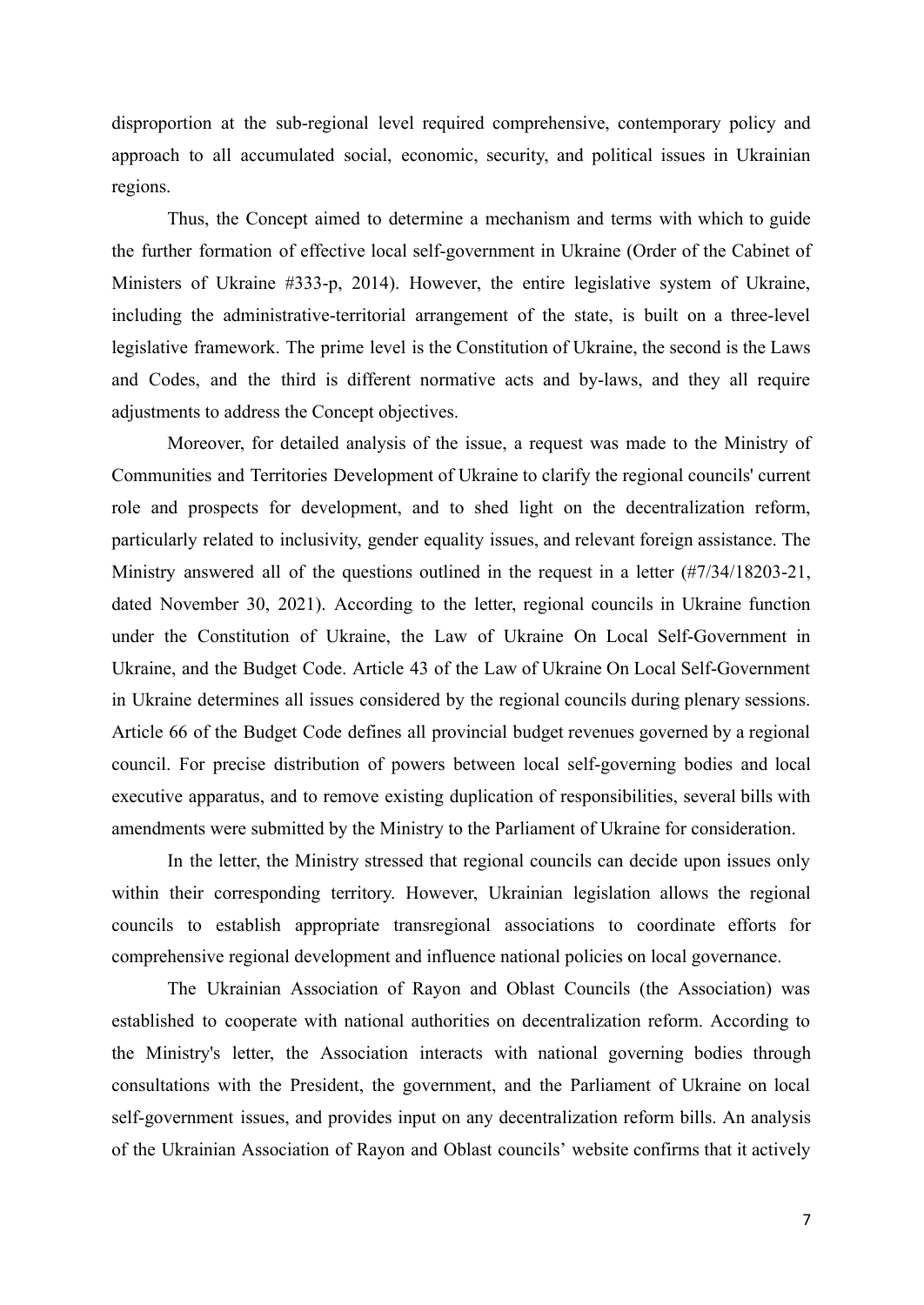disproportion at the sub-regional level required comprehensive, contemporary policy and approach to all accumulated social, economic, security, and political issues in Ukrainian regions.

Thus, the Concept aimed to determine a mechanism and terms with which to guide the further formation of effective local self-government in Ukraine (Order of the Cabinet of Ministers of Ukraine #333-p, 2014). However, the entire legislative system of Ukraine, including the administrative-territorial arrangement of the state, is built on a three-level legislative framework. The prime level is the Constitution of Ukraine, the second is the Laws and Codes, and the third is different normative acts and by-laws, and they all require adjustments to address the Concept objectives.

Moreover, for detailed analysis of the issue, a request was made to the Ministry of Communities and Territories Development of Ukraine to clarify the regional councils' current role and prospects for development, and to shed light on the decentralization reform, particularly related to inclusivity, gender equality issues, and relevant foreign assistance. The Ministry answered all of the questions outlined in the request in a letter (#7/34/18203-21, dated November 30, 2021). According to the letter, regional councils in Ukraine function under the Constitution of Ukraine, the Law of Ukraine On Local Self-Government in Ukraine, and the Budget Code. Article 43 of the Law of Ukraine On Local Self-Government in Ukraine determines all issues considered by the regional councils during plenary sessions. Article 66 of the Budget Code defines all provincial budget revenues governed by a regional council. For precise distribution of powers between local self-governing bodies and local executive apparatus, and to remove existing duplication of responsibilities, several bills with amendments were submitted by the Ministry to the Parliament of Ukraine for consideration.

In the letter, the Ministry stressed that regional councils can decide upon issues only within their corresponding territory. However, Ukrainian legislation allows the regional councils to establish appropriate transregional associations to coordinate efforts for comprehensive regional development and influence national policies on local governance.

The Ukrainian Association of Rayon and Oblast Councils (the Association) was established to cooperate with national authorities on decentralization reform. According to the Ministry's letter, the Association interacts with national governing bodies through consultations with the President, the government, and the Parliament of Ukraine on local self-government issues, and provides input on any decentralization reform bills. An analysis of the Ukrainian Association of Rayon and Oblast councils' website confirms that it actively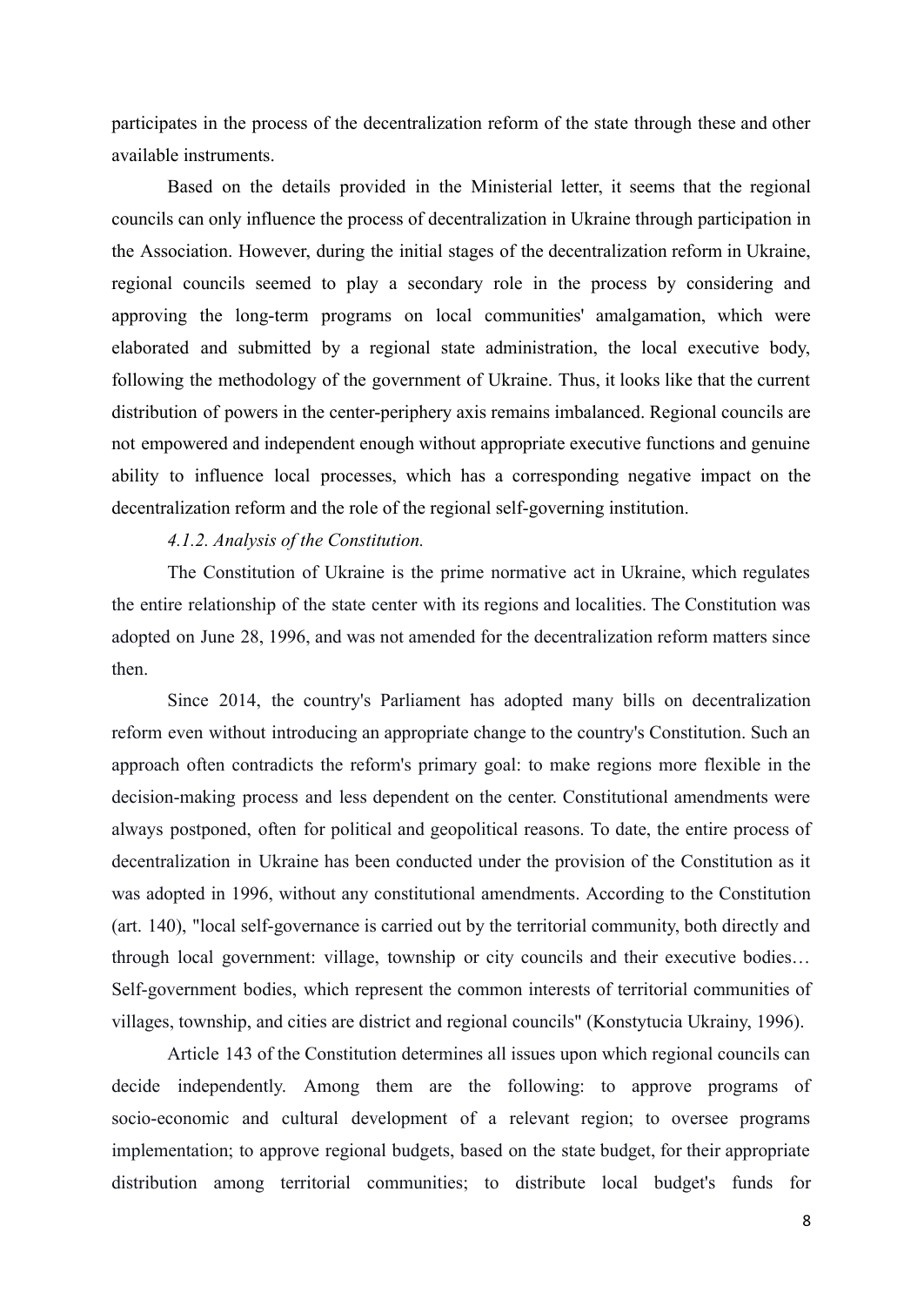participates in the process of the decentralization reform of the state through these and other available instruments.

Based on the details provided in the Ministerial letter, it seems that the regional councils can only influence the process of decentralization in Ukraine through participation in the Association. However, during the initial stages of the decentralization reform in Ukraine, regional councils seemed to play a secondary role in the process by considering and approving the long-term programs on local communities' amalgamation, which were elaborated and submitted by a regional state administration, the local executive body, following the methodology of the government of Ukraine. Thus, it looks like that the current distribution of powers in the center-periphery axis remains imbalanced. Regional councils are not empowered and independent enough without appropriate executive functions and genuine ability to influence local processes, which has a corresponding negative impact on the decentralization reform and the role of the regional self-governing institution.

*4.1.2. Analysis of the Constitution.*

The Constitution of Ukraine is the prime normative act in Ukraine, which regulates the entire relationship of the state center with its regions and localities. The Constitution was adopted on June 28, 1996, and was not amended for the decentralization reform matters since then.

Since 2014, the country's Parliament has adopted many bills on decentralization reform even without introducing an appropriate change to the country's Constitution. Such an approach often contradicts the reform's primary goal: to make regions more flexible in the decision-making process and less dependent on the center. Constitutional amendments were always postponed, often for political and geopolitical reasons. To date, the entire process of decentralization in Ukraine has been conducted under the provision of the Constitution as it was adopted in 1996, without any constitutional amendments. According to the Constitution (art. 140), "local self-governance is carried out by the territorial community, both directly and through local government: village, township or city councils and their executive bodies… Self-government bodies, which represent the common interests of territorial communities of villages, township, and cities are district and regional councils" (Konstytucia Ukrainy, 1996).

Article 143 of the Constitution determines all issues upon which regional councils can decide independently. Among them are the following: to approve programs of socio-economic and cultural development of a relevant region; to oversee programs implementation; to approve regional budgets, based on the state budget, for their appropriate distribution among territorial communities; to distribute local budget's funds for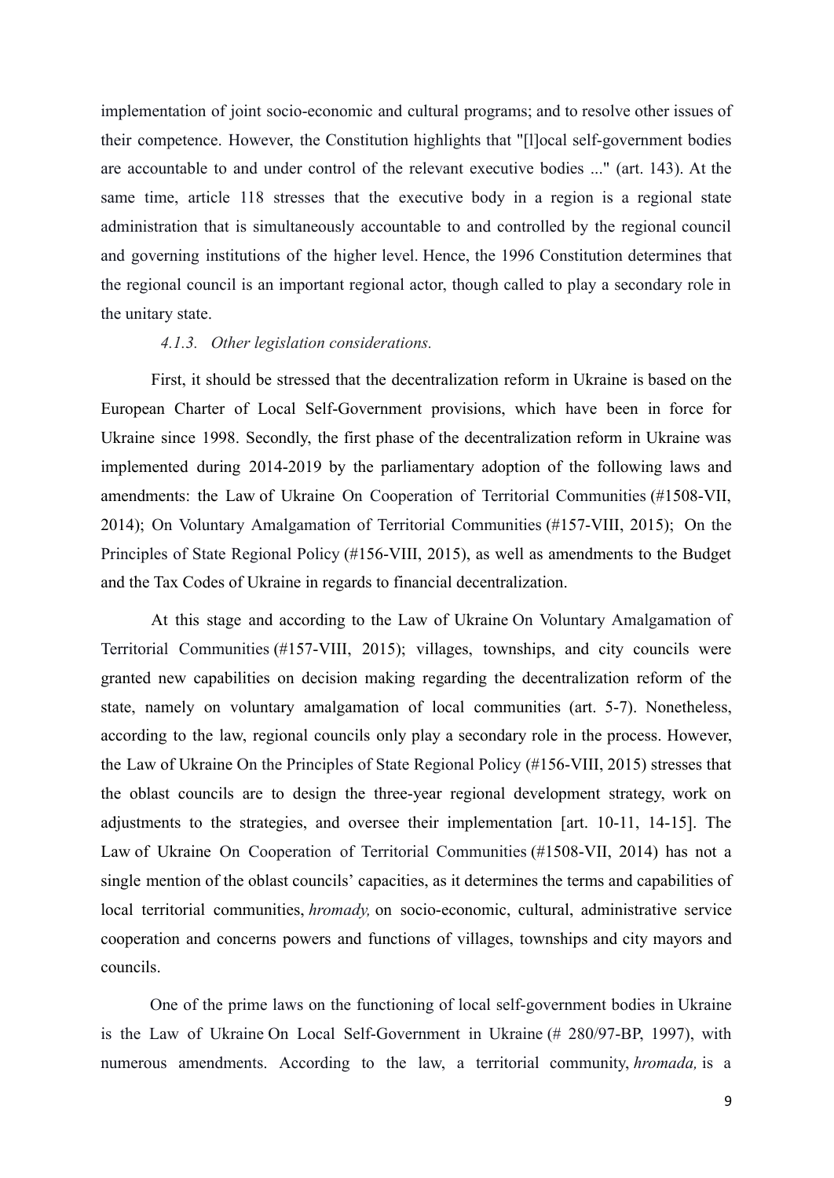implementation of joint socio-economic and cultural programs; and to resolve other issues of their competence. However, the Constitution highlights that "[l]ocal self-government bodies are accountable to and under control of the relevant executive bodies ..." (art. 143). At the same time, article 118 stresses that the executive body in a region is a regional state administration that is simultaneously accountable to and controlled by the regional council and governing institutions of the higher level. Hence, the 1996 Constitution determines that the regional council is an important regional actor, though called to play a secondary role in the unitary state.

#### *4.1.3. Other legislation considerations.*

First, it should be stressed that the decentralization reform in Ukraine is based on the European Charter of Local Self-Government provisions, which have been in force for Ukraine since 1998. Secondly, the first phase of the decentralization reform in Ukraine was implemented during 2014-2019 by the parliamentary adoption of the following laws and amendments: the Law of Ukraine On Cooperation of Territorial Communities (#1508-VII, 2014); On Voluntary Amalgamation of Territorial Communities (#157-VIII, 2015); On the Principles of State Regional Policy (#156-VIII, 2015), as well as amendments to the Budget and the Tax Codes of Ukraine in regards to financial decentralization.

At this stage and according to the Law of Ukraine On Voluntary Amalgamation of Territorial Communities (#157-VIII, 2015); villages, townships, and city councils were granted new capabilities on decision making regarding the decentralization reform of the state, namely on voluntary amalgamation of local communities (art. 5-7). Nonetheless, according to the law, regional councils only play a secondary role in the process. However, the Law of Ukraine On the Principles of State Regional Policy (#156-VIII, 2015) stresses that the oblast councils are to design the three-year regional development strategy, work on adjustments to the strategies, and oversee their implementation [art. 10-11, 14-15]. The Law of Ukraine On Cooperation of Territorial Communities (#1508-VII, 2014) has not a single mention of the oblast councils' capacities, as it determines the terms and capabilities of local territorial communities, *hromady,* on socio-economic, cultural, administrative service cooperation and concerns powers and functions of villages, townships and city mayors and councils.

One of the prime laws on the functioning of local self-government bodies in Ukraine is the Law of Ukraine On Local Self-Government in Ukraine (# 280/97-BP, 1997), with numerous amendments. According to the law, a territorial community, *hromada,* is a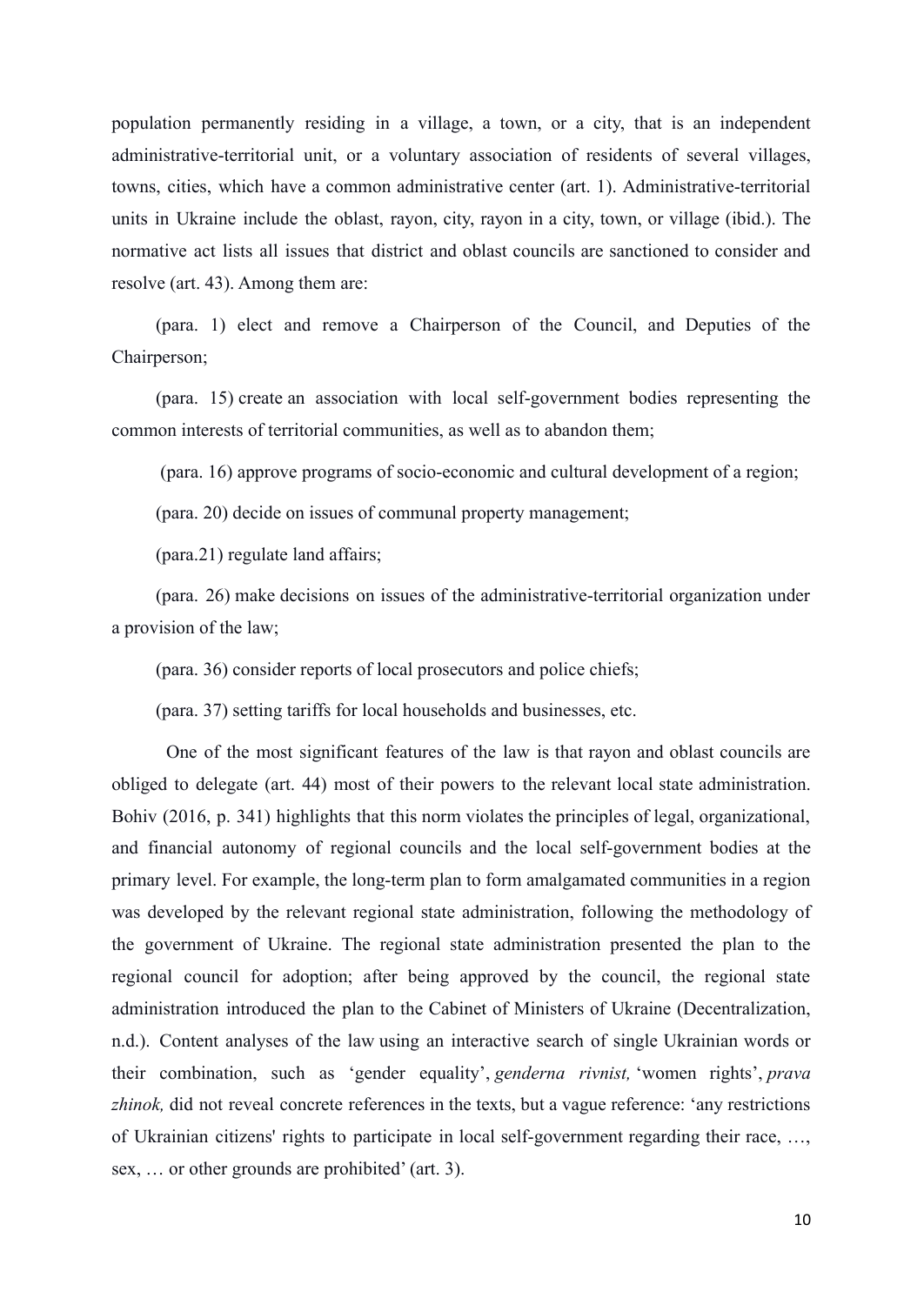population permanently residing in a village, a town, or a city, that is an independent administrative-territorial unit, or a voluntary association of residents of several villages, towns, cities, which have a common administrative center (art. 1). Administrative-territorial units in Ukraine include the oblast, rayon, city, rayon in a city, town, or village (ibid.). The normative act lists all issues that district and oblast councils are sanctioned to consider and resolve (art. 43). Among them are:

(para. 1) elect and remove a Chairperson of the Council, and Deputies of the Chairperson;

(para. 15) create an association with local self-government bodies representing the common interests of territorial communities, as well as to abandon them;

(para. 16) approve programs of socio-economic and cultural development of a region;

(para. 20) decide on issues of communal property management;

(para.21) regulate land affairs;

(para. 26) make decisions on issues of the administrative-territorial organization under a provision of the law;

(para. 36) consider reports of local prosecutors and police chiefs;

(para. 37) setting tariffs for local households and businesses, etc.

One of the most significant features of the law is that rayon and oblast councils are obliged to delegate (art. 44) most of their powers to the relevant local state administration. Bohiv (2016, p. 341) highlights that this norm violates the principles of legal, organizational, and financial autonomy of regional councils and the local self-government bodies at the primary level. For example, the long-term plan to form amalgamated communities in a region was developed by the relevant regional state administration, following the methodology of the government of Ukraine. The regional state administration presented the plan to the regional council for adoption; after being approved by the council, the regional state administration introduced the plan to the Cabinet of Ministers of Ukraine (Decentralization, n.d.). Content analyses of the law using an interactive search of single Ukrainian words or their combination, such as 'gender equality', *genderna rivnist,* 'women rights', *prava zhinok,* did not reveal concrete references in the texts, but a vague reference: 'any restrictions of Ukrainian citizens' rights to participate in local self-government regarding their race, …, sex, … or other grounds are prohibited' (art. 3).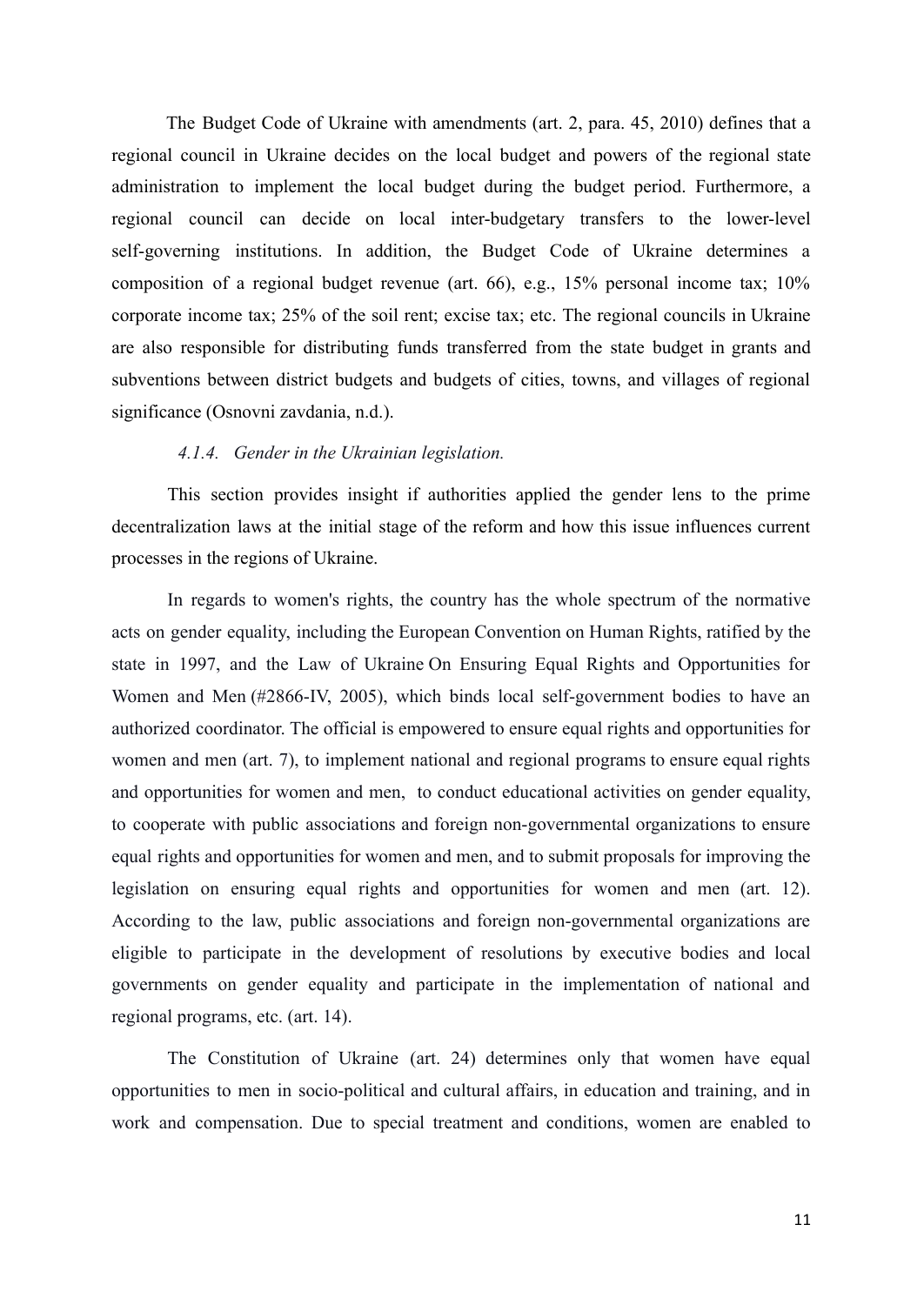The Budget Code of Ukraine with amendments (art. 2, para. 45, 2010) defines that a regional council in Ukraine decides on the local budget and powers of the regional state administration to implement the local budget during the budget period. Furthermore, a regional council can decide on local inter-budgetary transfers to the lower-level self-governing institutions. In addition, the Budget Code of Ukraine determines a composition of a regional budget revenue (art. 66), e.g., 15% personal income tax; 10% corporate income tax; 25% of the soil rent; excise tax; etc. The regional councils in Ukraine are also responsible for distributing funds transferred from the state budget in grants and subventions between district budgets and budgets of cities, towns, and villages of regional significance (Osnovni zavdania, n.d.).

#### *4.1.4. Gender in the Ukrainian legislation.*

This section provides insight if authorities applied the gender lens to the prime decentralization laws at the initial stage of the reform and how this issue influences current processes in the regions of Ukraine.

In regards to women's rights, the country has the whole spectrum of the normative acts on gender equality, including the European Convention on Human Rights, ratified by the state in 1997, and the Law of Ukraine On Ensuring Equal Rights and Opportunities for Women and Men (#2866-IV, 2005), which binds local self-government bodies to have an authorized coordinator. The official is empowered to ensure equal rights and opportunities for women and men (art. 7), to implement national and regional programs to ensure equal rights and opportunities for women and men, to conduct educational activities on gender equality, to cooperate with public associations and foreign non-governmental organizations to ensure equal rights and opportunities for women and men, and to submit proposals for improving the legislation on ensuring equal rights and opportunities for women and men (art. 12). According to the law, public associations and foreign non-governmental organizations are eligible to participate in the development of resolutions by executive bodies and local governments on gender equality and participate in the implementation of national and regional programs, etc. (art. 14).

The Constitution of Ukraine (art. 24) determines only that women have equal opportunities to men in socio-political and cultural affairs, in education and training, and in work and compensation. Due to special treatment and conditions, women are enabled to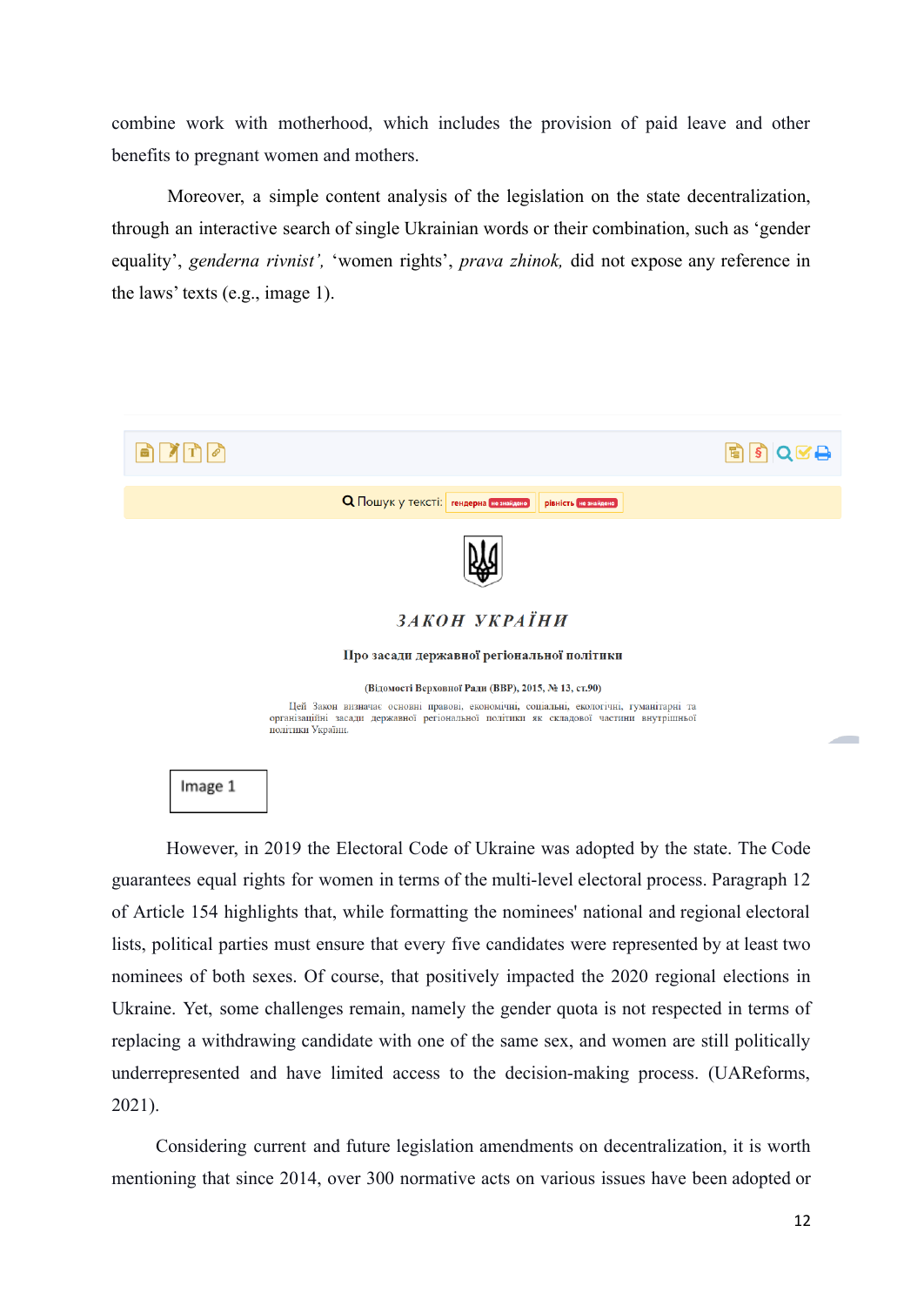combine work with motherhood, which includes the provision of paid leave and other benefits to pregnant women and mothers.

Moreover, a simple content analysis of the legislation on the state decentralization, through an interactive search of single Ukrainian words or their combination, such as 'gender equality', *genderna rivnist',* 'women rights', *prava zhinok,* did not expose any reference in the laws' texts (e.g., image 1).

Пошук у тексті: гендерна не знайдено рівність не знайдено

ЗАКОН УКРАЇНИ

Про засади державної регіональної політики

(Відомості Верховної Ради (ВВР), 2015, № 13, ст.90)

Цей Закон визначає основні правові, економічні, соціальні, екологічні, гуманітарні та організаційні засади державної регіональної політики як складової частини внутрішньої політики України.

Image 1

However, in 2019 the Electoral Code of Ukraine was adopted by the state. The Code guarantees equal rights for women in terms of the multi-level electoral process. Paragraph 12 of Article 154 highlights that, while formatting the nominees' national and regional electoral lists, political parties must ensure that every five candidates were represented by at least two nominees of both sexes. Of course, that positively impacted the 2020 regional elections in Ukraine. Yet, some challenges remain, namely the gender quota is not respected in terms of replacing a withdrawing candidate with one of the same sex, and women are still politically underrepresented and have limited access to the decision-making process. (UAReforms, 2021).

Considering current and future legislation amendments on decentralization, it is worth mentioning that since 2014, over 300 normative acts on various issues have been adopted or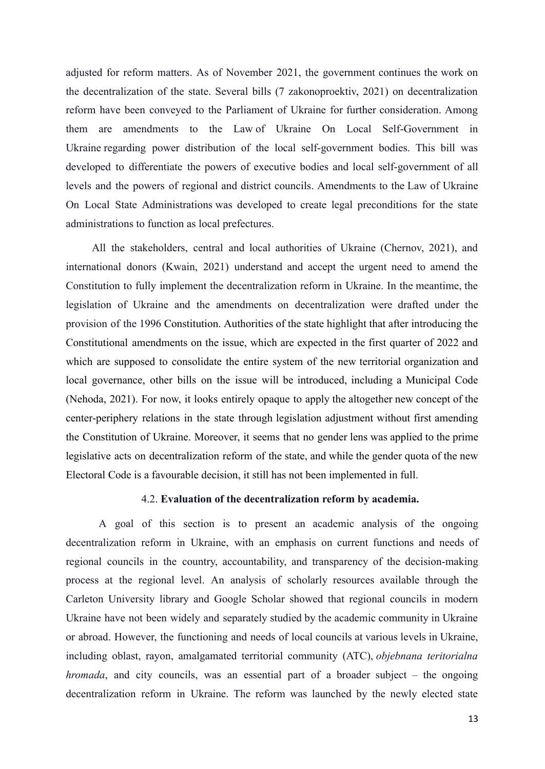adjusted for reform matters. As of November 2021, the government continues the work on the decentralization of the state. Several bills (7 zakonoproektiv, 2021) on decentralization reform have been conveyed to the Parliament of Ukraine for further consideration. Among them are amendments to the Law of Ukraine On Local Self-Government in Ukraine regarding power distribution of the local self-government bodies. This bill was developed to differentiate the powers of executive bodies and local self-government of all levels and the powers of regional and district councils. Amendments to the Law of Ukraine On Local State Administrations was developed to create legal preconditions for the state administrations to function as local prefectures.

All the stakeholders, central and local authorities of Ukraine (Chernov, 2021), and international donors (Kwain, 2021) understand and accept the urgent need to amend the Constitution to fully implement the decentralization reform in Ukraine. In the meantime, the legislation of Ukraine and the amendments on decentralization were drafted under the provision of the 1996 Constitution. Authorities of the state highlight that after introducing the Constitutional amendments on the issue, which are expected in the first quarter of 2022 and which are supposed to consolidate the entire system of the new territorial organization and local governance, other bills on the issue will be introduced, including a Municipal Code (Nehoda, 2021). For now, it looks entirely opaque to apply the altogether new concept of the center-periphery relations in the state through legislation adjustment without first amending the Constitution of Ukraine. Moreover, it seems that no gender lens was applied to the prime legislative acts on decentralization reform of the state, and while the gender quota of the new Electoral Code is a favourable decision, it still has not been implemented in full.

### 4.2. **Evaluation of the decentralization reform by academia.**

A goal of this section is to present an academic analysis of the ongoing decentralization reform in Ukraine, with an emphasis on current functions and needs of regional councils in the country, accountability, and transparency of the decision-making process at the regional level. An analysis of scholarly resources available through the Carleton University library and Google Scholar showed that regional councils in modern Ukraine have not been widely and separately studied by the academic community in Ukraine or abroad. However, the functioning and needs of local councils at various levels in Ukraine, including oblast, rayon, amalgamated territorial community (ATC), *objebnana teritorialna hromada*, and city councils, was an essential part of a broader subject – the ongoing decentralization reform in Ukraine. The reform was launched by the newly elected state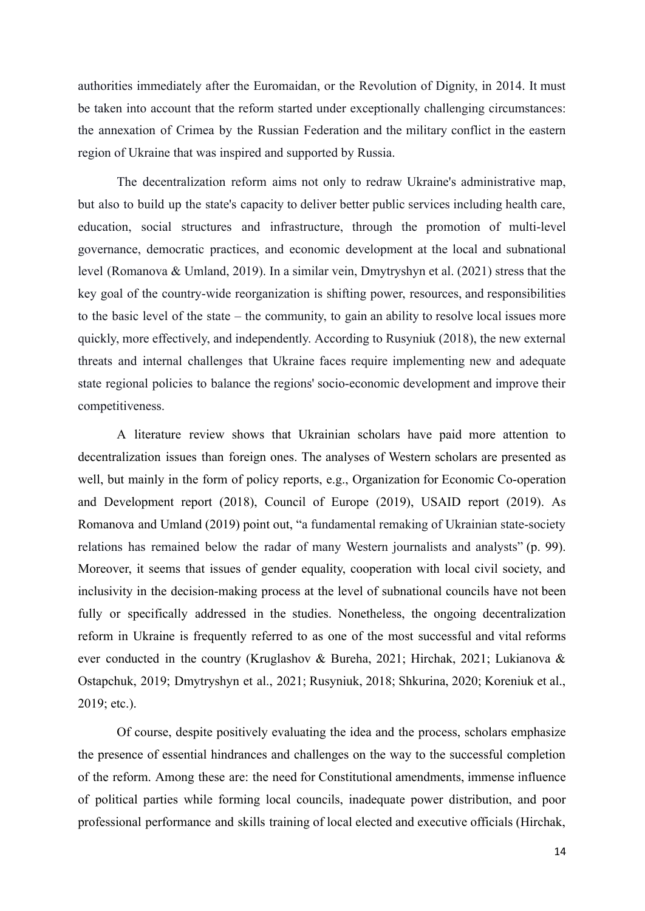authorities immediately after the Euromaidan, or the Revolution of Dignity, in 2014. It must be taken into account that the reform started under exceptionally challenging circumstances: the annexation of Crimea by the Russian Federation and the military conflict in the eastern region of Ukraine that was inspired and supported by Russia.

The decentralization reform aims not only to redraw Ukraine's administrative map, but also to build up the state's capacity to deliver better public services including health care, education, social structures and infrastructure, through the promotion of multi-level governance, democratic practices, and economic development at the local and subnational level (Romanova & Umland, 2019). In a similar vein, Dmytryshyn et al. (2021) stress that the key goal of the country-wide reorganization is shifting power, resources, and responsibilities to the basic level of the state – the community, to gain an ability to resolve local issues more quickly, more effectively, and independently. According to Rusyniuk (2018), the new external threats and internal challenges that Ukraine faces require implementing new and adequate state regional policies to balance the regions' socio-economic development and improve their competitiveness.

A literature review shows that Ukrainian scholars have paid more attention to decentralization issues than foreign ones. The analyses of Western scholars are presented as well, but mainly in the form of policy reports, e.g., Organization for Economic Co-operation and Development report (2018), Council of Europe (2019), USAID report (2019). As Romanova and Umland (2019) point out, "a fundamental remaking of Ukrainian state-society relations has remained below the radar of many Western journalists and analysts" (p. 99). Moreover, it seems that issues of gender equality, cooperation with local civil society, and inclusivity in the decision-making process at the level of subnational councils have not been fully or specifically addressed in the studies. Nonetheless, the ongoing decentralization reform in Ukraine is frequently referred to as one of the most successful and vital reforms ever conducted in the country (Kruglashov & Bureha, 2021; Hirchak, 2021; Lukianova & Ostapchuk, 2019; Dmytryshyn et al., 2021; Rusyniuk, 2018; Shkurina, 2020; Koreniuk et al., 2019; etc.).

Of course, despite positively evaluating the idea and the process, scholars emphasize the presence of essential hindrances and challenges on the way to the successful completion of the reform. Among these are: the need for Constitutional amendments, immense influence of political parties while forming local councils, inadequate power distribution, and poor professional performance and skills training of local elected and executive officials (Hirchak,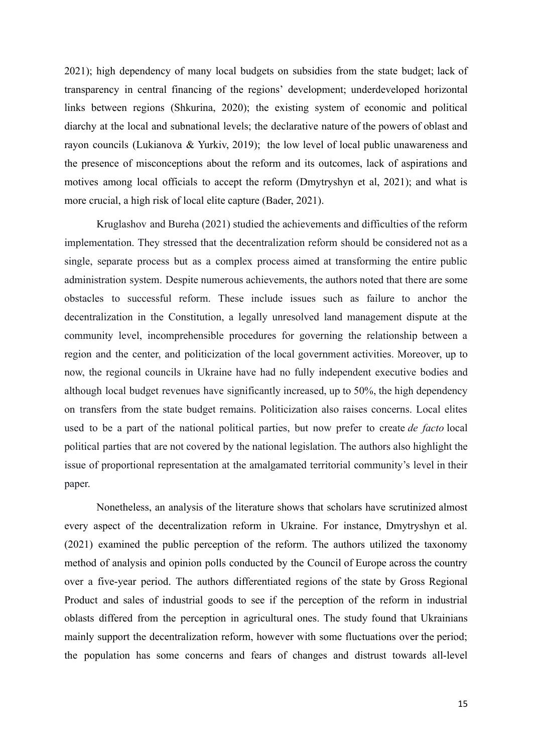2021); high dependency of many local budgets on subsidies from the state budget; lack of transparency in central financing of the regions' development; underdeveloped horizontal links between regions (Shkurina, 2020); the existing system of economic and political diarchy at the local and subnational levels; the declarative nature of the powers of oblast and rayon councils (Lukianova & Yurkiv, 2019);  the low level of local public unawareness and the presence of misconceptions about the reform and its outcomes, lack of aspirations and motives among local officials to accept the reform (Dmytryshyn et al, 2021); and what is more crucial, a high risk of local elite capture (Bader, 2021).

Kruglashov and Bureha (2021) studied the achievements and difficulties of the reform implementation. They stressed that the decentralization reform should be considered not as a single, separate process but as a complex process aimed at transforming the entire public administration system. Despite numerous achievements, the authors noted that there are some obstacles to successful reform. These include issues such as failure to anchor the decentralization in the Constitution, a legally unresolved land management dispute at the community level, incomprehensible procedures for governing the relationship between a region and the center, and politicization of the local government activities. Moreover, up to now, the regional councils in Ukraine have had no fully independent executive bodies and although local budget revenues have significantly increased, up to 50%, the high dependency on transfers from the state budget remains. Politicization also raises concerns. Local elites used to be a part of the national political parties, but now prefer to create *de facto* local political parties that are not covered by the national legislation. The authors also highlight the issue of proportional representation at the amalgamated territorial community's level in their paper.

Nonetheless, an analysis of the literature shows that scholars have scrutinized almost every aspect of the decentralization reform in Ukraine. For instance, Dmytryshyn et al. (2021) examined the public perception of the reform. The authors utilized the taxonomy method of analysis and opinion polls conducted by the Council of Europe across the country over a five-year period. The authors differentiated regions of the state by Gross Regional Product and sales of industrial goods to see if the perception of the reform in industrial oblasts differed from the perception in agricultural ones. The study found that Ukrainians mainly support the decentralization reform, however with some fluctuations over the period; the population has some concerns and fears of changes and distrust towards all-level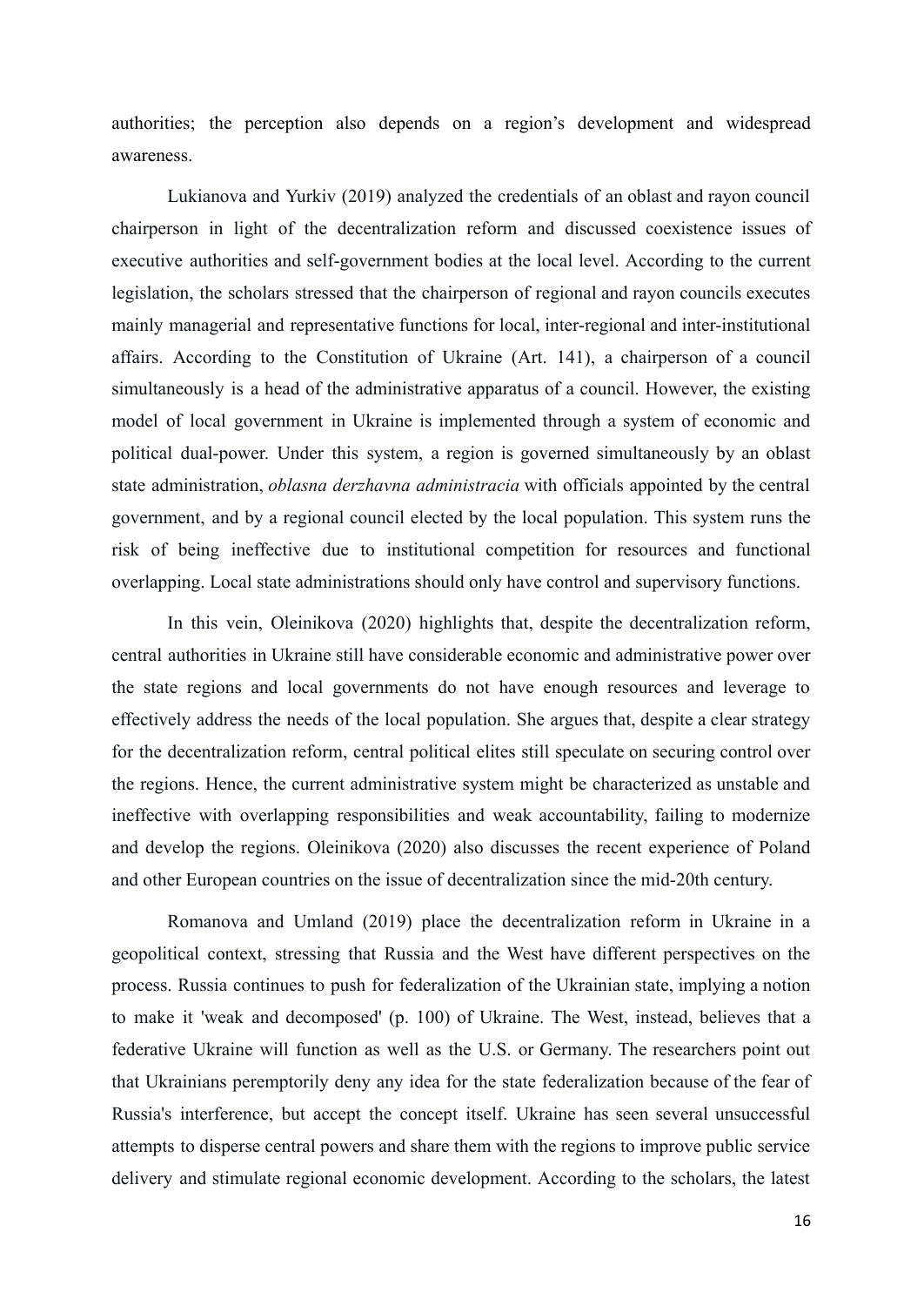authorities; the perception also depends on a region's development and widespread awareness.

Lukianova and Yurkiv (2019) analyzed the credentials of an oblast and rayon council chairperson in light of the decentralization reform and discussed coexistence issues of executive authorities and self-government bodies at the local level. According to the current legislation, the scholars stressed that the chairperson of regional and rayon councils executes mainly managerial and representative functions for local, inter-regional and inter-institutional affairs. According to the Constitution of Ukraine (Art. 141), a chairperson of a council simultaneously is a head of the administrative apparatus of a council. However, the existing model of local government in Ukraine is implemented through a system of economic and political dual-power. Under this system, a region is governed simultaneously by an oblast state administration, *oblasna derzhavna administracia* with officials appointed by the central government, and by a regional council elected by the local population. This system runs the risk of being ineffective due to institutional competition for resources and functional overlapping. Local state administrations should only have control and supervisory functions.

In this vein, Oleinikova (2020) highlights that, despite the decentralization reform, central authorities in Ukraine still have considerable economic and administrative power over the state regions and local governments do not have enough resources and leverage to effectively address the needs of the local population. She argues that, despite a clear strategy for the decentralization reform, central political elites still speculate on securing control over the regions. Hence, the current administrative system might be characterized as unstable and ineffective with overlapping responsibilities and weak accountability, failing to modernize and develop the regions. Oleinikova (2020) also discusses the recent experience of Poland and other European countries on the issue of decentralization since the mid-20th century.

Romanova and Umland (2019) place the decentralization reform in Ukraine in a geopolitical context, stressing that Russia and the West have different perspectives on the process. Russia continues to push for federalization of the Ukrainian state, implying a notion to make it 'weak and decomposed' (p. 100) of Ukraine. The West, instead, believes that a federative Ukraine will function as well as the U.S. or Germany. The researchers point out that Ukrainians peremptorily deny any idea for the state federalization because of the fear of Russia's interference, but accept the concept itself. Ukraine has seen several unsuccessful attempts to disperse central powers and share them with the regions to improve public service delivery and stimulate regional economic development. According to the scholars, the latest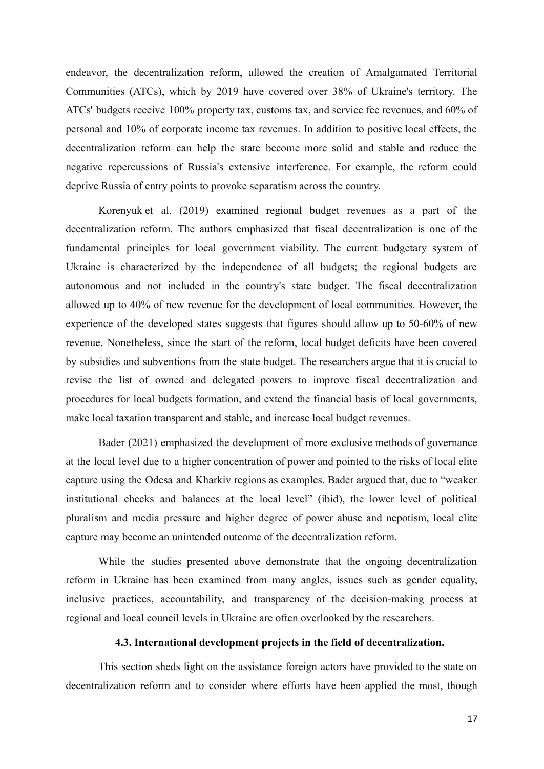endeavor, the decentralization reform, allowed the creation of Amalgamated Territorial Communities (ATCs), which by 2019 have covered over 38% of Ukraine's territory. The ATCs' budgets receive 100% property tax, customs tax, and service fee revenues, and 60% of personal and 10% of corporate income tax revenues. In addition to positive local effects, the decentralization reform can help the state become more solid and stable and reduce the negative repercussions of Russia's extensive interference. For example, the reform could deprive Russia of entry points to provoke separatism across the country.

Korenyuk et al. (2019) examined regional budget revenues as a part of the decentralization reform. The authors emphasized that fiscal decentralization is one of the fundamental principles for local government viability. The current budgetary system of Ukraine is characterized by the independence of all budgets; the regional budgets are autonomous and not included in the country's state budget. The fiscal decentralization allowed up to 40% of new revenue for the development of local communities. However, the experience of the developed states suggests that figures should allow up to 50-60% of new revenue. Nonetheless, since the start of the reform, local budget deficits have been covered by subsidies and subventions from the state budget. The researchers argue that it is crucial to revise the list of owned and delegated powers to improve fiscal decentralization and procedures for local budgets formation, and extend the financial basis of local governments, make local taxation transparent and stable, and increase local budget revenues.

Bader (2021) emphasized the development of more exclusive methods of governance at the local level due to a higher concentration of power and pointed to the risks of local elite capture using the Odesa and Kharkiv regions as examples. Bader argued that, due to "weaker institutional checks and balances at the local level" (ibid), the lower level of political pluralism and media pressure and higher degree of power abuse and nepotism, local elite capture may become an unintended outcome of the decentralization reform.

While the studies presented above demonstrate that the ongoing decentralization reform in Ukraine has been examined from many angles, issues such as gender equality, inclusive practices, accountability, and transparency of the decision-making process at regional and local council levels in Ukraine are often overlooked by the researchers.

### 4.3. International development projects in the field of decentralization.

This section sheds light on the assistance foreign actors have provided to the state on decentralization reform and to consider where efforts have been applied the most, though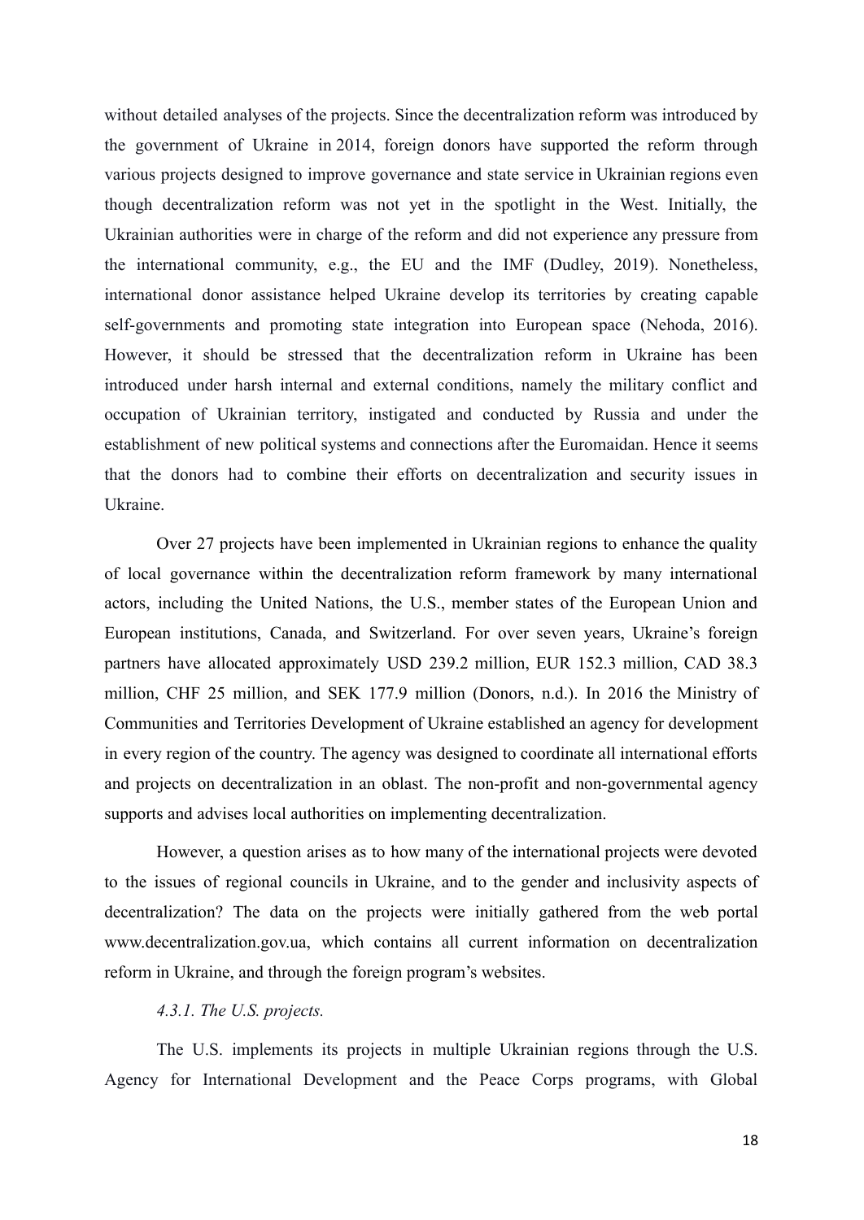without detailed analyses of the projects. Since the decentralization reform was introduced by the government of Ukraine in 2014, foreign donors have supported the reform through various projects designed to improve governance and state service in Ukrainian regions even though decentralization reform was not yet in the spotlight in the West. Initially, the Ukrainian authorities were in charge of the reform and did not experience any pressure from the international community, e.g., the EU and the IMF (Dudley, 2019). Nonetheless, international donor assistance helped Ukraine develop its territories by creating capable self-governments and promoting state integration into European space (Nehoda, 2016). However, it should be stressed that the decentralization reform in Ukraine has been introduced under harsh internal and external conditions, namely the military conflict and occupation of Ukrainian territory, instigated and conducted by Russia and under the establishment of new political systems and connections after the Euromaidan. Hence it seems that the donors had to combine their efforts on decentralization and security issues in Ukraine.

Over 27 projects have been implemented in Ukrainian regions to enhance the quality of local governance within the decentralization reform framework by many international actors, including the United Nations, the U.S., member states of the European Union and European institutions, Canada, and Switzerland. For over seven years, Ukraine's foreign partners have allocated approximately USD 239.2 million, EUR 152.3 million, CAD 38.3 million, CHF 25 million, and SEK 177.9 million (Donors, n.d.). In 2016 the Ministry of Communities and Territories Development of Ukraine established an agency for development in every region of the country. The agency was designed to coordinate all international efforts and projects on decentralization in an oblast. The non-profit and non-governmental agency supports and advises local authorities on implementing decentralization.

However, a question arises as to how many of the international projects were devoted to the issues of regional councils in Ukraine, and to the gender and inclusivity aspects of decentralization? The data on the projects were initially gathered from the web portal www.decentralization.gov.ua, which contains all current information on decentralization reform in Ukraine, and through the foreign program's websites.

#### *4.3.1. The U.S. projects.*

The U.S. implements its projects in multiple Ukrainian regions through the U.S. Agency for International Development and the Peace Corps programs, with Global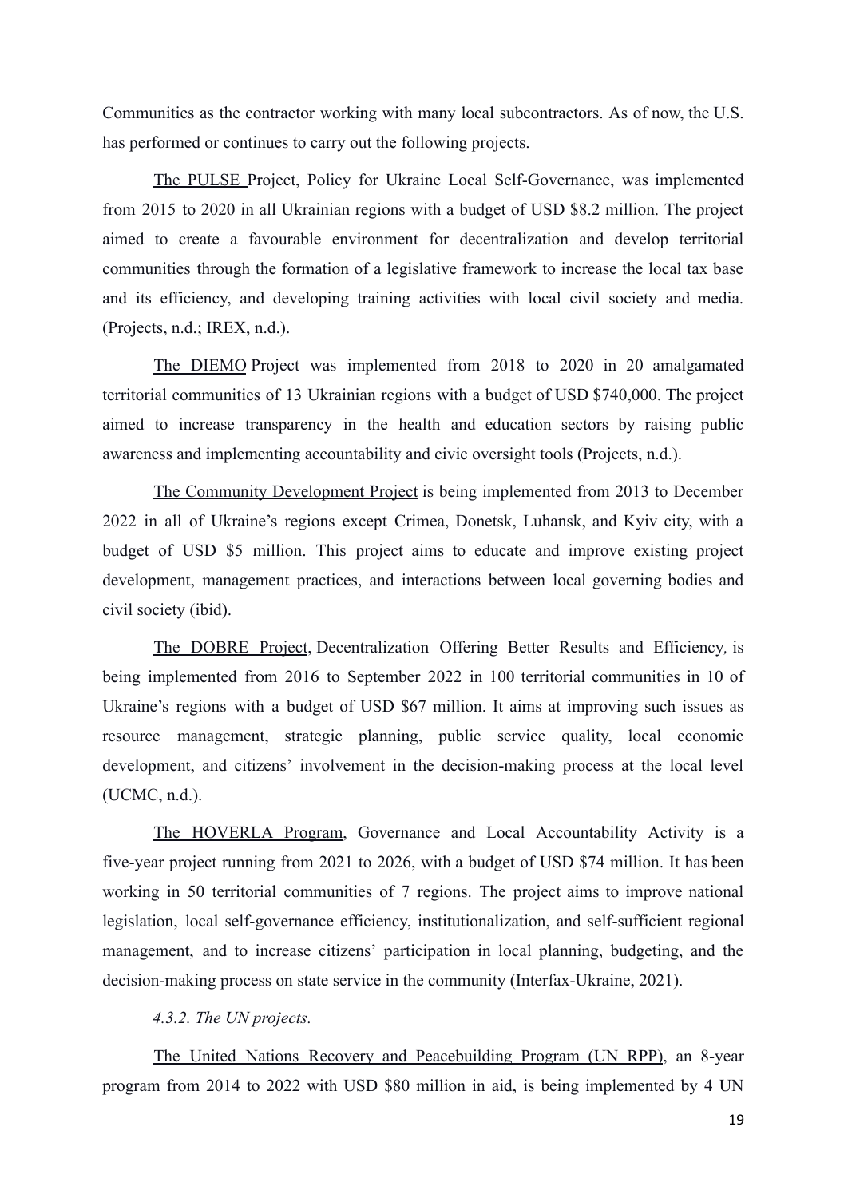Communities as the contractor working with many local subcontractors. As of now, the U.S. has performed or continues to carry out the following projects.

The PULSE Project, Policy for Ukraine Local Self-Governance, was implemented from 2015 to 2020 in all Ukrainian regions with a budget of USD $8.2 million. The project aimed to create a favourable environment for decentralization and develop territorial communities through the formation of a legislative framework to increase the local tax base and its efficiency, and developing training activities with local civil society and media. (Projects, n.d.; IREX, n.d.).

The DIEMO Project was implemented from 2018 to 2020 in 20 amalgamated territorial communities of 13 Ukrainian regions with a budget of USD $740,000. The project aimed to increase transparency in the health and education sectors by raising public awareness and implementing accountability and civic oversight tools (Projects, n.d.).

The Community Development Project is being implemented from 2013 to December 2022 in all of Ukraine's regions except Crimea, Donetsk, Luhansk, and Kyiv city, with a budget of USD $5 million. This project aims to educate and improve existing project development, management practices, and interactions between local governing bodies and civil society (ibid).

The DOBRE Project, Decentralization Offering Better Results and Efficiency*,* is being implemented from 2016 to September 2022 in 100 territorial communities in 10 of Ukraine's regions with a budget of USD $67 million. It aims at improving such issues as resource management, strategic planning, public service quality, local economic development, and citizens' involvement in the decision-making process at the local level (UCMC, n.d.).

The HOVERLA Program, Governance and Local Accountability Activity is a five-year project running from 2021 to 2026, with a budget of USD $74 million. It has been working in 50 territorial communities of 7 regions. The project aims to improve national legislation, local self-governance efficiency, institutionalization, and self-sufficient regional management, and to increase citizens' participation in local planning, budgeting, and the decision-making process on state service in the community (Interfax-Ukraine, 2021).

*4.3.2. The UN projects.*

The United Nations Recovery and Peacebuilding Program (UN RPP), an 8-year program from 2014 to 2022 with USD $80 million in aid, is being implemented by 4 UN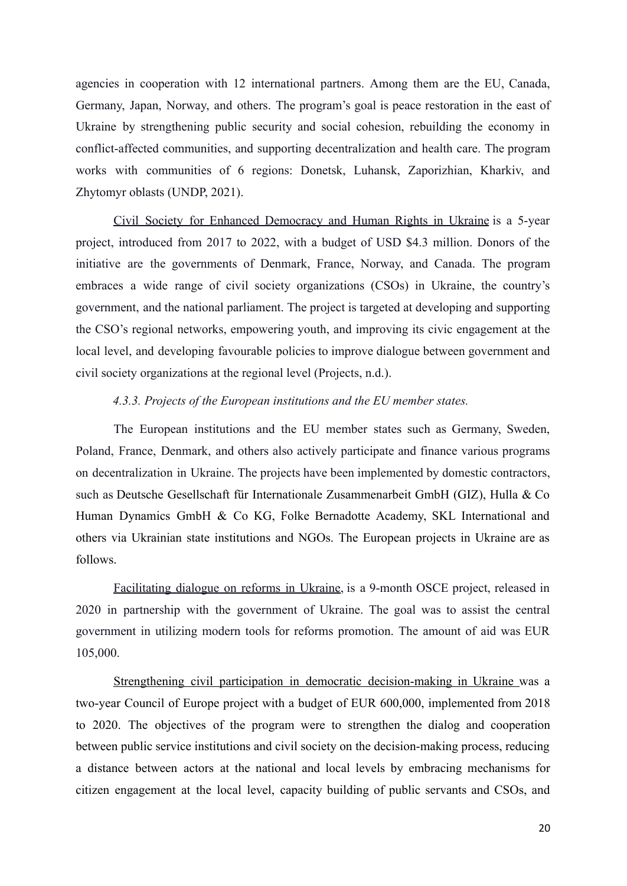agencies in cooperation with 12 international partners. Among them are the EU, Canada, Germany, Japan, Norway, and others. The program's goal is peace restoration in the east of Ukraine by strengthening public security and social cohesion, rebuilding the economy in conflict-affected communities, and supporting decentralization and health care. The program works with communities of 6 regions: Donetsk, Luhansk, Zaporizhian, Kharkiv, and Zhytomyr oblasts (UNDP, 2021).

Civil Society for Enhanced Democracy and Human Rights in Ukraine is a 5-year project, introduced from 2017 to 2022, with a budget of USD $4.3 million. Donors of the initiative are the governments of Denmark, France, Norway, and Canada. The program embraces a wide range of civil society organizations (CSOs) in Ukraine, the country's government, and the national parliament. The project is targeted at developing and supporting the CSO's regional networks, empowering youth, and improving its civic engagement at the local level, and developing favourable policies to improve dialogue between government and civil society organizations at the regional level (Projects, n.d.).

#### *4.3.3. Projects of the European institutions and the EU member states.*

The European institutions and the EU member states such as Germany, Sweden, Poland, France, Denmark, and others also actively participate and finance various programs on decentralization in Ukraine. The projects have been implemented by domestic contractors, such as Deutsche Gesellschaft für Internationale Zusammenarbeit GmbH (GIZ), Hulla & Co Human Dynamics GmbH & Co KG, Folke Bernadotte Academy, SKL International and others via Ukrainian state institutions and NGOs. The European projects in Ukraine are as follows.

Facilitating dialogue on reforms in Ukraine, is a 9-month OSCE project, released in 2020 in partnership with the government of Ukraine. The goal was to assist the central government in utilizing modern tools for reforms promotion. The amount of aid was EUR 105,000.

Strengthening civil participation in democratic decision-making in Ukraine was a two-year Council of Europe project with a budget of EUR 600,000, implemented from 2018 to 2020. The objectives of the program were to strengthen the dialog and cooperation between public service institutions and civil society on the decision-making process, reducing a distance between actors at the national and local levels by embracing mechanisms for citizen engagement at the local level, capacity building of public servants and CSOs, and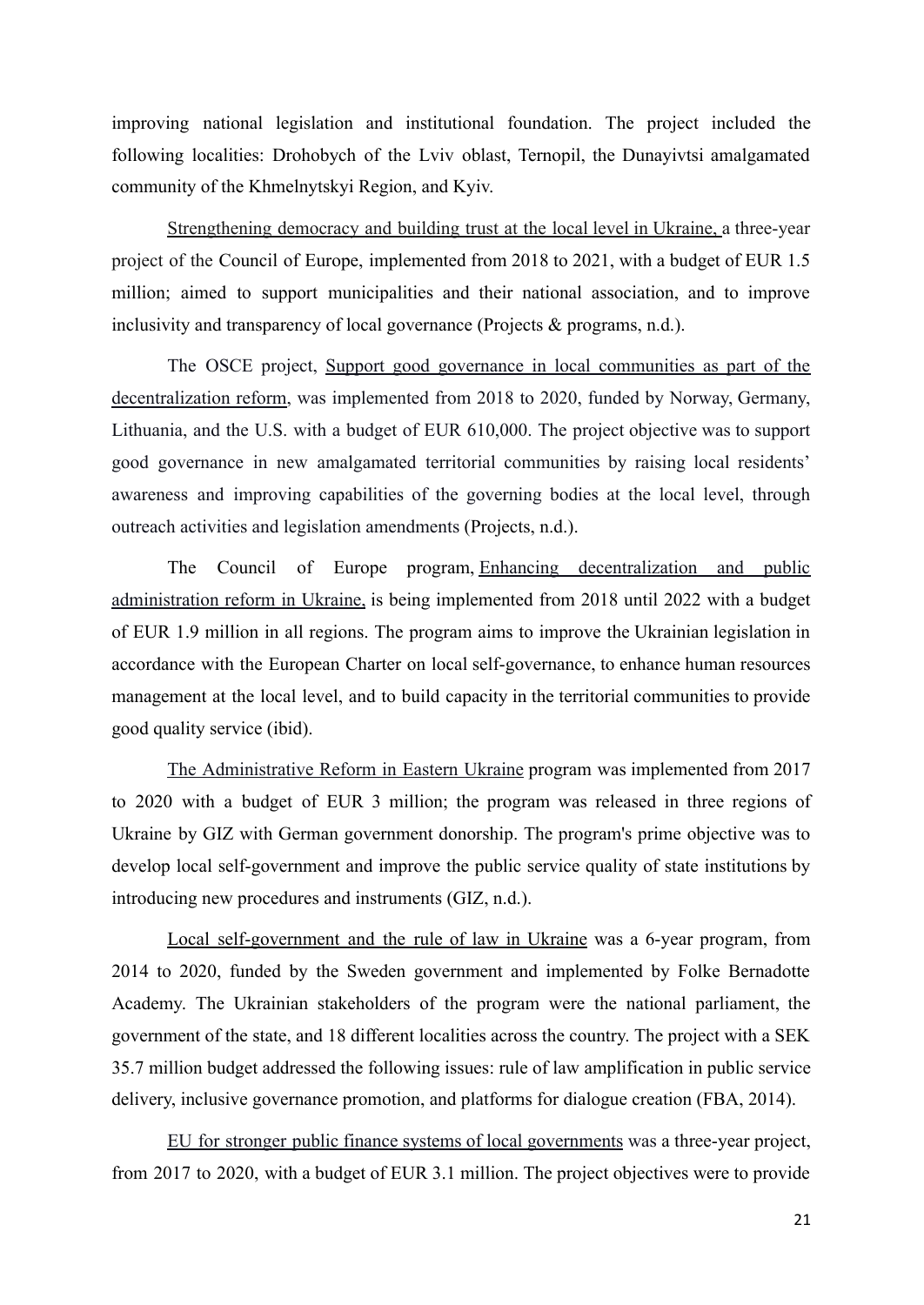improving national legislation and institutional foundation. The project included the following localities: Drohobych of the Lviv oblast, Ternopil, the Dunayivtsi amalgamated community of the Khmelnytskyi Region, and Kyiv.

Strengthening democracy and building trust at the local level in Ukraine, a three-year project of the Council of Europe, implemented from 2018 to 2021, with a budget of EUR 1.5 million; aimed to support municipalities and their national association, and to improve inclusivity and transparency of local governance (Projects & programs, n.d.).

The OSCE project, Support good governance in local communities as part of the decentralization reform, was implemented from 2018 to 2020, funded by Norway, Germany, Lithuania, and the U.S. with a budget of EUR 610,000. The project objective was to support good governance in new amalgamated territorial communities by raising local residents' awareness and improving capabilities of the governing bodies at the local level, through outreach activities and legislation amendments (Projects, n.d.).

The Council of Europe program, Enhancing decentralization and public administration reform in Ukraine, is being implemented from 2018 until 2022 with a budget of EUR 1.9 million in all regions. The program aims to improve the Ukrainian legislation in accordance with the European Charter on local self-governance, to enhance human resources management at the local level, and to build capacity in the territorial communities to provide good quality service (ibid).

The Administrative Reform in Eastern Ukraine program was implemented from 2017 to 2020 with a budget of EUR 3 million; the program was released in three regions of Ukraine by GIZ with German government donorship. The program's prime objective was to develop local self-government and improve the public service quality of state institutions by introducing new procedures and instruments (GIZ, n.d.).

Local self-government and the rule of law in Ukraine was a 6-year program, from 2014 to 2020, funded by the Sweden government and implemented by Folke Bernadotte Academy. The Ukrainian stakeholders of the program were the national parliament, the government of the state, and 18 different localities across the country. The project with a SEK 35.7 million budget addressed the following issues: rule of law amplification in public service delivery, inclusive governance promotion, and platforms for dialogue creation (FBA, 2014).

EU for stronger public finance systems of local governments was a three-year project, from 2017 to 2020, with a budget of EUR 3.1 million. The project objectives were to provide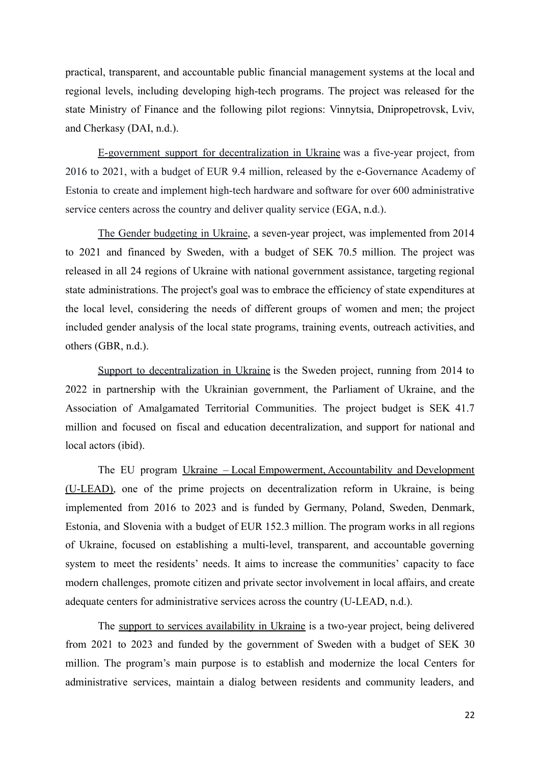practical, transparent, and accountable public financial management systems at the local and regional levels, including developing high-tech programs. The project was released for the state Ministry of Finance and the following pilot regions: Vinnytsia, Dnipropetrovsk, Lviv, and Cherkasy (DAI, n.d.).

E-government support for decentralization in Ukraine was a five-year project, from 2016 to 2021, with a budget of EUR 9.4 million, released by the e-Governance Academy of Estonia to create and implement high-tech hardware and software for over 600 administrative service centers across the country and deliver quality service (EGA, n.d.).

The Gender budgeting in Ukraine, a seven-year project, was implemented from 2014 to 2021 and financed by Sweden, with a budget of SEK 70.5 million. The project was released in all 24 regions of Ukraine with national government assistance, targeting regional state administrations. The project's goal was to embrace the efficiency of state expenditures at the local level, considering the needs of different groups of women and men; the project included gender analysis of the local state programs, training events, outreach activities, and others (GBR, n.d.).

Support to decentralization in Ukraine is the Sweden project, running from 2014 to 2022 in partnership with the Ukrainian government, the Parliament of Ukraine, and the Association of Amalgamated Territorial Communities. The project budget is SEK 41.7 million and focused on fiscal and education decentralization, and support for national and local actors (ibid).

The EU program Ukraine – Local Empowerment, Accountability and Development (U-LEAD), one of the prime projects on decentralization reform in Ukraine, is being implemented from 2016 to 2023 and is funded by Germany, Poland, Sweden, Denmark, Estonia, and Slovenia with a budget of EUR 152.3 million. The program works in all regions of Ukraine, focused on establishing a multi-level, transparent, and accountable governing system to meet the residents' needs. It aims to increase the communities' capacity to face modern challenges, promote citizen and private sector involvement in local affairs, and create adequate centers for administrative services across the country (U-LEAD, n.d.).

The support to services availability in Ukraine is a two-year project, being delivered from 2021 to 2023 and funded by the government of Sweden with a budget of SEK 30 million. The program's main purpose is to establish and modernize the local Centers for administrative services, maintain a dialog between residents and community leaders, and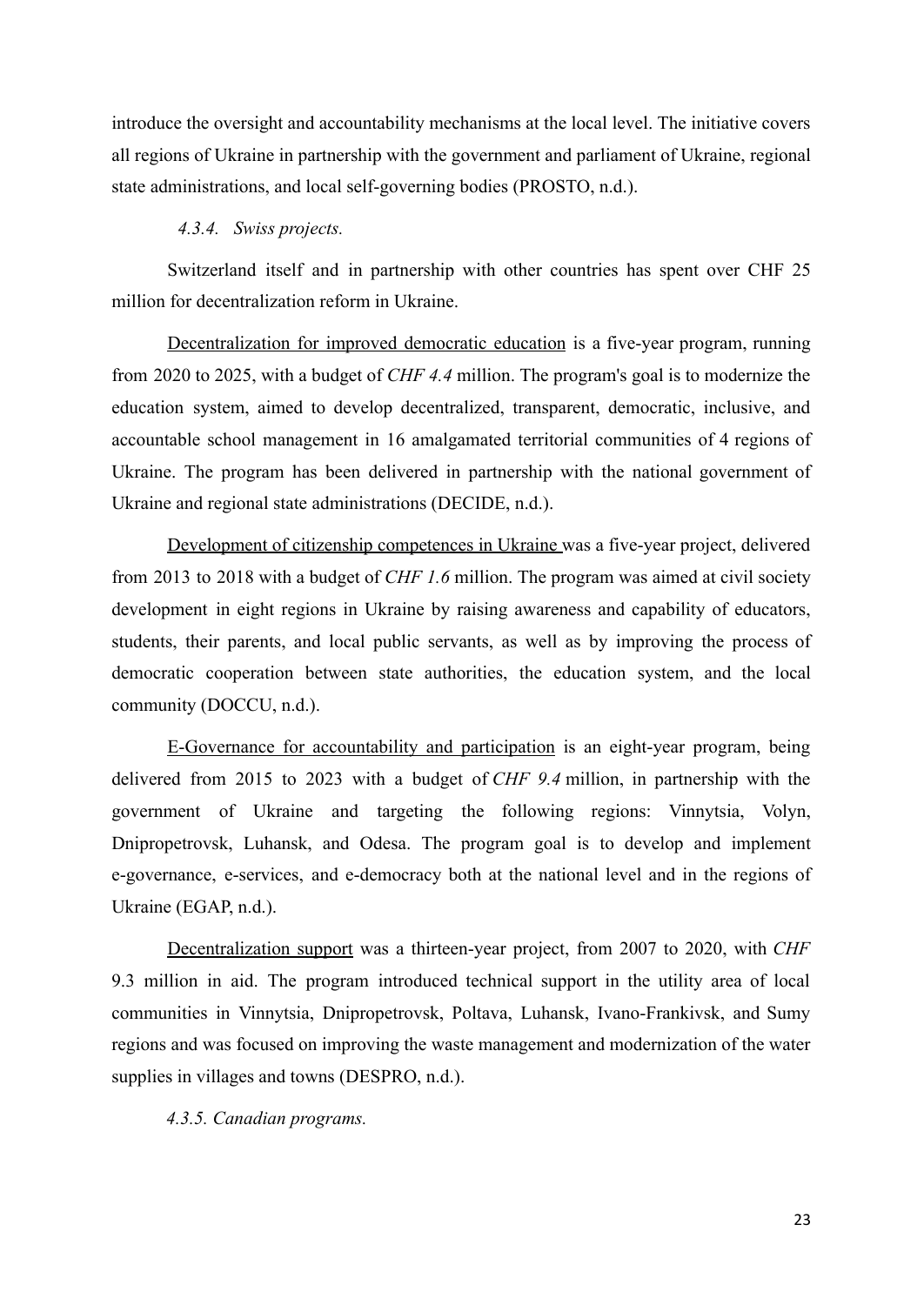introduce the oversight and accountability mechanisms at the local level. The initiative covers all regions of Ukraine in partnership with the government and parliament of Ukraine, regional state administrations, and local self-governing bodies (PROSTO, n.d.).

#### *4.3.4. Swiss projects.*

Switzerland itself and in partnership with other countries has spent over CHF 25 million for decentralization reform in Ukraine.

Decentralization for improved democratic education is a five-year program, running from 2020 to 2025, with a budget of *CHF 4.4* million. The program's goal is to modernize the education system, aimed to develop decentralized, transparent, democratic, inclusive, and accountable school management in 16 amalgamated territorial communities of 4 regions of Ukraine. The program has been delivered in partnership with the national government of Ukraine and regional state administrations (DECIDE, n.d.).

Development of citizenship competences in Ukraine was a five-year project, delivered from 2013 to 2018 with a budget of *CHF 1.6* million. The program was aimed at civil society development in eight regions in Ukraine by raising awareness and capability of educators, students, their parents, and local public servants, as well as by improving the process of democratic cooperation between state authorities, the education system, and the local community (DOCCU, n.d.).

E-Governance for accountability and participation is an eight-year program, being delivered from 2015 to 2023 with a budget of *CHF 9.4* million, in partnership with the government of Ukraine and targeting the following regions: Vinnytsia, Volyn, Dnipropetrovsk, Luhansk, and Odesa. The program goal is to develop and implement e-governance, e-services, and e-democracy both at the national level and in the regions of Ukraine (EGAP, n.d.).

Decentralization support was a thirteen-year project, from 2007 to 2020, with *CHF* 9.3 million in aid. The program introduced technical support in the utility area of local communities in Vinnytsia, Dnipropetrovsk, Poltava, Luhansk, Ivano-Frankivsk, and Sumy regions and was focused on improving the waste management and modernization of the water supplies in villages and towns (DESPRO, n.d.).

#### *4.3.5. Canadian programs.*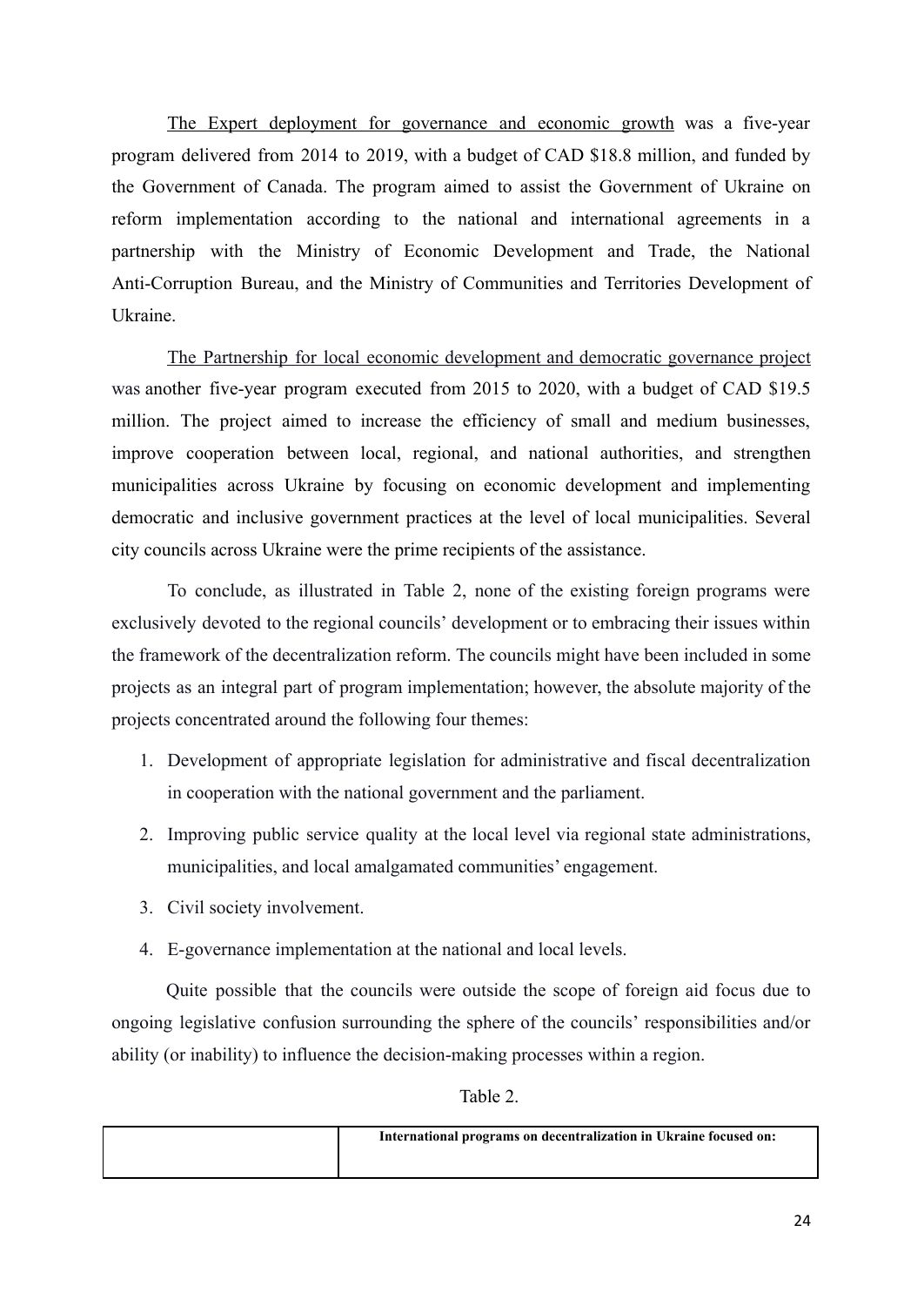The Expert deployment for governance and economic growth was a five-year program delivered from 2014 to 2019, with a budget of CAD $18.8 million, and funded by the Government of Canada. The program aimed to assist the Government of Ukraine on reform implementation according to the national and international agreements in a partnership with the Ministry of Economic Development and Trade, the National Anti-Corruption Bureau, and the Ministry of Communities and Territories Development of Ukraine.

The Partnership for local economic development and democratic governance project was another five-year program executed from 2015 to 2020, with a budget of CAD $19.5 million. The project aimed to increase the efficiency of small and medium businesses, improve cooperation between local, regional, and national authorities, and strengthen municipalities across Ukraine by focusing on economic development and implementing democratic and inclusive government practices at the level of local municipalities. Several city councils across Ukraine were the prime recipients of the assistance.

To conclude, as illustrated in Table 2, none of the existing foreign programs were exclusively devoted to the regional councils' development or to embracing their issues within the framework of the decentralization reform. The councils might have been included in some projects as an integral part of program implementation; however, the absolute majority of the projects concentrated around the following four themes:

1. Development of appropriate legislation for administrative and fiscal decentralization in cooperation with the national government and the parliament.
2. Improving public service quality at the local level via regional state administrations, municipalities, and local amalgamated communities' engagement.
3. Civil society involvement.
4. E-governance implementation at the national and local levels.

Quite possible that the councils were outside the scope of foreign aid focus due to ongoing legislative confusion surrounding the sphere of the councils' responsibilities and/or ability (or inability) to influence the decision-making processes within a region.

Table 2.

| | **International programs on decentralization in Ukraine focused on:** |
|---|---|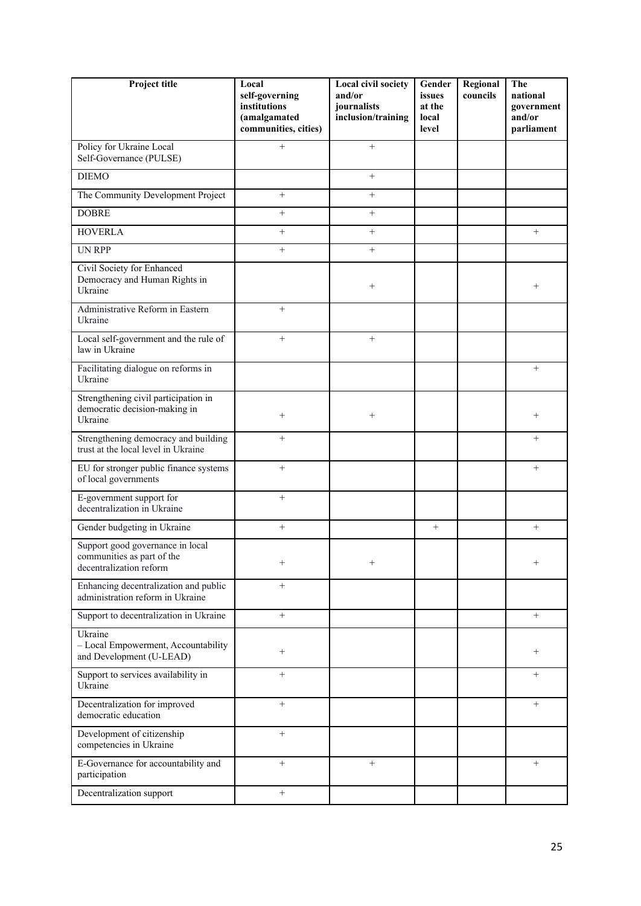| Project title | Local self-governing institutions (amalgamated communities, cities) | Local civil society and/or journalists inclusion/training | Gender issues at the local level | Regional councils | The national government and/or parliament |
|---|---|---|---|---|---|
| Policy for Ukraine Local Self-Governance (PULSE) | + | + | | | |
| DIEMO | | + | | | |
| The Community Development Project | + | + | | | |
| DOBRE | + | + | | | |
| HOVERLA | + | + | | | + |
| UN RPP | + | + | | | |
| Civil Society for Enhanced Democracy and Human Rights in Ukraine | | + | | | + |
| Administrative Reform in Eastern Ukraine | + | | | | |
| Local self-government and the rule of law in Ukraine | + | + | | | |
| Facilitating dialogue on reforms in Ukraine | | | | | + |
| Strengthening civil participation in democratic decision-making in Ukraine | + | + | | | + |
| Strengthening democracy and building trust at the local level in Ukraine | + | | | | + |
| EU for stronger public finance systems of local governments | + | | | | + |
| E-government support for decentralization in Ukraine | + | | | | |
| Gender budgeting in Ukraine | + | | + | | + |
| Support good governance in local communities as part of the decentralization reform | + | + | | | + |
| Enhancing decentralization and public administration reform in Ukraine | + | | | | |
| Support to decentralization in Ukraine | + | | | | + |
| Ukraine – Local Empowerment, Accountability and Development (U-LEAD) | + | | | | + |
| Support to services availability in Ukraine | + | | | | + |
| Decentralization for improved democratic education | + | | | | + |
| Development of citizenship competencies in Ukraine | + | | | | |
| E-Governance for accountability and participation | + | + | | | + |
| Decentralization support | + | | | | |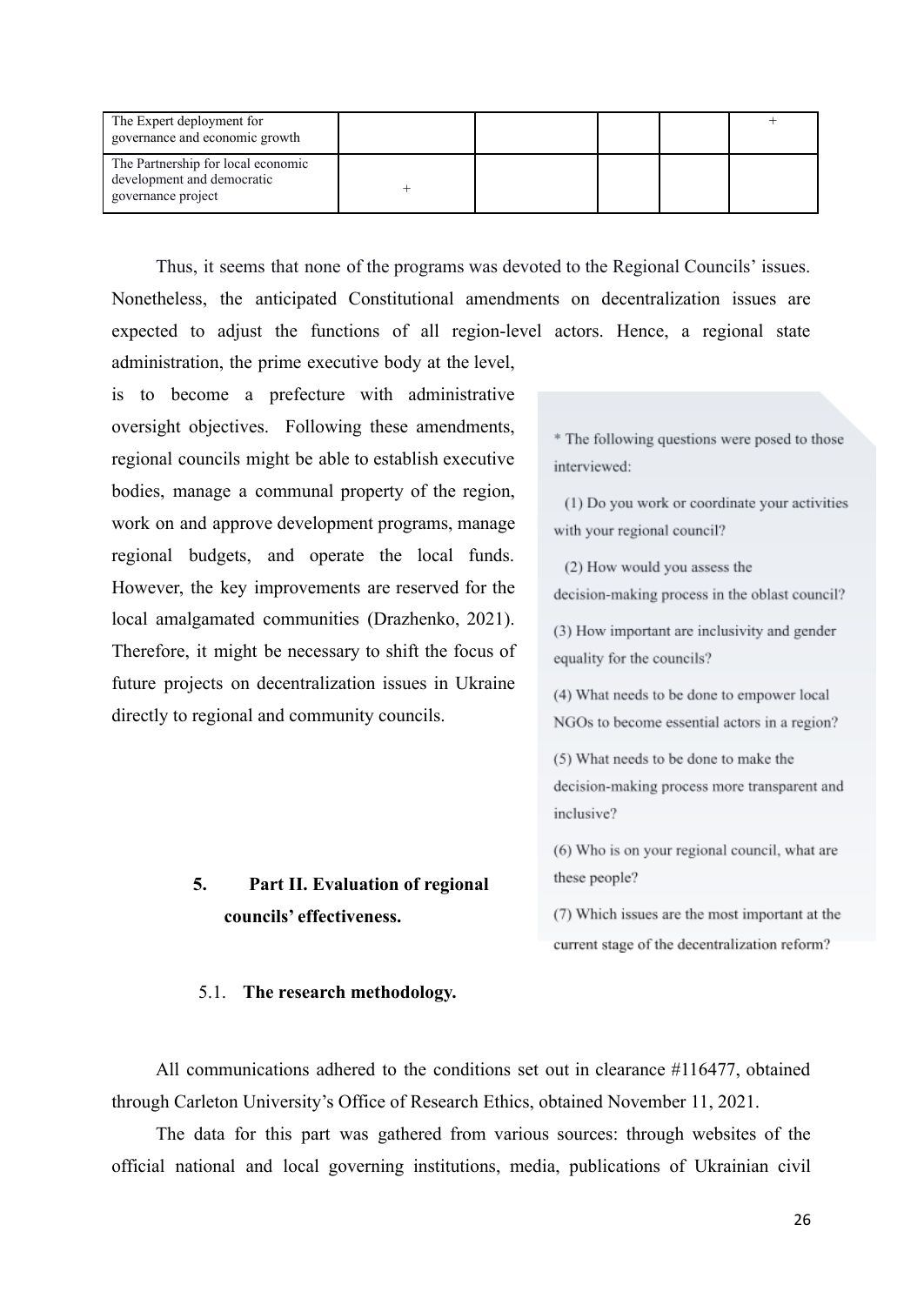| | | | | | |
|---|---|---|---|---|---|
| The Expert deployment for governance and economic growth | | | | | + |
| The Partnership for local economic development and democratic governance project | + | | | | |

Thus, it seems that none of the programs was devoted to the Regional Councils' issues. Nonetheless, the anticipated Constitutional amendments on decentralization issues are expected to adjust the functions of all region-level actors. Hence, a regional state administration, the prime executive body at the level, is to become a prefecture with administrative oversight objectives. Following these amendments, regional councils might be able to establish executive bodies, manage a communal property of the region, work on and approve development programs, manage regional budgets, and operate the local funds. However, the key improvements are reserved for the local amalgamated communities (Drazhenko, 2021). Therefore, it might be necessary to shift the focus of future projects on decentralization issues in Ukraine directly to regional and community councils.

> * The following questions were posed to those interviewed:
>
> (1) Do you work or coordinate your activities with your regional council?
>
> (2) How would you assess the decision-making process in the oblast council?
>
> (3) How important are inclusivity and gender equality for the councils?
>
> (4) What needs to be done to empower local NGOs to become essential actors in a region?
>
> (5) What needs to be done to make the decision-making process more transparent and inclusive?
>
> (6) Who is on your regional council, what are these people?
>
> (7) Which issues are the most important at the current stage of the decentralization reform?

## 5. Part II. Evaluation of regional councils' effectiveness.

### 5.1. The research methodology.

All communications adhered to the conditions set out in clearance #116477, obtained through Carleton University's Office of Research Ethics, obtained November 11, 2021.

The data for this part was gathered from various sources: through websites of the official national and local governing institutions, media, publications of Ukrainian civil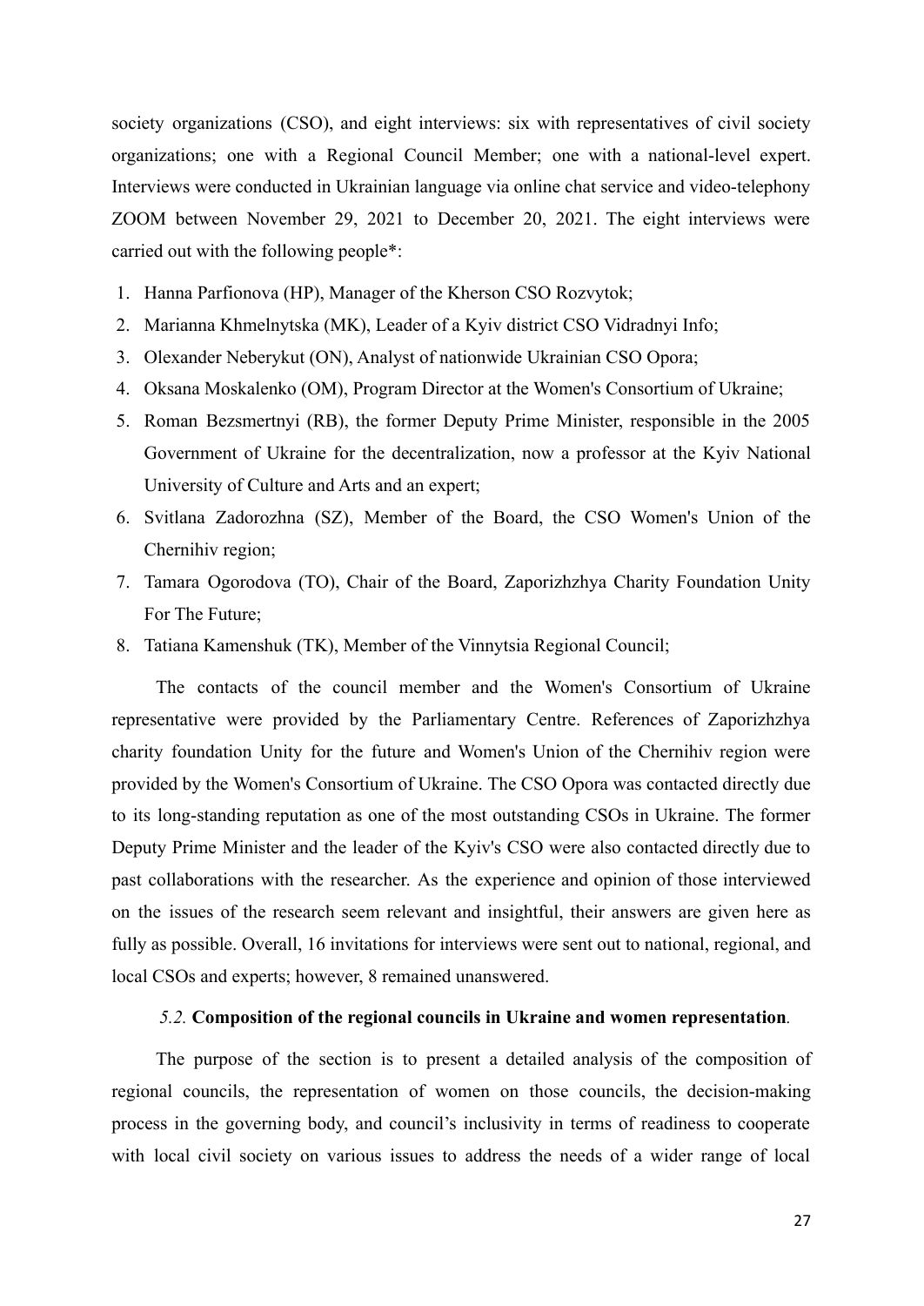society organizations (CSO), and eight interviews: six with representatives of civil society organizations; one with a Regional Council Member; one with a national-level expert. Interviews were conducted in Ukrainian language via online chat service and video-telephony ZOOM between November 29, 2021 to December 20, 2021. The eight interviews were carried out with the following people*:

1. Hanna Parfionova (HP), Manager of the Kherson CSO Rozvytok;
2. Marianna Khmelnytska (MK), Leader of a Kyiv district CSO Vidradnyi Info;
3. Olexander Neberykut (ON), Analyst of nationwide Ukrainian CSO Opora;
4. Oksana Moskalenko (OM), Program Director at the Women's Consortium of Ukraine;
5. Roman Bezsmertnyi (RB), the former Deputy Prime Minister, responsible in the 2005 Government of Ukraine for the decentralization, now a professor at the Kyiv National University of Culture and Arts and an expert;
6. Svitlana Zadorozhna (SZ), Member of the Board, the CSO Women's Union of the Chernihiv region;
7. Tamara Ogorodova (TO), Chair of the Board, Zaporizhzhya Charity Foundation Unity For The Future;
8. Tatiana Kamenshuk (TK), Member of the Vinnytsia Regional Council;

The contacts of the council member and the Women's Consortium of Ukraine representative were provided by the Parliamentary Centre. References of Zaporizhzhya charity foundation Unity for the future and Women's Union of the Chernihiv region were provided by the Women's Consortium of Ukraine. The CSO Opora was contacted directly due to its long-standing reputation as one of the most outstanding CSOs in Ukraine. The former Deputy Prime Minister and the leader of the Kyiv's CSO were also contacted directly due to past collaborations with the researcher. As the experience and opinion of those interviewed on the issues of the research seem relevant and insightful, their answers are given here as fully as possible. Overall, 16 invitations for interviews were sent out to national, regional, and local CSOs and experts; however, 8 remained unanswered.

### *5.2.* **Composition of the regional councils in Ukraine and women representation**.

The purpose of the section is to present a detailed analysis of the composition of regional councils, the representation of women on those councils, the decision-making process in the governing body, and council's inclusivity in terms of readiness to cooperate with local civil society on various issues to address the needs of a wider range of local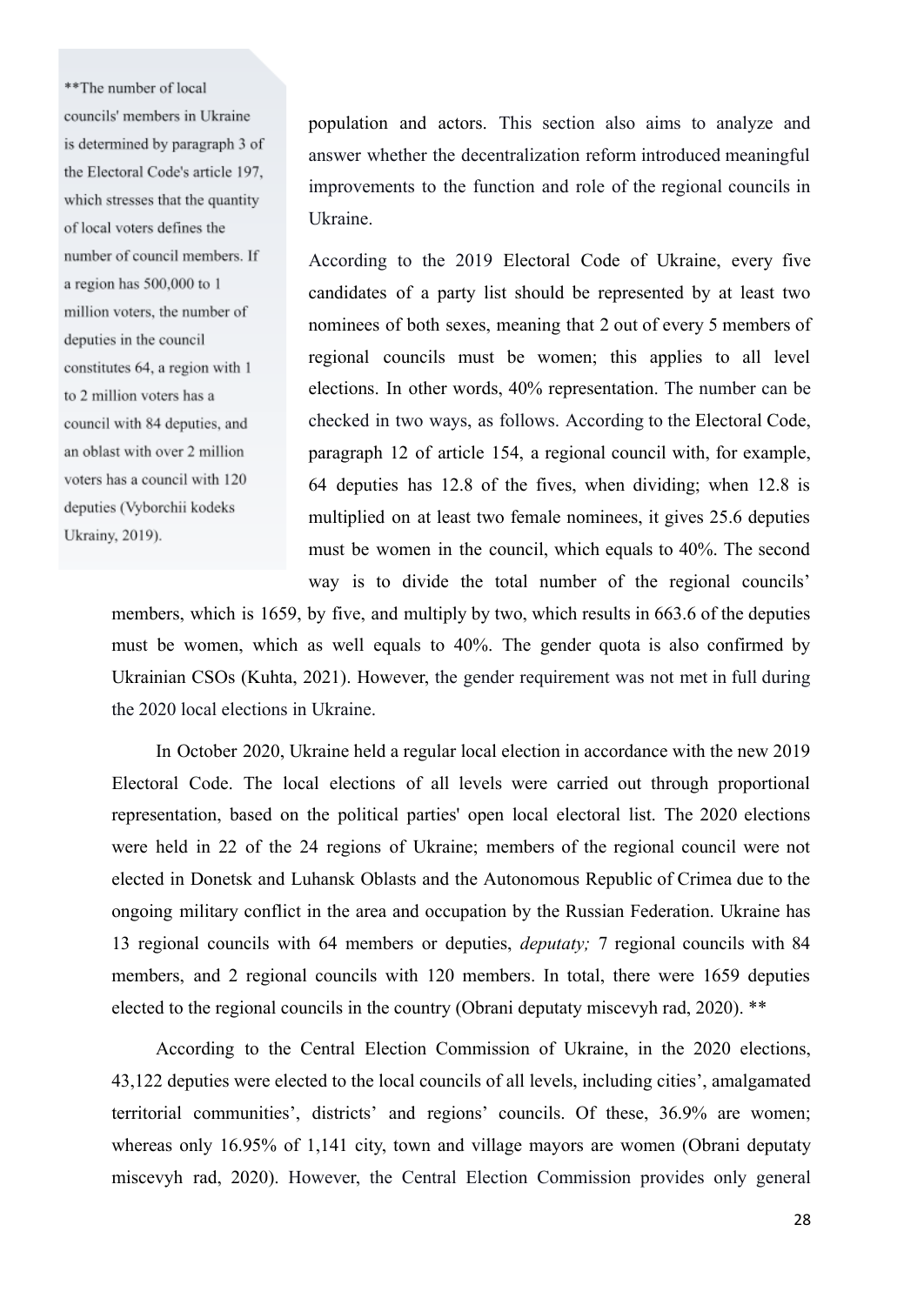population and actors. This section also aims to analyze and answer whether the decentralization reform introduced meaningful improvements to the function and role of the regional councils in Ukraine.

According to the 2019 Electoral Code of Ukraine, every five candidates of a party list should be represented by at least two nominees of both sexes, meaning that 2 out of every 5 members of regional councils must be women; this applies to all level elections. In other words, 40% representation. The number can be checked in two ways, as follows. According to the Electoral Code, paragraph 12 of article 154, a regional council with, for example, 64 deputies has 12.8 of the fives, when dividing; when 12.8 is multiplied on at least two female nominees, it gives 25.6 deputies must be women in the council, which equals to 40%. The second way is to divide the total number of the regional councils' members, which is 1659, by five, and multiply by two, which results in 663.6 of the deputies must be women, which as well equals to 40%. The gender quota is also confirmed by Ukrainian CSOs (Kuhta, 2021). However, the gender requirement was not met in full during the 2020 local elections in Ukraine.

In October 2020, Ukraine held a regular local election in accordance with the new 2019 Electoral Code. The local elections of all levels were carried out through proportional representation, based on the political parties' open local electoral list. The 2020 elections were held in 22 of the 24 regions of Ukraine; members of the regional council were not elected in Donetsk and Luhansk Oblasts and the Autonomous Republic of Crimea due to the ongoing military conflict in the area and occupation by the Russian Federation. Ukraine has 13 regional councils with 64 members or deputies, *deputaty;* 7 regional councils with 84 members, and 2 regional councils with 120 members. In total, there were 1659 deputies elected to the regional councils in the country (Obrani deputaty miscevyh rad, 2020). **

According to the Central Election Commission of Ukraine, in the 2020 elections, 43,122 deputies were elected to the local councils of all levels, including cities', amalgamated territorial communities', districts' and regions' councils. Of these, 36.9% are women; whereas only 16.95% of 1,141 city, town and village mayors are women (Obrani deputaty miscevyh rad, 2020). However, the Central Election Commission provides only general

**The number of local councils' members in Ukraine is determined by paragraph 3 of the Electoral Code's article 197, which stresses that the quantity of local voters defines the number of council members. If a region has 500,000 to 1 million voters, the number of deputies in the council constitutes 64, a region with 1 to 2 million voters has a council with 84 deputies, and an oblast with over 2 million voters has a council with 120 deputies (Vyborchii kodeks Ukrainy, 2019).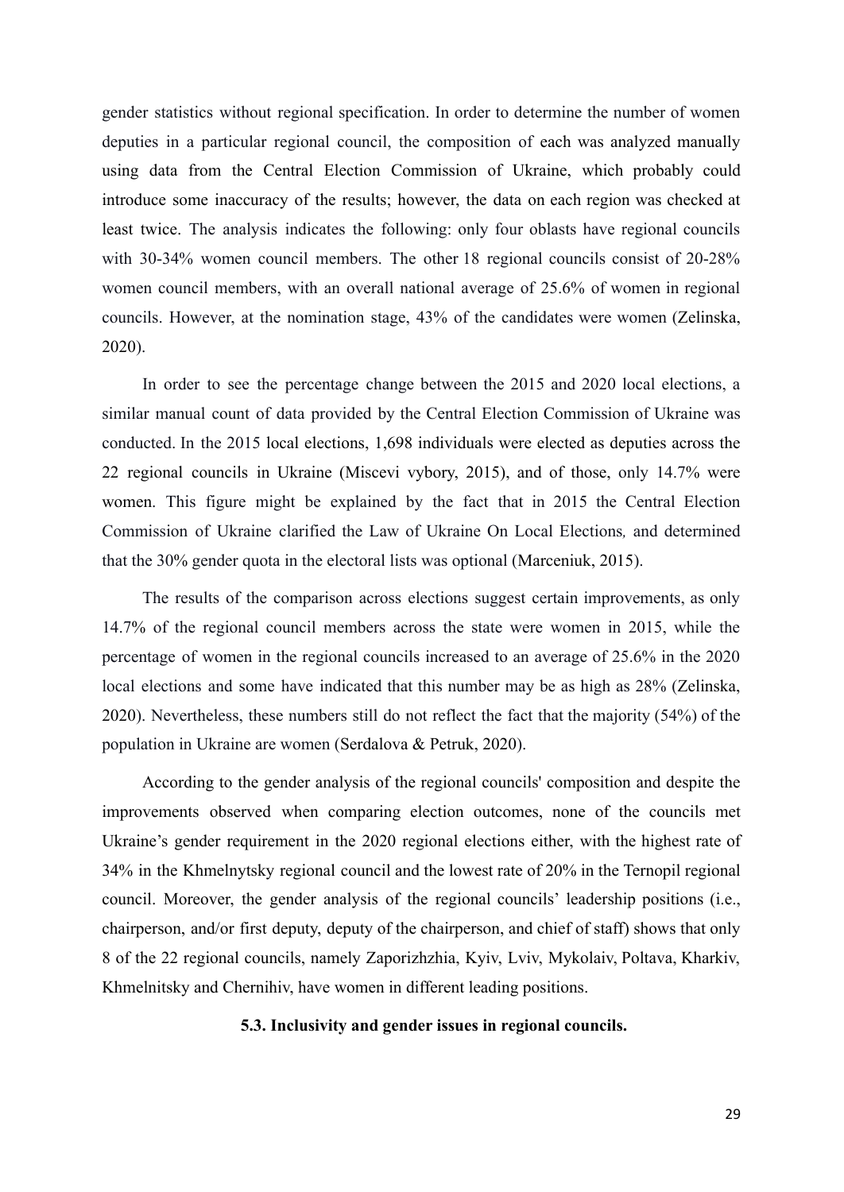gender statistics without regional specification. In order to determine the number of women deputies in a particular regional council, the composition of each was analyzed manually using data from the Central Election Commission of Ukraine, which probably could introduce some inaccuracy of the results; however, the data on each region was checked at least twice. The analysis indicates the following: only four oblasts have regional councils with 30-34% women council members. The other 18 regional councils consist of 20-28% women council members, with an overall national average of 25.6% of women in regional councils. However, at the nomination stage, 43% of the candidates were women (Zelinska, 2020).

In order to see the percentage change between the 2015 and 2020 local elections, a similar manual count of data provided by the Central Election Commission of Ukraine was conducted. In the 2015 local elections, 1,698 individuals were elected as deputies across the 22 regional councils in Ukraine (Miscevi vybory, 2015), and of those, only 14.7% were women. This figure might be explained by the fact that in 2015 the Central Election Commission of Ukraine clarified the Law of Ukraine On Local Elections*,* and determined that the 30% gender quota in the electoral lists was optional (Marceniuk, 2015).

The results of the comparison across elections suggest certain improvements, as only 14.7% of the regional council members across the state were women in 2015, while the percentage of women in the regional councils increased to an average of 25.6% in the 2020 local elections and some have indicated that this number may be as high as 28% (Zelinska, 2020). Nevertheless, these numbers still do not reflect the fact that the majority (54%) of the population in Ukraine are women (Serdalova & Petruk, 2020).

According to the gender analysis of the regional councils' composition and despite the improvements observed when comparing election outcomes, none of the councils met Ukraine's gender requirement in the 2020 regional elections either, with the highest rate of 34% in the Khmelnytsky regional council and the lowest rate of 20% in the Ternopil regional council. Moreover, the gender analysis of the regional councils' leadership positions (i.e., chairperson, and/or first deputy, deputy of the chairperson, and chief of staff) shows that only 8 of the 22 regional councils, namely Zaporizhzhia, Kyiv, Lviv, Mykolaiv, Poltava, Kharkiv, Khmelnitsky and Chernihiv, have women in different leading positions.

### 5.3. Inclusivity and gender issues in regional councils.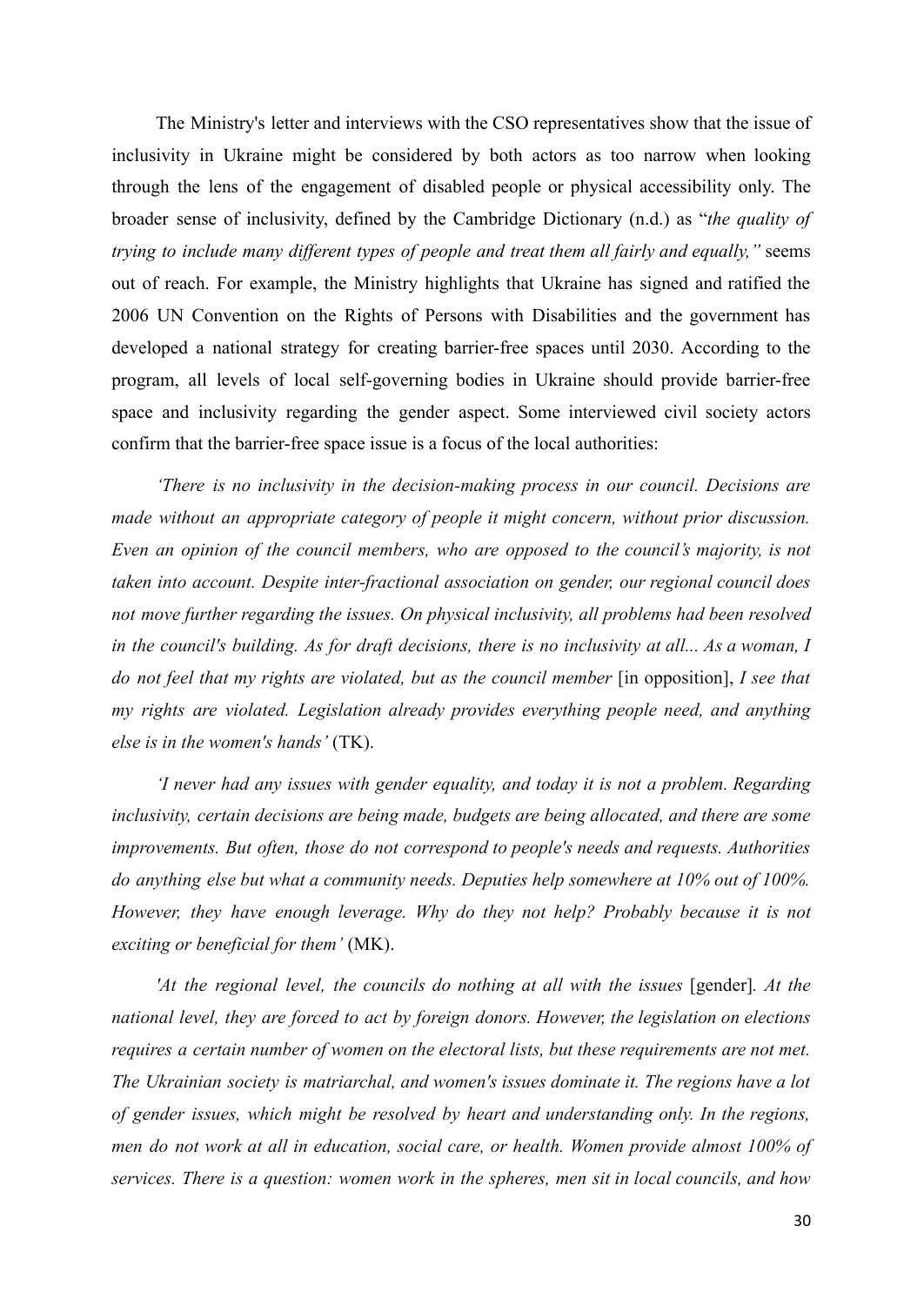The Ministry's letter and interviews with the CSO representatives show that the issue of inclusivity in Ukraine might be considered by both actors as too narrow when looking through the lens of the engagement of disabled people or physical accessibility only. The broader sense of inclusivity, defined by the Cambridge Dictionary (n.d.) as "*the quality of trying to include many different types of people and treat them all fairly and equally,"* seems out of reach. For example, the Ministry highlights that Ukraine has signed and ratified the 2006 UN Convention on the Rights of Persons with Disabilities and the government has developed a national strategy for creating barrier-free spaces until 2030. According to the program, all levels of local self-governing bodies in Ukraine should provide barrier-free space and inclusivity regarding the gender aspect. Some interviewed civil society actors confirm that the barrier-free space issue is a focus of the local authorities:

*'There is no inclusivity in the decision-making process in our council. Decisions are made without an appropriate category of people it might concern, without prior discussion. Even an opinion of the council members, who are opposed to the council's majority, is not taken into account. Despite inter-fractional association on gender, our regional council does not move further regarding the issues. On physical inclusivity, all problems had been resolved in the council's building. As for draft decisions, there is no inclusivity at all... As a woman, I do not feel that my rights are violated, but as the council member* [in opposition], *I see that my rights are violated. Legislation already provides everything people need, and anything else is in the women's hands'* (TK).

*'I never had any issues with gender equality, and today it is not a problem. Regarding inclusivity, certain decisions are being made, budgets are being allocated, and there are some improvements. But often, those do not correspond to people's needs and requests. Authorities do anything else but what a community needs. Deputies help somewhere at 10% out of 100%. However, they have enough leverage. Why do they not help? Probably because it is not exciting or beneficial for them'* (MK).

*'At the regional level, the councils do nothing at all with the issues* [gender]. *At the national level, they are forced to act by foreign donors. However, the legislation on elections requires a certain number of women on the electoral lists, but these requirements are not met. The Ukrainian society is matriarchal, and women's issues dominate it. The regions have a lot of gender issues, which might be resolved by heart and understanding only. In the regions, men do not work at all in education, social care, or health. Women provide almost 100% of services. There is a question: women work in the spheres, men sit in local councils, and how*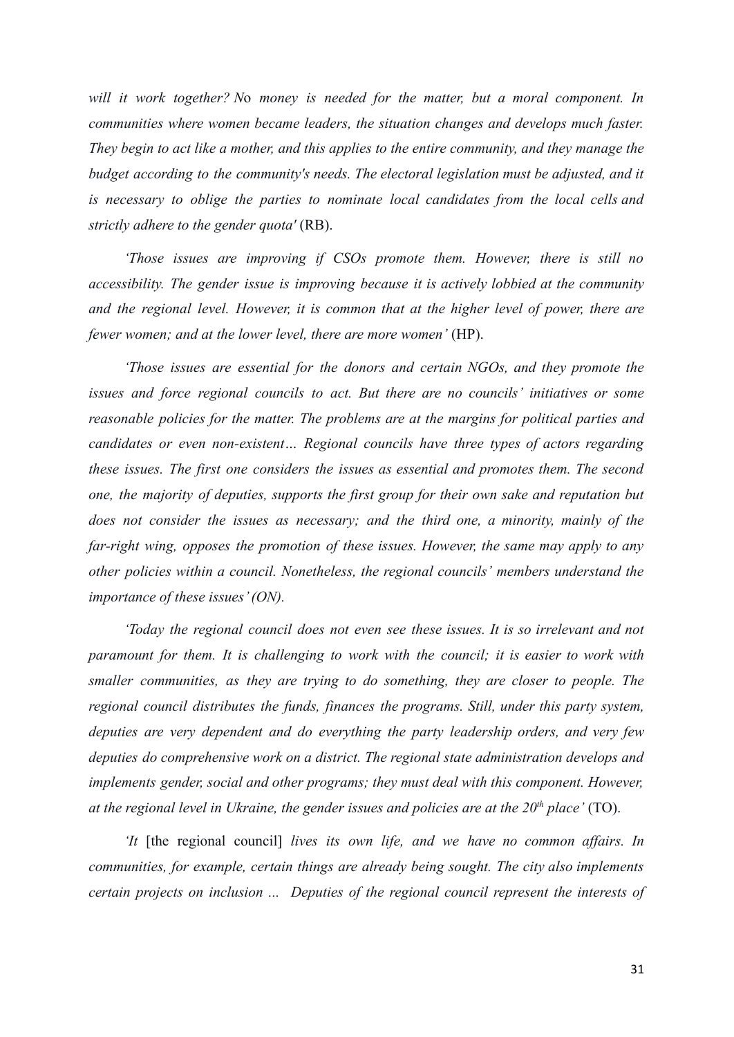*will it work together? N*o *money is needed for the matter, but a moral component. In communities where women became leaders, the situation changes and develops much faster. They begin to act like a mother, and this applies to the entire community, and they manage the budget according to the community's needs. The electoral legislation must be adjusted, and it is necessary to oblige the parties to nominate local candidates from the local cells and strictly adhere to the gender quota'* (RB).

*'Those issues are improving if CSOs promote them. However, there is still no accessibility. The gender issue is improving because it is actively lobbied at the community and the regional level. However, it is common that at the higher level of power, there are fewer women; and at the lower level, there are more women'* (HP).

*'Those issues are essential for the donors and certain NGOs, and they promote the issues and force regional councils to act. But there are no councils' initiatives or some reasonable policies for the matter. The problems are at the margins for political parties and candidates or even non-existent… Regional councils have three types of actors regarding these issues. The first one considers the issues as essential and promotes them. The second one, the majority of deputies, supports the first group for their own sake and reputation but does not consider the issues as necessary; and the third one, a minority, mainly of the far-right wing, opposes the promotion of these issues. However, the same may apply to any other policies within a council. Nonetheless, the regional councils' members understand the importance of these issues' (ON).*

*'Today the regional council does not even see these issues. It is so irrelevant and not paramount for them. It is challenging to work with the council; it is easier to work with smaller communities, as they are trying to do something, they are closer to people. The regional council distributes the funds, finances the programs. Still, under this party system, deputies are very dependent and do everything the party leadership orders, and very few deputies do comprehensive work on a district. The regional state administration develops and implements gender, social and other programs; they must deal with this component. However, at the regional level in Ukraine, the gender issues and policies are at the 20th place'* (TO).

*'It* [the regional council] *lives its own life, and we have no common affairs. In communities, for example, certain things are already being sought. The city also implements certain projects on inclusion ... Deputies of the regional council represent the interests of*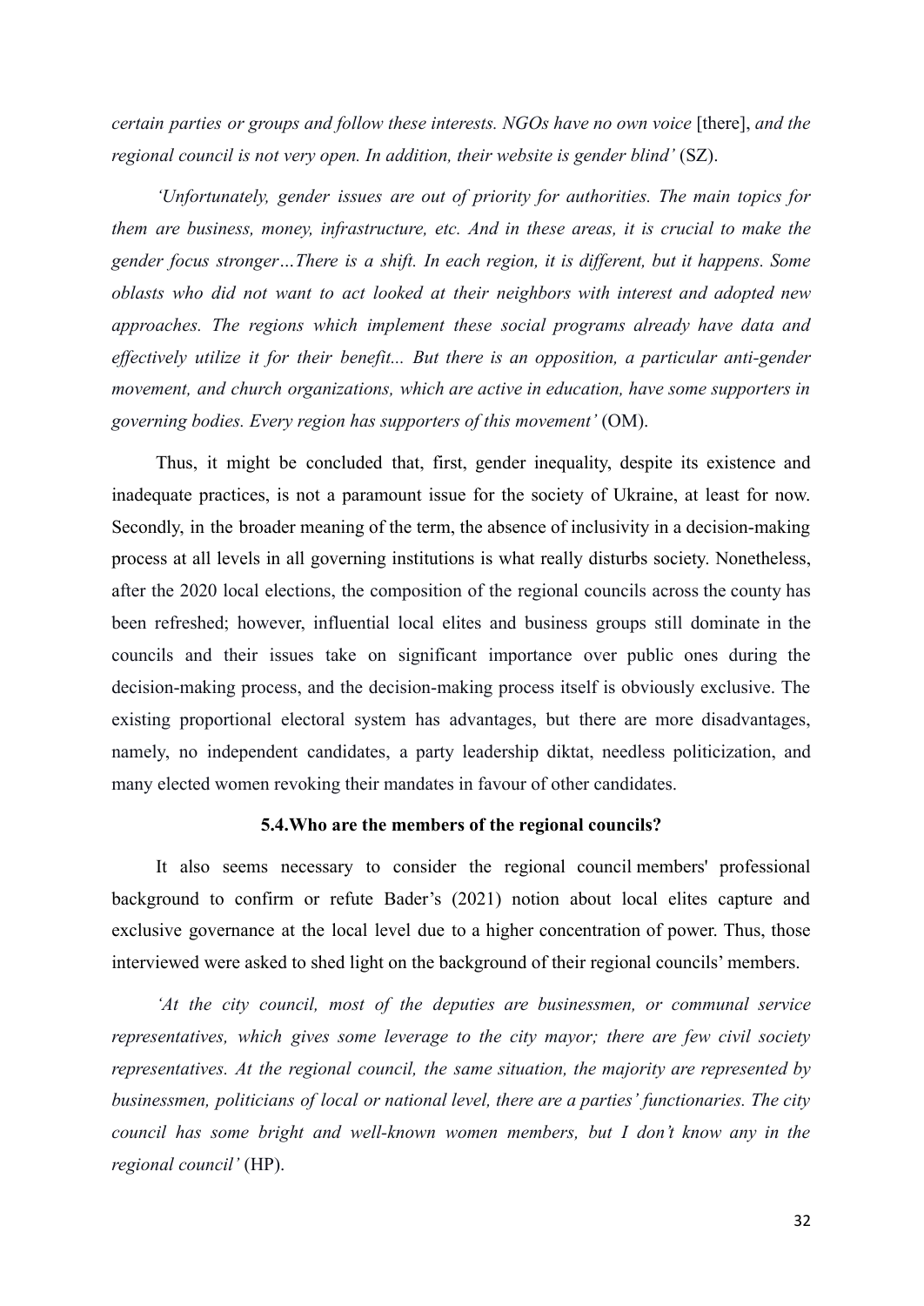*certain parties or groups and follow these interests. NGOs have no own voice* [there], *and the regional council is not very open. In addition, their website is gender blind'* (SZ).

*'Unfortunately, gender issues are out of priority for authorities. The main topics for them are business, money, infrastructure, etc. And in these areas, it is crucial to make the gender focus stronger…There is a shift. In each region, it is different, but it happens. Some oblasts who did not want to act looked at their neighbors with interest and adopted new approaches. The regions which implement these social programs already have data and effectively utilize it for their benefit... But there is an opposition, a particular anti-gender movement, and church organizations, which are active in education, have some supporters in governing bodies. Every region has supporters of this movement'* (OM).

Thus, it might be concluded that, first, gender inequality, despite its existence and inadequate practices, is not a paramount issue for the society of Ukraine, at least for now. Secondly, in the broader meaning of the term, the absence of inclusivity in a decision-making process at all levels in all governing institutions is what really disturbs society. Nonetheless, after the 2020 local elections, the composition of the regional councils across the county has been refreshed; however, influential local elites and business groups still dominate in the councils and their issues take on significant importance over public ones during the decision-making process, and the decision-making process itself is obviously exclusive. The existing proportional electoral system has advantages, but there are more disadvantages, namely, no independent candidates, a party leadership diktat, needless politicization, and many elected women revoking their mandates in favour of other candidates.

### 5.4.Who are the members of the regional councils?

It also seems necessary to consider the regional council members' professional background to confirm or refute Bader's (2021) notion about local elites capture and exclusive governance at the local level due to a higher concentration of power. Thus, those interviewed were asked to shed light on the background of their regional councils' members.

*'At the city council, most of the deputies are businessmen, or communal service representatives, which gives some leverage to the city mayor; there are few civil society representatives. At the regional council, the same situation, the majority are represented by businessmen, politicians of local or national level, there are a parties' functionaries. The city council has some bright and well-known women members, but I don't know any in the regional council'* (HP).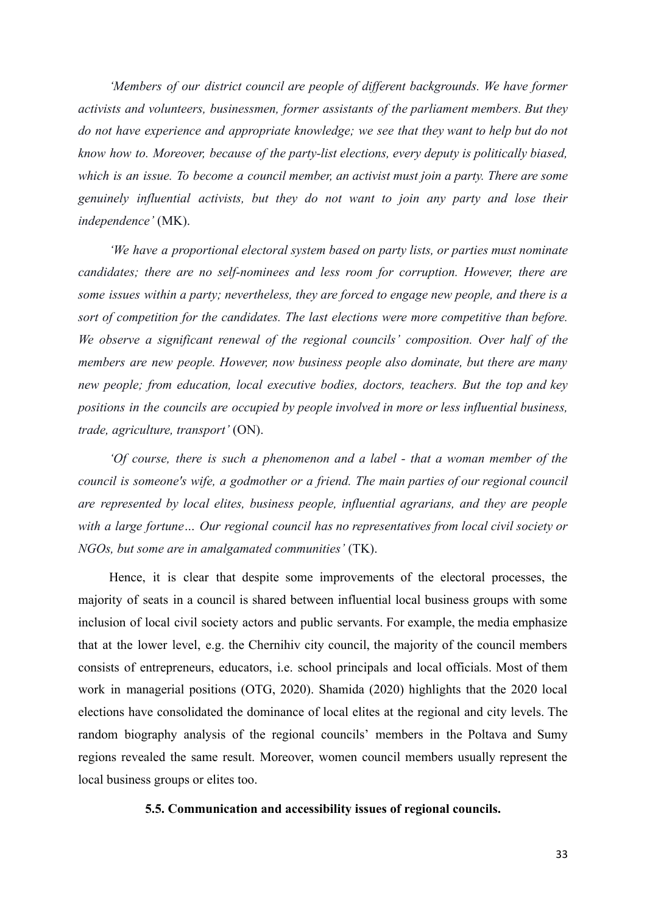*'Members of our district council are people of different backgrounds. We have former activists and volunteers, businessmen, former assistants of the parliament members. But they do not have experience and appropriate knowledge; we see that they want to help but do not know how to. Moreover, because of the party-list elections, every deputy is politically biased, which is an issue. To become a council member, an activist must join a party. There are some genuinely influential activists, but they do not want to join any party and lose their independence'* (MK).

*'We have a proportional electoral system based on party lists, or parties must nominate candidates; there are no self-nominees and less room for corruption. However, there are some issues within a party; nevertheless, they are forced to engage new people, and there is a sort of competition for the candidates. The last elections were more competitive than before. We observe a significant renewal of the regional councils' composition. Over half of the members are new people. However, now business people also dominate, but there are many new people; from education, local executive bodies, doctors, teachers. But the top and key positions in the councils are occupied by people involved in more or less influential business, trade, agriculture, transport'* (ON).

*'Of course, there is such a phenomenon and a label - that a woman member of the council is someone's wife, a godmother or a friend. The main parties of our regional council are represented by local elites, business people, influential agrarians, and they are people with a large fortune… Our regional council has no representatives from local civil society or NGOs, but some are in amalgamated communities'* (TK).

Hence, it is clear that despite some improvements of the electoral processes, the majority of seats in a council is shared between influential local business groups with some inclusion of local civil society actors and public servants. For example, the media emphasize that at the lower level, e.g. the Chernihiv city council, the majority of the council members consists of entrepreneurs, educators, i.e. school principals and local officials. Most of them work in managerial positions (OTG, 2020). Shamida (2020) highlights that the 2020 local elections have consolidated the dominance of local elites at the regional and city levels. The random biography analysis of the regional councils' members in the Poltava and Sumy regions revealed the same result. Moreover, women council members usually represent the local business groups or elites too.

### 5.5. Communication and accessibility issues of regional councils.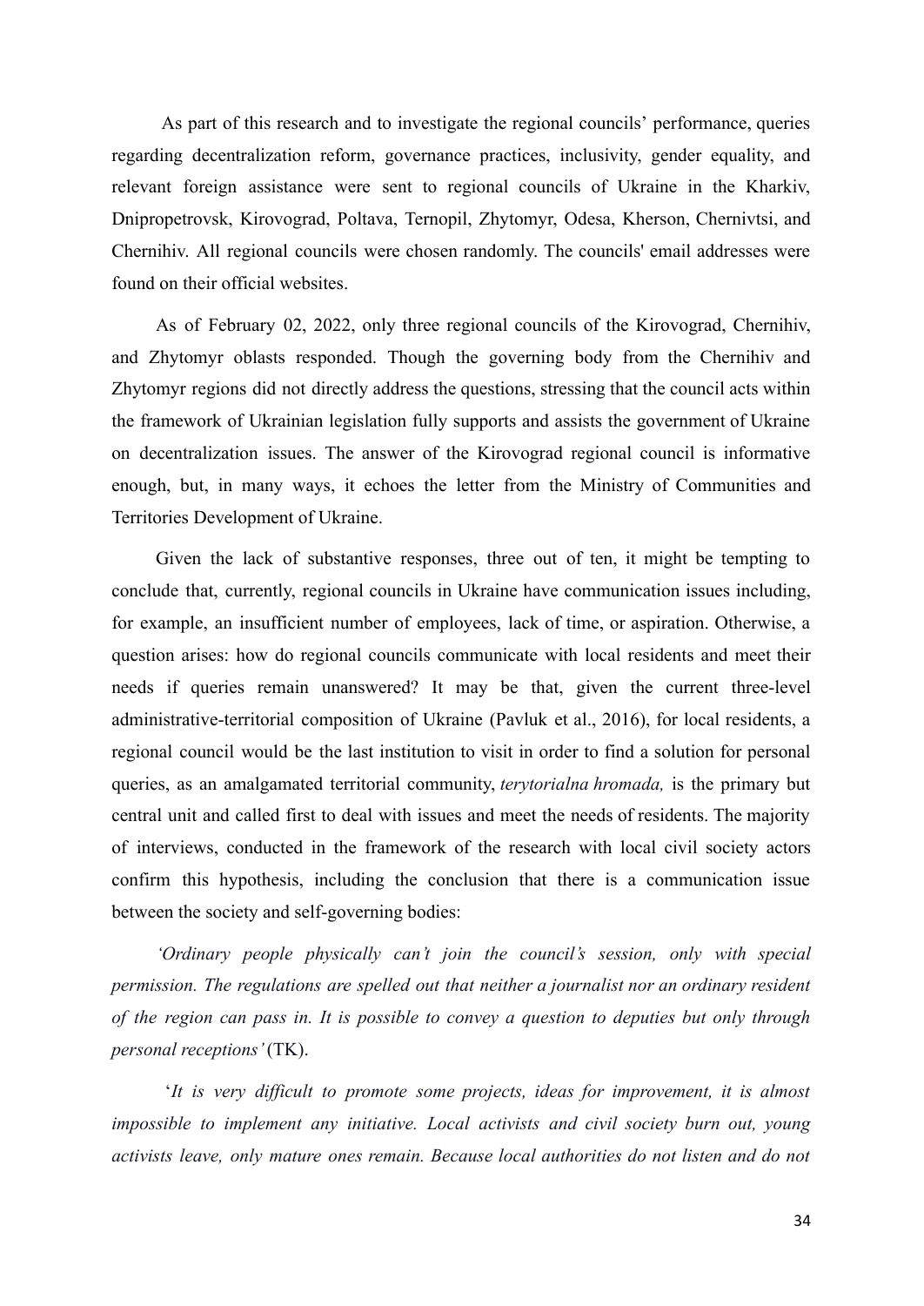As part of this research and to investigate the regional councils' performance, queries regarding decentralization reform, governance practices, inclusivity, gender equality, and relevant foreign assistance were sent to regional councils of Ukraine in the Kharkiv, Dnipropetrovsk, Kirovograd, Poltava, Ternopil, Zhytomyr, Odesa, Kherson, Chernivtsi, and Chernihiv. All regional councils were chosen randomly. The councils' email addresses were found on their official websites.

As of February 02, 2022, only three regional councils of the Kirovograd, Chernihiv, and Zhytomyr oblasts responded. Though the governing body from the Chernihiv and Zhytomyr regions did not directly address the questions, stressing that the council acts within the framework of Ukrainian legislation fully supports and assists the government of Ukraine on decentralization issues. The answer of the Kirovograd regional council is informative enough, but, in many ways, it echoes the letter from the Ministry of Communities and Territories Development of Ukraine.

Given the lack of substantive responses, three out of ten, it might be tempting to conclude that, currently, regional councils in Ukraine have communication issues including, for example, an insufficient number of employees, lack of time, or aspiration. Otherwise, a question arises: how do regional councils communicate with local residents and meet their needs if queries remain unanswered? It may be that, given the current three-level administrative-territorial composition of Ukraine (Pavluk et al., 2016), for local residents, a regional council would be the last institution to visit in order to find a solution for personal queries, as an amalgamated territorial community, *terytorialna hromada,* is the primary but central unit and called first to deal with issues and meet the needs of residents. The majority of interviews, conducted in the framework of the research with local civil society actors confirm this hypothesis, including the conclusion that there is a communication issue between the society and self-governing bodies:

*'Ordinary people physically can't join the council's session, only with special permission. The regulations are spelled out that neither a journalist nor an ordinary resident of the region can pass in. It is possible to convey a question to deputies but only through personal receptions'* (TK).

*'It is very difficult to promote some projects, ideas for improvement, it is almost impossible to implement any initiative. Local activists and civil society burn out, young activists leave, only mature ones remain. Because local authorities do not listen and do not*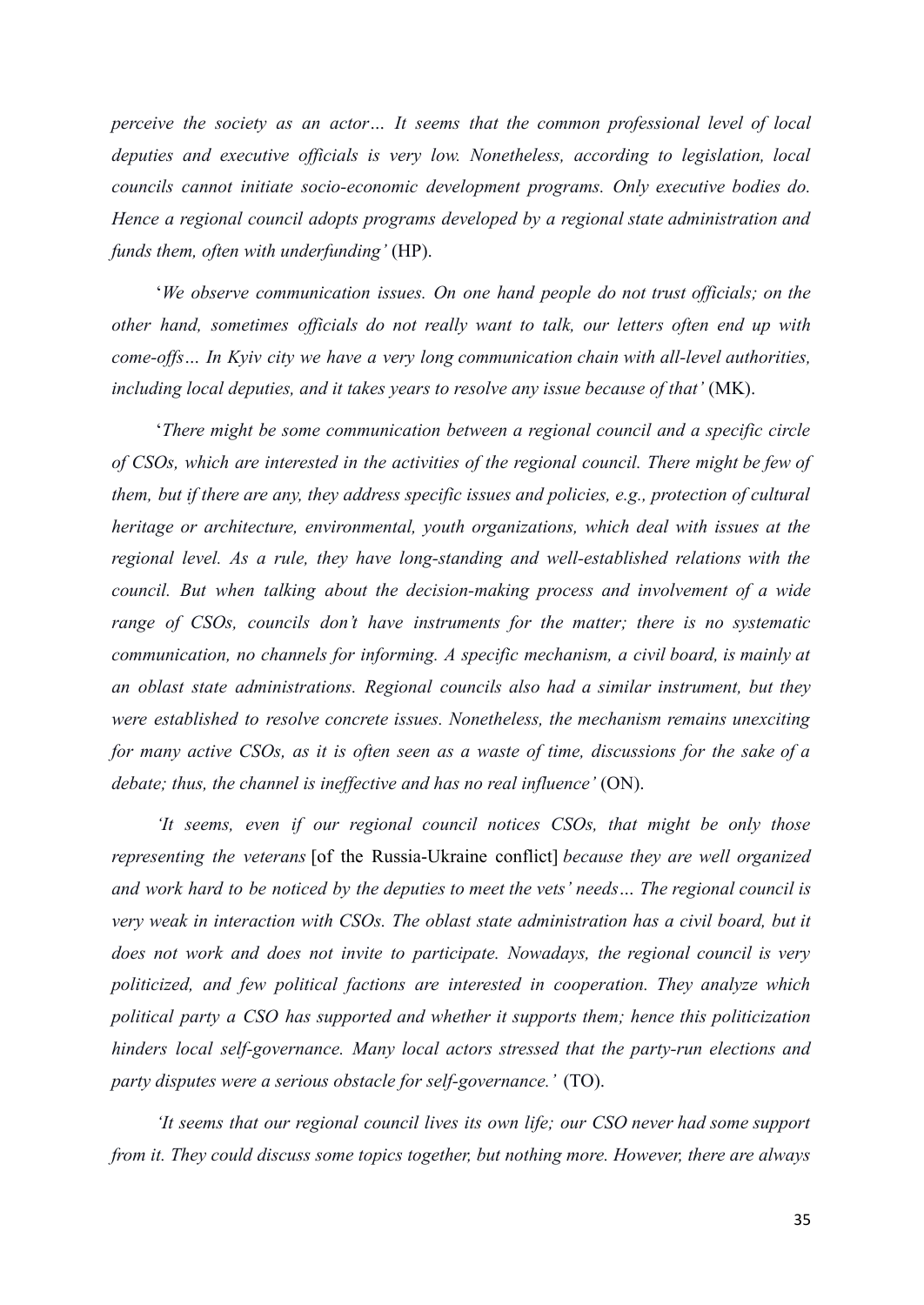*perceive the society as an actor… It seems that the common professional level of local deputies and executive officials is very low. Nonetheless, according to legislation, local councils cannot initiate socio-economic development programs. Only executive bodies do. Hence a regional council adopts programs developed by a regional state administration and funds them, often with underfunding'* (HP).

'*We observe communication issues. On one hand people do not trust officials; on the other hand, sometimes officials do not really want to talk, our letters often end up with come-offs… In Kyiv city we have a very long communication chain with all-level authorities, including local deputies, and it takes years to resolve any issue because of that'* (MK).

'*There might be some communication between a regional council and a specific circle of CSOs, which are interested in the activities of the regional council. There might be few of them, but if there are any, they address specific issues and policies, e.g., protection of cultural heritage or architecture, environmental, youth organizations, which deal with issues at the regional level. As a rule, they have long-standing and well-established relations with the council. But when talking about the decision-making process and involvement of a wide range of CSOs, councils don't have instruments for the matter; there is no systematic communication, no channels for informing. A specific mechanism, a civil board, is mainly at an oblast state administrations. Regional councils also had a similar instrument, but they were established to resolve concrete issues. Nonetheless, the mechanism remains unexciting for many active CSOs, as it is often seen as a waste of time, discussions for the sake of a debate; thus, the channel is ineffective and has no real influence'* (ON).

*'It seems, even if our regional council notices CSOs, that might be only those representing the veterans* [of the Russia-Ukraine conflict] *because they are well organized and work hard to be noticed by the deputies to meet the vets' needs… The regional council is very weak in interaction with CSOs. The oblast state administration has a civil board, but it does not work and does not invite to participate. Nowadays, the regional council is very politicized, and few political factions are interested in cooperation. They analyze which political party a CSO has supported and whether it supports them; hence this politicization hinders local self-governance. Many local actors stressed that the party-run elections and party disputes were a serious obstacle for self-governance.'* (TO).

*'It seems that our regional council lives its own life; our CSO never had some support from it. They could discuss some topics together, but nothing more. However, there are always*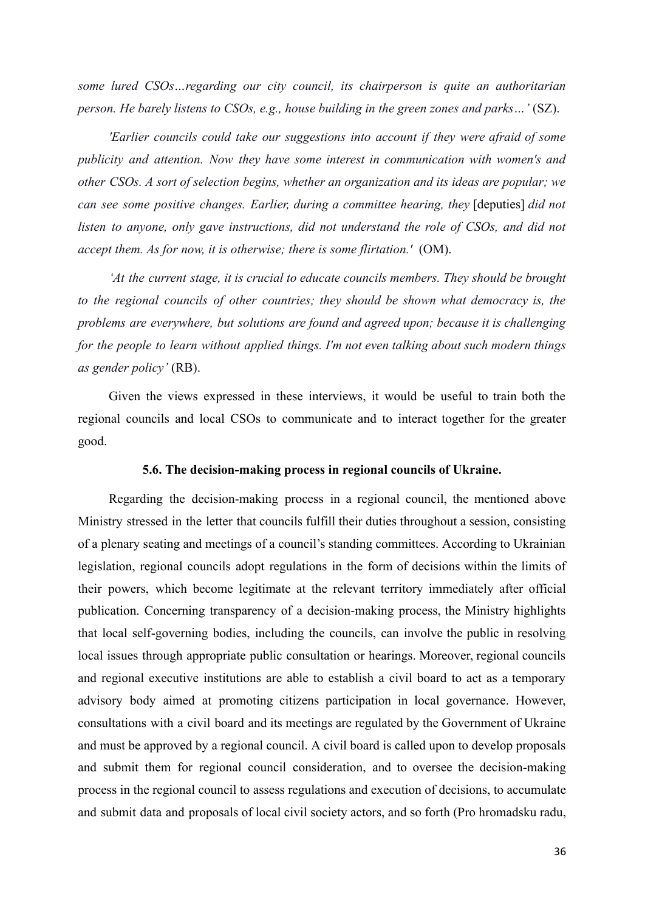*some lured CSOs…regarding our city council, its chairperson is quite an authoritarian person. He barely listens to CSOs, e.g., house building in the green zones and parks…'* (SZ).

*'Earlier councils could take our suggestions into account if they were afraid of some publicity and attention. Now they have some interest in communication with women's and other CSOs. A sort of selection begins, whether an organization and its ideas are popular; we can see some positive changes. Earlier, during a committee hearing, they* [deputies] *did not listen to anyone, only gave instructions, did not understand the role of CSOs, and did not accept them. As for now, it is otherwise; there is some flirtation.'* (OM).

*'At the current stage, it is crucial to educate councils members. They should be brought to the regional councils of other countries; they should be shown what democracy is, the problems are everywhere, but solutions are found and agreed upon; because it is challenging for the people to learn without applied things. I'm not even talking about such modern things as gender policy'* (RB).

Given the views expressed in these interviews, it would be useful to train both the regional councils and local CSOs to communicate and to interact together for the greater good.

### 5.6. The decision-making process in regional councils of Ukraine.

Regarding the decision-making process in a regional council, the mentioned above Ministry stressed in the letter that councils fulfill their duties throughout a session, consisting of a plenary seating and meetings of a council's standing committees. According to Ukrainian legislation, regional councils adopt regulations in the form of decisions within the limits of their powers, which become legitimate at the relevant territory immediately after official publication. Concerning transparency of a decision-making process, the Ministry highlights that local self-governing bodies, including the councils, can involve the public in resolving local issues through appropriate public consultation or hearings. Moreover, regional councils and regional executive institutions are able to establish a civil board to act as a temporary advisory body aimed at promoting citizens participation in local governance. However, consultations with a civil board and its meetings are regulated by the Government of Ukraine and must be approved by a regional council. A civil board is called upon to develop proposals and submit them for regional council consideration, and to oversee the decision-making process in the regional council to assess regulations and execution of decisions, to accumulate and submit data and proposals of local civil society actors, and so forth (Pro hromadsku radu,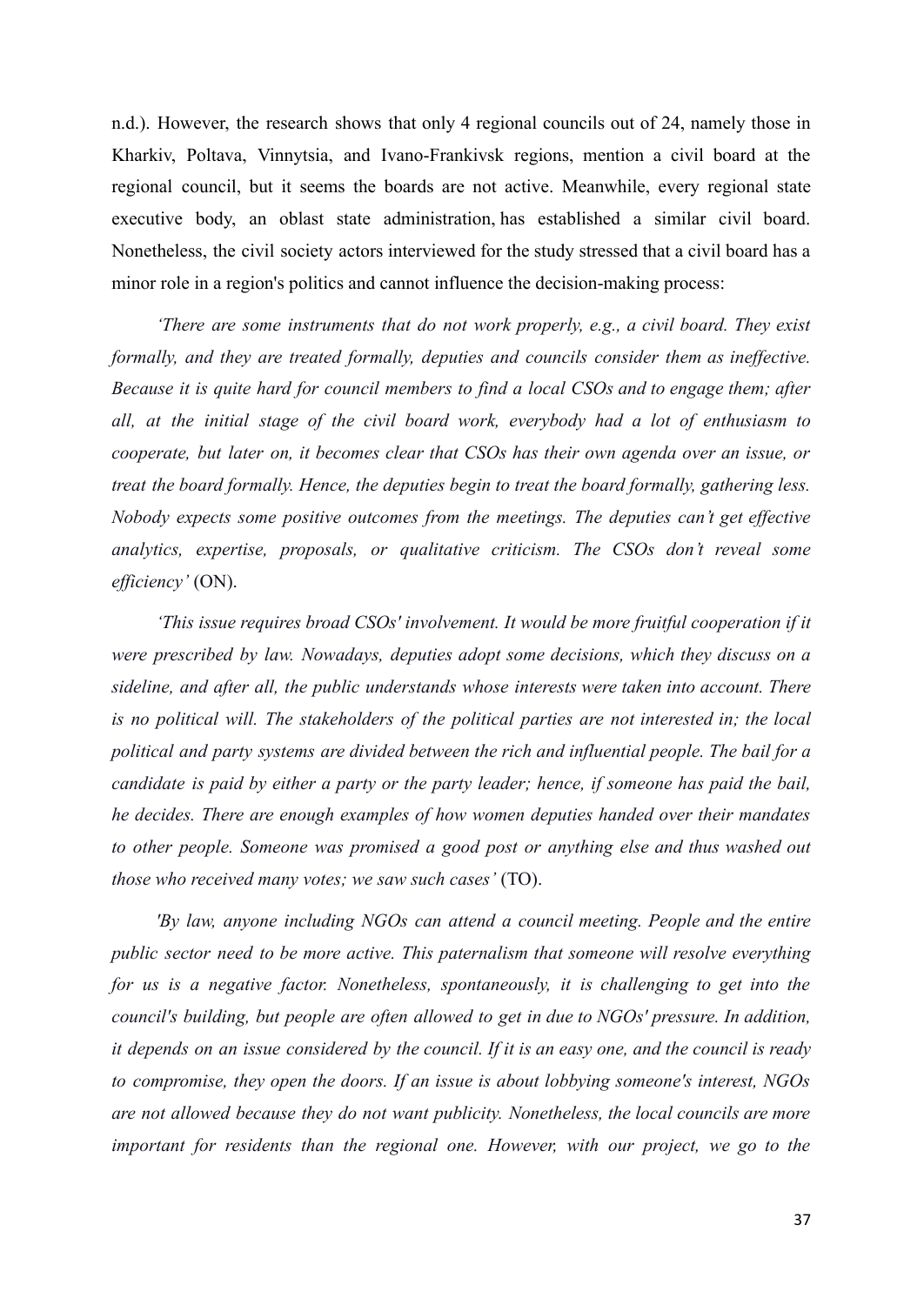n.d.). However, the research shows that only 4 regional councils out of 24, namely those in Kharkiv, Poltava, Vinnytsia, and Ivano-Frankivsk regions, mention a civil board at the regional council, but it seems the boards are not active. Meanwhile, every regional state executive body, an oblast state administration, has established a similar civil board. Nonetheless, the civil society actors interviewed for the study stressed that a civil board has a minor role in a region's politics and cannot influence the decision-making process:

*'There are some instruments that do not work properly, e.g., a civil board. They exist formally, and they are treated formally, deputies and councils consider them as ineffective. Because it is quite hard for council members to find a local CSOs and to engage them; after all, at the initial stage of the civil board work, everybody had a lot of enthusiasm to cooperate, but later on, it becomes clear that CSOs has their own agenda over an issue, or treat the board formally. Hence, the deputies begin to treat the board formally, gathering less. Nobody expects some positive outcomes from the meetings. The deputies can't get effective analytics, expertise, proposals, or qualitative criticism. The CSOs don't reveal some efficiency'* (ON).

*'This issue requires broad CSOs' involvement. It would be more fruitful cooperation if it were prescribed by law. Nowadays, deputies adopt some decisions, which they discuss on a sideline, and after all, the public understands whose interests were taken into account. There is no political will. The stakeholders of the political parties are not interested in; the local political and party systems are divided between the rich and influential people. The bail for a candidate is paid by either a party or the party leader; hence, if someone has paid the bail, he decides. There are enough examples of how women deputies handed over their mandates to other people. Someone was promised a good post or anything else and thus washed out those who received many votes; we saw such cases'* (TO).

*'By law, anyone including NGOs can attend a council meeting. People and the entire public sector need to be more active. This paternalism that someone will resolve everything for us is a negative factor. Nonetheless, spontaneously, it is challenging to get into the council's building, but people are often allowed to get in due to NGOs' pressure. In addition, it depends on an issue considered by the council. If it is an easy one, and the council is ready to compromise, they open the doors. If an issue is about lobbying someone's interest, NGOs are not allowed because they do not want publicity. Nonetheless, the local councils are more important for residents than the regional one. However, with our project, we go to the*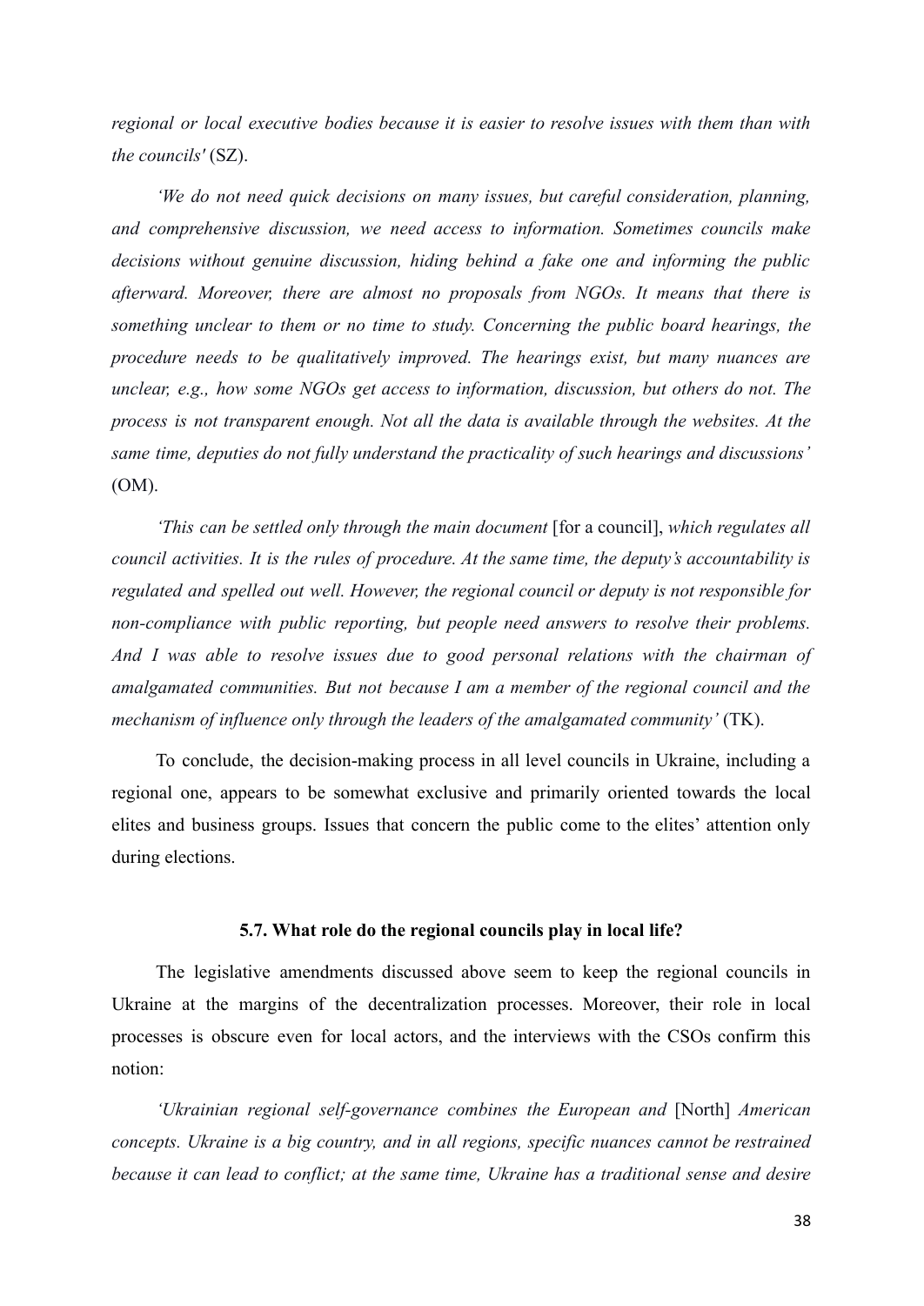*regional or local executive bodies because it is easier to resolve issues with them than with the councils'* (SZ).

*'We do not need quick decisions on many issues, but careful consideration, planning, and comprehensive discussion, we need access to information. Sometimes councils make decisions without genuine discussion, hiding behind a fake one and informing the public afterward. Moreover, there are almost no proposals from NGOs. It means that there is something unclear to them or no time to study. Concerning the public board hearings, the procedure needs to be qualitatively improved. The hearings exist, but many nuances are unclear, e.g., how some NGOs get access to information, discussion, but others do not. The process is not transparent enough. Not all the data is available through the websites. At the same time, deputies do not fully understand the practicality of such hearings and discussions'* (OM).

*'This can be settled only through the main document* [for a council], *which regulates all council activities. It is the rules of procedure. At the same time, the deputy's accountability is regulated and spelled out well. However, the regional council or deputy is not responsible for non-compliance with public reporting, but people need answers to resolve their problems. And I was able to resolve issues due to good personal relations with the chairman of amalgamated communities. But not because I am a member of the regional council and the mechanism of influence only through the leaders of the amalgamated community'* (TK).

To conclude, the decision-making process in all level councils in Ukraine, including a regional one, appears to be somewhat exclusive and primarily oriented towards the local elites and business groups. Issues that concern the public come to the elites' attention only during elections.

### 5.7. What role do the regional councils play in local life?

The legislative amendments discussed above seem to keep the regional councils in Ukraine at the margins of the decentralization processes. Moreover, their role in local processes is obscure even for local actors, and the interviews with the CSOs confirm this notion:

*'Ukrainian regional self-governance combines the European and* [North] *American concepts. Ukraine is a big country, and in all regions, specific nuances cannot be restrained because it can lead to conflict; at the same time, Ukraine has a traditional sense and desire*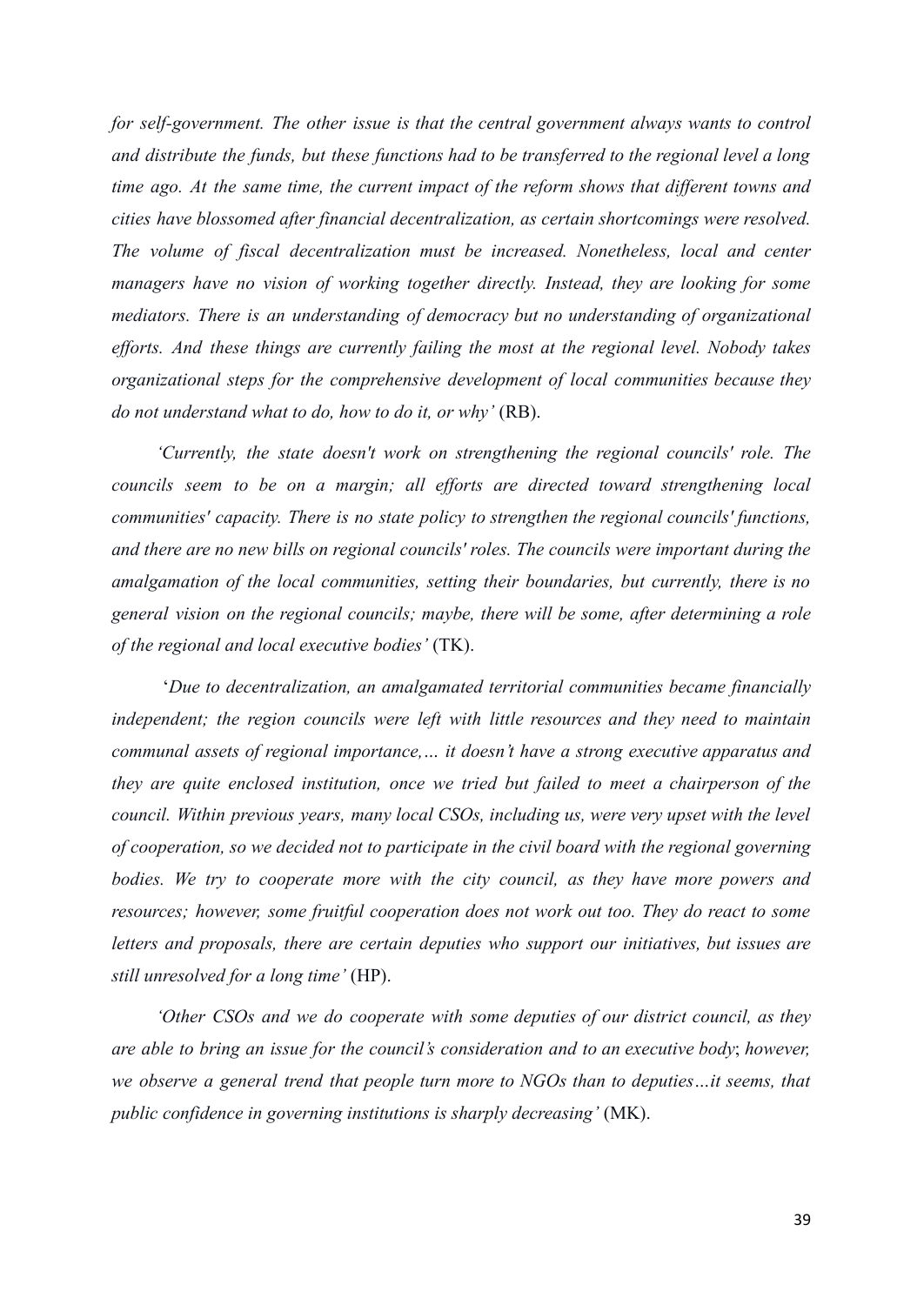*for self-government. The other issue is that the central government always wants to control and distribute the funds, but these functions had to be transferred to the regional level a long time ago. At the same time, the current impact of the reform shows that different towns and cities have blossomed after financial decentralization, as certain shortcomings were resolved. The volume of fiscal decentralization must be increased. Nonetheless, local and center managers have no vision of working together directly. Instead, they are looking for some mediators. There is an understanding of democracy but no understanding of organizational efforts. And these things are currently failing the most at the regional level. Nobody takes organizational steps for the comprehensive development of local communities because they do not understand what to do, how to do it, or why'* (RB).

*'Currently, the state doesn't work on strengthening the regional councils' role. The councils seem to be on a margin; all efforts are directed toward strengthening local communities' capacity. There is no state policy to strengthen the regional councils' functions, and there are no new bills on regional councils' roles. The councils were important during the amalgamation of the local communities, setting their boundaries, but currently, there is no general vision on the regional councils; maybe, there will be some, after determining a role of the regional and local executive bodies'* (TK).

'*Due to decentralization, an amalgamated territorial communities became financially independent; the region councils were left with little resources and they need to maintain communal assets of regional importance,… it doesn't have a strong executive apparatus and they are quite enclosed institution, once we tried but failed to meet a chairperson of the council. Within previous years, many local CSOs, including us, were very upset with the level of cooperation, so we decided not to participate in the civil board with the regional governing bodies. We try to cooperate more with the city council, as they have more powers and resources; however, some fruitful cooperation does not work out too. They do react to some letters and proposals, there are certain deputies who support our initiatives, but issues are still unresolved for a long time'* (HP).

*'Other CSOs and we do cooperate with some deputies of our district council, as they are able to bring an issue for the council's consideration and to an executive body*; *however, we observe a general trend that people turn more to NGOs than to deputies…it seems, that public confidence in governing institutions is sharply decreasing'* (MK).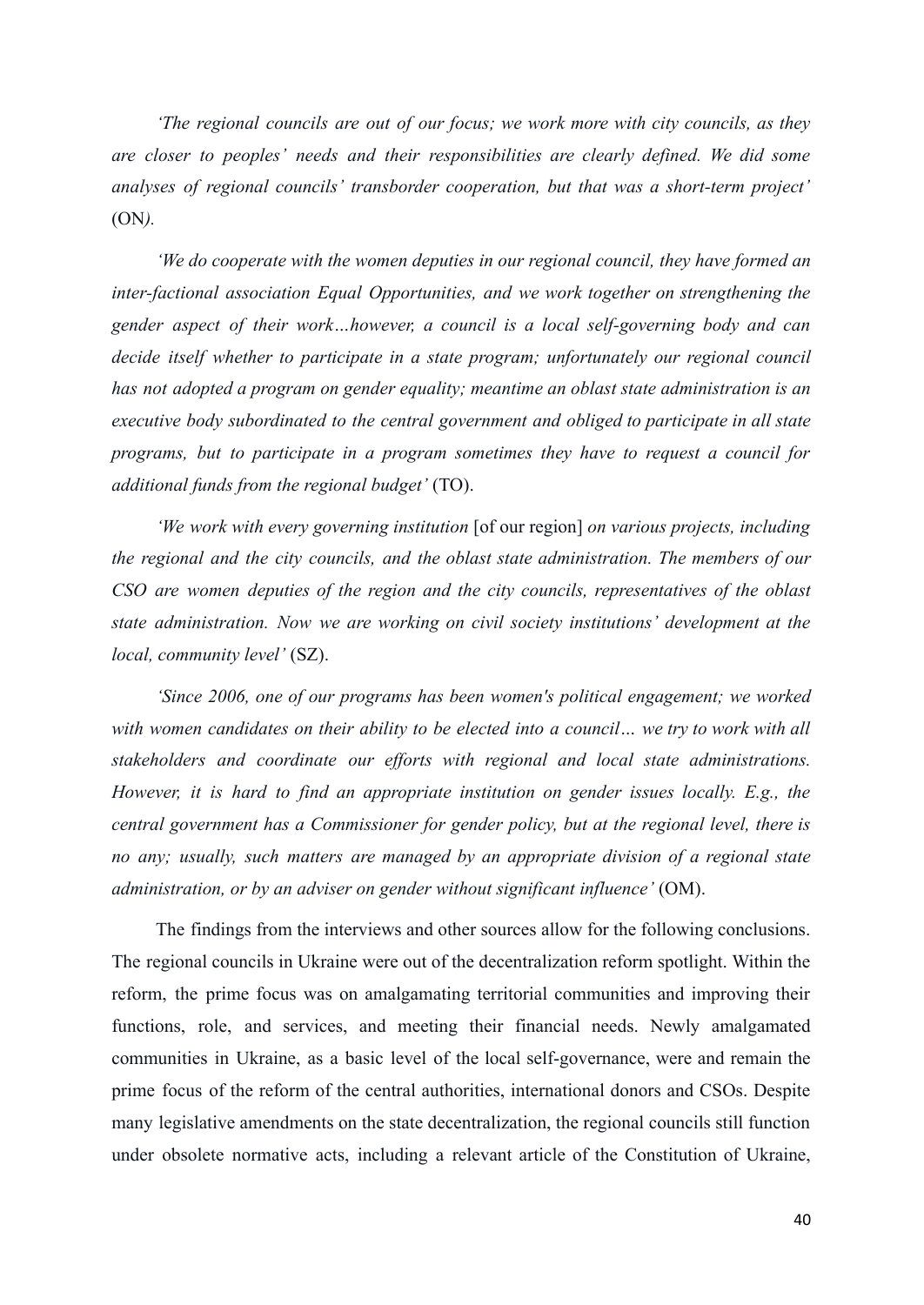*'The regional councils are out of our focus; we work more with city councils, as they are closer to peoples' needs and their responsibilities are clearly defined. We did some analyses of regional councils' transborder cooperation, but that was a short-term project'* (ON*).*

*'We do cooperate with the women deputies in our regional council, they have formed an inter-factional association Equal Opportunities, and we work together on strengthening the gender aspect of their work…however, a council is a local self-governing body and can decide itself whether to participate in a state program; unfortunately our regional council has not adopted a program on gender equality; meantime an oblast state administration is an executive body subordinated to the central government and obliged to participate in all state programs, but to participate in a program sometimes they have to request a council for additional funds from the regional budget'* (TO).

*'We work with every governing institution* [of our region] *on various projects, including the regional and the city councils, and the oblast state administration. The members of our CSO are women deputies of the region and the city councils, representatives of the oblast state administration. Now we are working on civil society institutions' development at the local, community level'* (SZ).

*'Since 2006, one of our programs has been women's political engagement; we worked with women candidates on their ability to be elected into a council… we try to work with all stakeholders and coordinate our efforts with regional and local state administrations. However, it is hard to find an appropriate institution on gender issues locally. E.g., the central government has a Commissioner for gender policy, but at the regional level, there is no any; usually, such matters are managed by an appropriate division of a regional state administration, or by an adviser on gender without significant influence'* (OM).

The findings from the interviews and other sources allow for the following conclusions. The regional councils in Ukraine were out of the decentralization reform spotlight. Within the reform, the prime focus was on amalgamating territorial communities and improving their functions, role, and services, and meeting their financial needs. Newly amalgamated communities in Ukraine, as a basic level of the local self-governance, were and remain the prime focus of the reform of the central authorities, international donors and CSOs. Despite many legislative amendments on the state decentralization, the regional councils still function under obsolete normative acts, including a relevant article of the Constitution of Ukraine,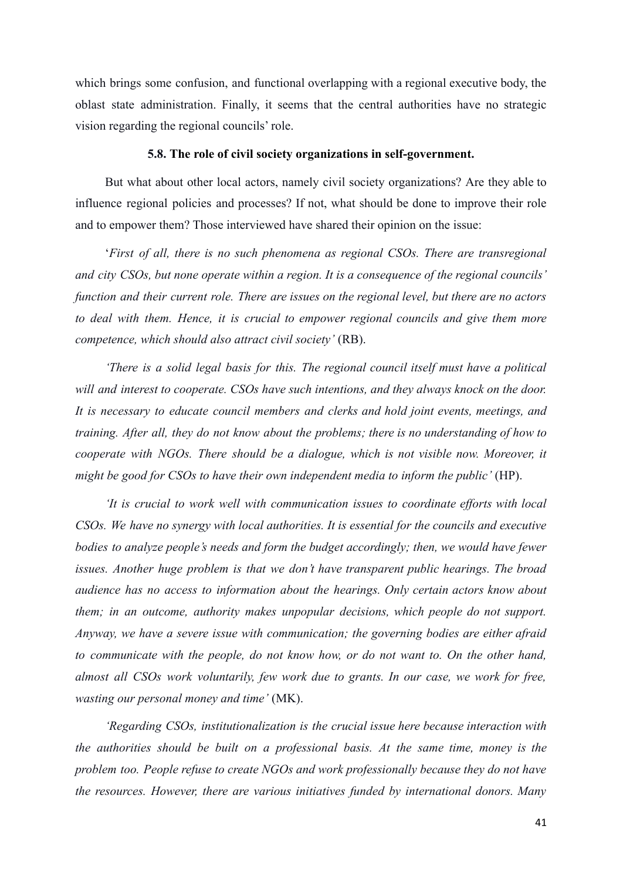which brings some confusion, and functional overlapping with a regional executive body, the oblast state administration. Finally, it seems that the central authorities have no strategic vision regarding the regional councils' role.

### 5.8. The role of civil society organizations in self-government.

But what about other local actors, namely civil society organizations? Are they able to influence regional policies and processes? If not, what should be done to improve their role and to empower them? Those interviewed have shared their opinion on the issue:

'*First of all, there is no such phenomena as regional CSOs. There are transregional and city CSOs, but none operate within a region. It is a consequence of the regional councils' function and their current role. There are issues on the regional level, but there are no actors to deal with them. Hence, it is crucial to empower regional councils and give them more competence, which should also attract civil society'* (RB).

*'There is a solid legal basis for this. The regional council itself must have a political will and interest to cooperate. CSOs have such intentions, and they always knock on the door. It is necessary to educate council members and clerks and hold joint events, meetings, and training. After all, they do not know about the problems; there is no understanding of how to cooperate with NGOs. There should be a dialogue, which is not visible now. Moreover, it might be good for CSOs to have their own independent media to inform the public'* (HP).

*'It is crucial to work well with communication issues to coordinate efforts with local CSOs. We have no synergy with local authorities. It is essential for the councils and executive bodies to analyze people's needs and form the budget accordingly; then, we would have fewer issues. Another huge problem is that we don't have transparent public hearings. The broad audience has no access to information about the hearings. Only certain actors know about them; in an outcome, authority makes unpopular decisions, which people do not support. Anyway, we have a severe issue with communication; the governing bodies are either afraid to communicate with the people, do not know how, or do not want to. On the other hand, almost all CSOs work voluntarily, few work due to grants. In our case, we work for free, wasting our personal money and time'* (MK).

*'Regarding CSOs, institutionalization is the crucial issue here because interaction with the authorities should be built on a professional basis. At the same time, money is the problem too. People refuse to create NGOs and work professionally because they do not have the resources. However, there are various initiatives funded by international donors. Many*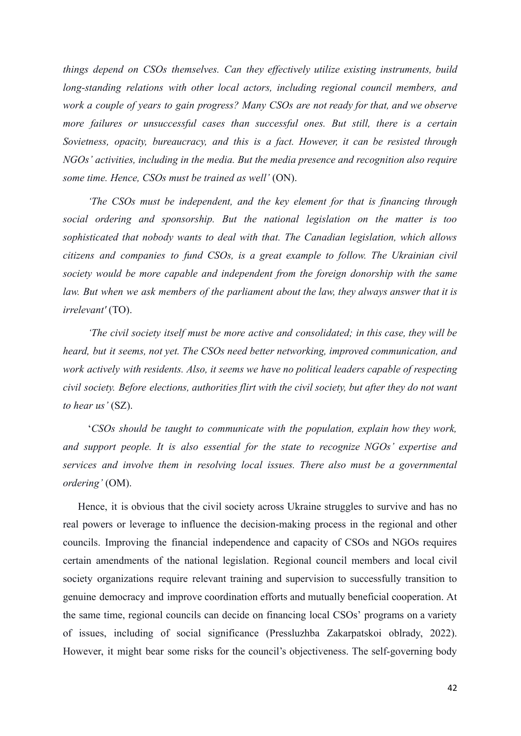*things depend on CSOs themselves. Can they effectively utilize existing instruments, build long-standing relations with other local actors, including regional council members, and work a couple of years to gain progress? Many CSOs are not ready for that, and we observe more failures or unsuccessful cases than successful ones. But still, there is a certain Sovietness, opacity, bureaucracy, and this is a fact. However, it can be resisted through NGOs' activities, including in the media. But the media presence and recognition also require some time. Hence, CSOs must be trained as well'* (ON).

*'The CSOs must be independent, and the key element for that is financing through social ordering and sponsorship. But the national legislation on the matter is too sophisticated that nobody wants to deal with that. The Canadian legislation, which allows citizens and companies to fund CSOs, is a great example to follow. The Ukrainian civil society would be more capable and independent from the foreign donorship with the same law. But when we ask members of the parliament about the law, they always answer that it is irrelevant'* (TO).

*'The civil society itself must be more active and consolidated; in this case, they will be heard, but it seems, not yet. The CSOs need better networking, improved communication, and work actively with residents. Also, it seems we have no political leaders capable of respecting civil society. Before elections, authorities flirt with the civil society, but after they do not want to hear us'* (SZ).

'*CSOs should be taught to communicate with the population, explain how they work, and support people. It is also essential for the state to recognize NGOs' expertise and services and involve them in resolving local issues. There also must be a governmental ordering'* (OM).

Hence, it is obvious that the civil society across Ukraine struggles to survive and has no real powers or leverage to influence the decision-making process in the regional and other councils. Improving the financial independence and capacity of CSOs and NGOs requires certain amendments of the national legislation. Regional council members and local civil society organizations require relevant training and supervision to successfully transition to genuine democracy and improve coordination efforts and mutually beneficial cooperation. At the same time, regional councils can decide on financing local CSOs' programs on a variety of issues, including of social significance (Pressluzhba Zakarpatskoi oblrady, 2022). However, it might bear some risks for the council's objectiveness. The self-governing body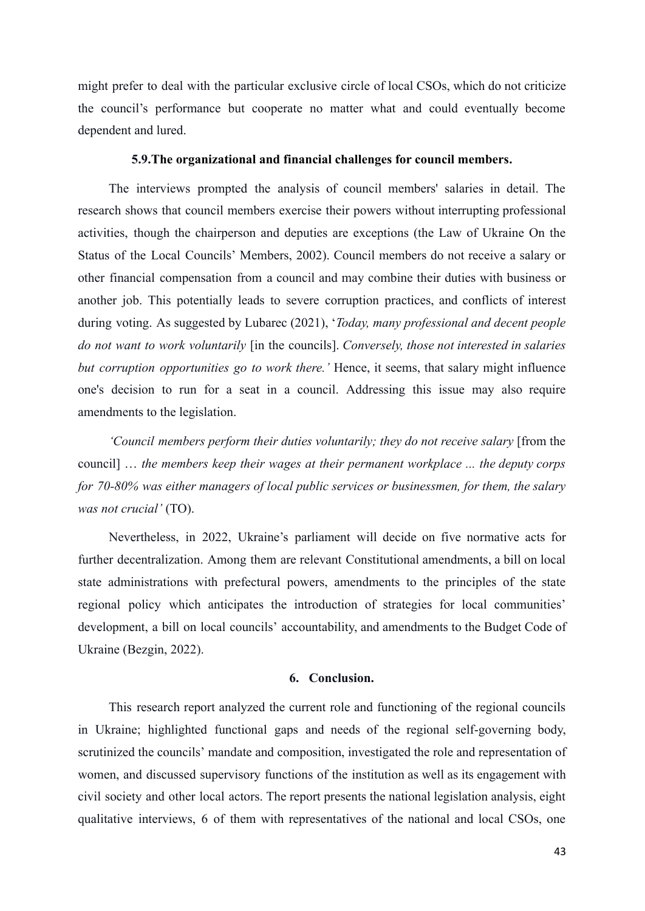might prefer to deal with the particular exclusive circle of local CSOs, which do not criticize the council's performance but cooperate no matter what and could eventually become dependent and lured.

### 5.9.The organizational and financial challenges for council members.

The interviews prompted the analysis of council members' salaries in detail. The research shows that council members exercise their powers without interrupting professional activities, though the chairperson and deputies are exceptions (the Law of Ukraine On the Status of the Local Councils' Members, 2002). Council members do not receive a salary or other financial compensation from a council and may combine their duties with business or another job. This potentially leads to severe corruption practices, and conflicts of interest during voting. As suggested by Lubarec (2021), '*Today, many professional and decent people do not want to work voluntarily* [in the councils]. *Conversely, those not interested in salaries but corruption opportunities go to work there.'* Hence, it seems, that salary might influence one's decision to run for a seat in a council. Addressing this issue may also require amendments to the legislation.

*'Council members perform their duties voluntarily; they do not receive salary* [from the council] … *the members keep their wages at their permanent workplace ... the deputy corps for 70-80% was either managers of local public services or businessmen, for them, the salary was not crucial'* (TO).

Nevertheless, in 2022, Ukraine's parliament will decide on five normative acts for further decentralization. Among them are relevant Constitutional amendments, a bill on local state administrations with prefectural powers, amendments to the principles of the state regional policy which anticipates the introduction of strategies for local communities' development, a bill on local councils' accountability, and amendments to the Budget Code of Ukraine (Bezgin, 2022).

## 6. Conclusion.

This research report analyzed the current role and functioning of the regional councils in Ukraine; highlighted functional gaps and needs of the regional self-governing body, scrutinized the councils' mandate and composition, investigated the role and representation of women, and discussed supervisory functions of the institution as well as its engagement with civil society and other local actors. The report presents the national legislation analysis, eight qualitative interviews, 6 of them with representatives of the national and local CSOs, one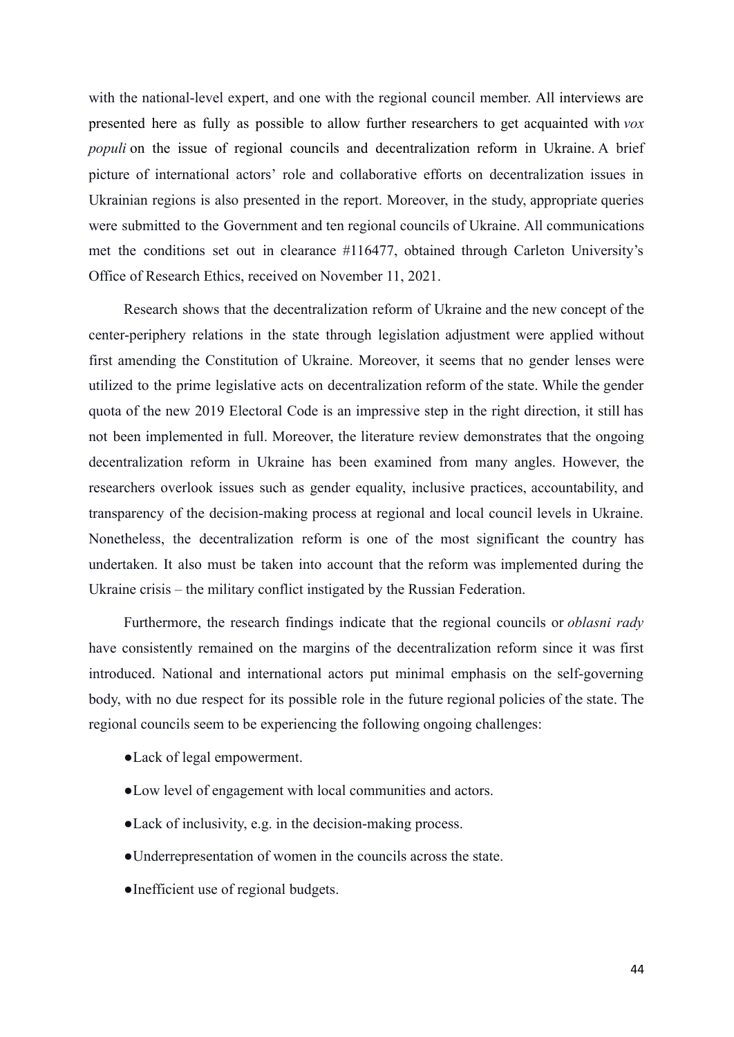with the national-level expert, and one with the regional council member. All interviews are presented here as fully as possible to allow further researchers to get acquainted with *vox populi* on the issue of regional councils and decentralization reform in Ukraine. A brief picture of international actors' role and collaborative efforts on decentralization issues in Ukrainian regions is also presented in the report. Moreover, in the study, appropriate queries were submitted to the Government and ten regional councils of Ukraine. All communications met the conditions set out in clearance #116477, obtained through Carleton University's Office of Research Ethics, received on November 11, 2021.

Research shows that the decentralization reform of Ukraine and the new concept of the center-periphery relations in the state through legislation adjustment were applied without first amending the Constitution of Ukraine. Moreover, it seems that no gender lenses were utilized to the prime legislative acts on decentralization reform of the state. While the gender quota of the new 2019 Electoral Code is an impressive step in the right direction, it still has not been implemented in full. Moreover, the literature review demonstrates that the ongoing decentralization reform in Ukraine has been examined from many angles. However, the researchers overlook issues such as gender equality, inclusive practices, accountability, and transparency of the decision-making process at regional and local council levels in Ukraine. Nonetheless, the decentralization reform is one of the most significant the country has undertaken. It also must be taken into account that the reform was implemented during the Ukraine crisis – the military conflict instigated by the Russian Federation.

Furthermore, the research findings indicate that the regional councils or *oblasni rady* have consistently remained on the margins of the decentralization reform since it was first introduced. National and international actors put minimal emphasis on the self-governing body, with no due respect for its possible role in the future regional policies of the state. The regional councils seem to be experiencing the following ongoing challenges:

- Lack of legal empowerment.
- Low level of engagement with local communities and actors.
- Lack of inclusivity, e.g. in the decision-making process.
- Underrepresentation of women in the councils across the state.
- Inefficient use of regional budgets.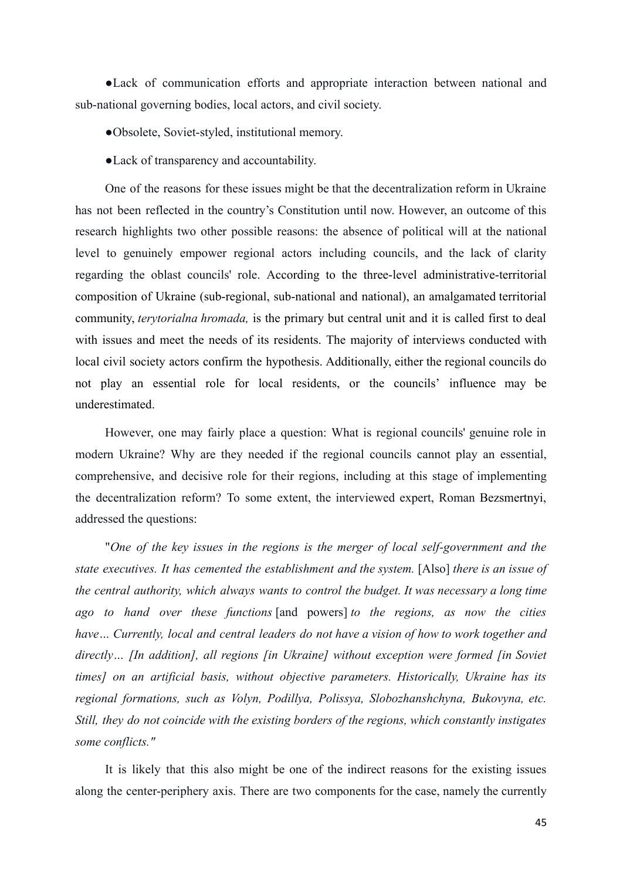- Lack of communication efforts and appropriate interaction between national and sub-national governing bodies, local actors, and civil society.
- Obsolete, Soviet-styled, institutional memory.
- Lack of transparency and accountability.

One of the reasons for these issues might be that the decentralization reform in Ukraine has not been reflected in the country's Constitution until now. However, an outcome of this research highlights two other possible reasons: the absence of political will at the national level to genuinely empower regional actors including councils, and the lack of clarity regarding the oblast councils' role. According to the three-level administrative-territorial composition of Ukraine (sub-regional, sub-national and national), an amalgamated territorial community, *terytorialna hromada,* is the primary but central unit and it is called first to deal with issues and meet the needs of its residents. The majority of interviews conducted with local civil society actors confirm the hypothesis. Additionally, either the regional councils do not play an essential role for local residents, or the councils' influence may be underestimated.

However, one may fairly place a question: What is regional councils' genuine role in modern Ukraine? Why are they needed if the regional councils cannot play an essential, comprehensive, and decisive role for their regions, including at this stage of implementing the decentralization reform? To some extent, the interviewed expert, Roman Bezsmertnyi, addressed the questions:

"*One of the key issues in the regions is the merger of local self-government and the state executives. It has cemented the establishment and the system.* [Also] *there is an issue of the central authority, which always wants to control the budget. It was necessary a long time ago to hand over these functions* [and powers] *to the regions, as now the cities have… Currently, local and central leaders do not have a vision of how to work together and directly… [In addition], all regions [in Ukraine] without exception were formed [in Soviet times] on an artificial basis, without objective parameters. Historically, Ukraine has its regional formations, such as Volyn, Podillya, Polissya, Slobozhanshchyna, Bukovyna, etc. Still, they do not coincide with the existing borders of the regions, which constantly instigates some conflicts."*

It is likely that this also might be one of the indirect reasons for the existing issues along the center-periphery axis. There are two components for the case, namely the currently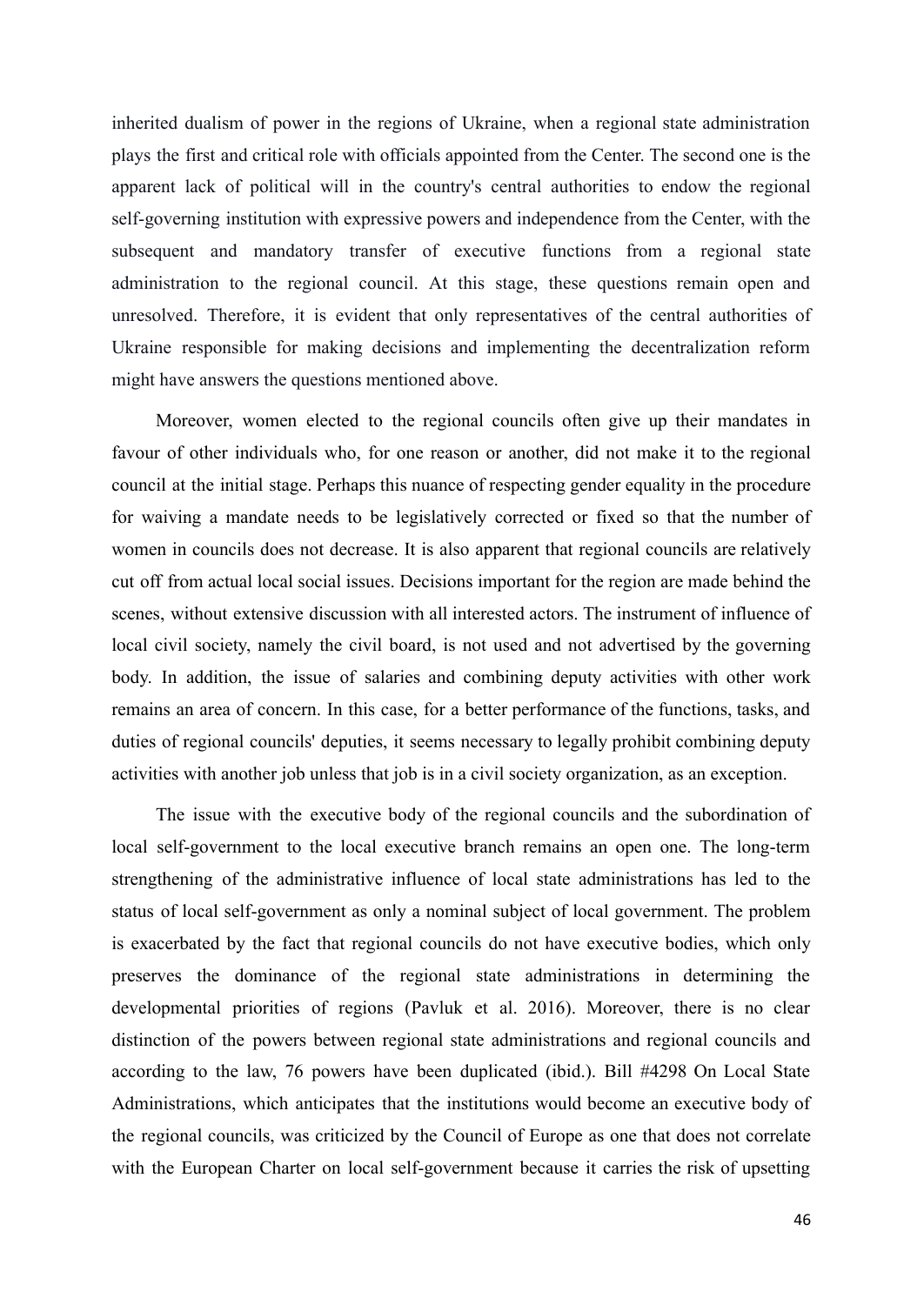inherited dualism of power in the regions of Ukraine, when a regional state administration plays the first and critical role with officials appointed from the Center. The second one is the apparent lack of political will in the country's central authorities to endow the regional self-governing institution with expressive powers and independence from the Center, with the subsequent and mandatory transfer of executive functions from a regional state administration to the regional council. At this stage, these questions remain open and unresolved. Therefore, it is evident that only representatives of the central authorities of Ukraine responsible for making decisions and implementing the decentralization reform might have answers the questions mentioned above.

Moreover, women elected to the regional councils often give up their mandates in favour of other individuals who, for one reason or another, did not make it to the regional council at the initial stage. Perhaps this nuance of respecting gender equality in the procedure for waiving a mandate needs to be legislatively corrected or fixed so that the number of women in councils does not decrease. It is also apparent that regional councils are relatively cut off from actual local social issues. Decisions important for the region are made behind the scenes, without extensive discussion with all interested actors. The instrument of influence of local civil society, namely the civil board, is not used and not advertised by the governing body. In addition, the issue of salaries and combining deputy activities with other work remains an area of concern. In this case, for a better performance of the functions, tasks, and duties of regional councils' deputies, it seems necessary to legally prohibit combining deputy activities with another job unless that job is in a civil society organization, as an exception.

The issue with the executive body of the regional councils and the subordination of local self-government to the local executive branch remains an open one. The long-term strengthening of the administrative influence of local state administrations has led to the status of local self-government as only a nominal subject of local government. The problem is exacerbated by the fact that regional councils do not have executive bodies, which only preserves the dominance of the regional state administrations in determining the developmental priorities of regions (Pavluk et al. 2016). Moreover, there is no clear distinction of the powers between regional state administrations and regional councils and according to the law, 76 powers have been duplicated (ibid.). Bill #4298 On Local State Administrations, which anticipates that the institutions would become an executive body of the regional councils, was criticized by the Council of Europe as one that does not correlate with the European Charter on local self-government because it carries the risk of upsetting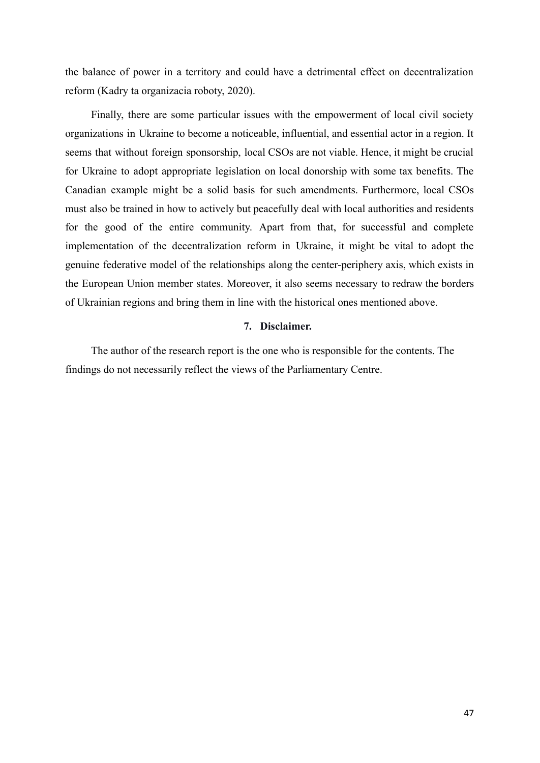the balance of power in a territory and could have a detrimental effect on decentralization reform (Kadry ta organizacia roboty, 2020).

Finally, there are some particular issues with the empowerment of local civil society organizations in Ukraine to become a noticeable, influential, and essential actor in a region. It seems that without foreign sponsorship, local CSOs are not viable. Hence, it might be crucial for Ukraine to adopt appropriate legislation on local donorship with some tax benefits. The Canadian example might be a solid basis for such amendments. Furthermore, local CSOs must also be trained in how to actively but peacefully deal with local authorities and residents for the good of the entire community. Apart from that, for successful and complete implementation of the decentralization reform in Ukraine, it might be vital to adopt the genuine federative model of the relationships along the center-periphery axis, which exists in the European Union member states. Moreover, it also seems necessary to redraw the borders of Ukrainian regions and bring them in line with the historical ones mentioned above.

## 7. Disclaimer.

The author of the research report is the one who is responsible for the contents. The findings do not necessarily reflect the views of the Parliamentary Centre.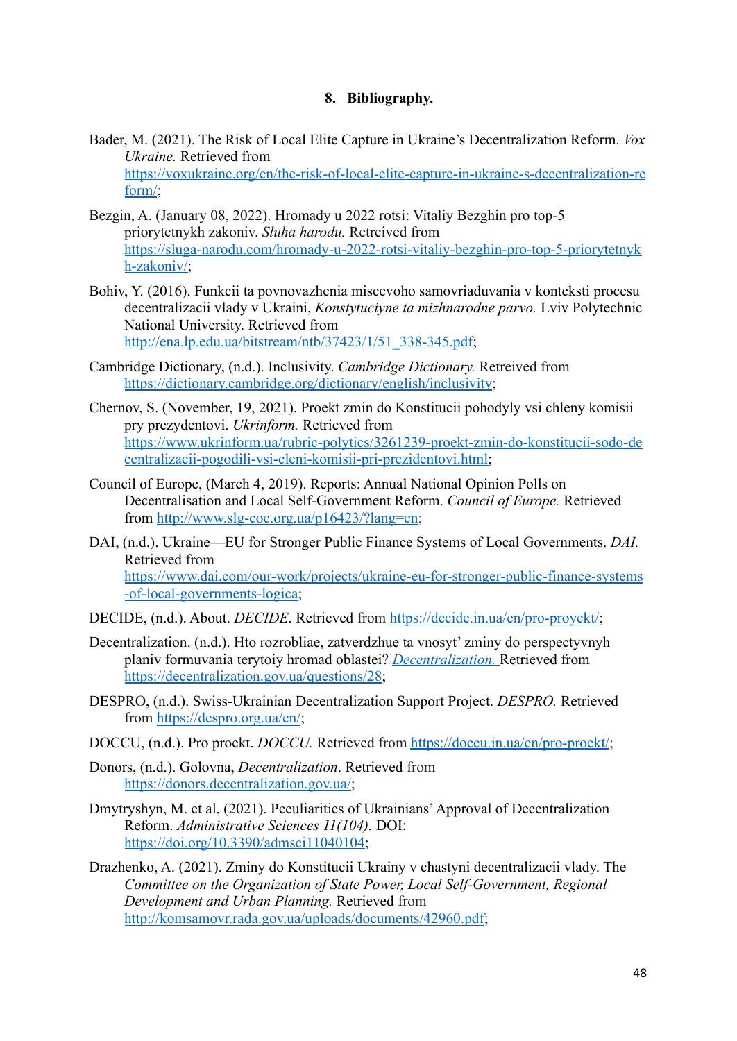## 8. Bibliography.

Bader, M. (2021). The Risk of Local Elite Capture in Ukraine's Decentralization Reform. *Vox Ukraine.* Retrieved from https://voxukraine.org/en/the-risk-of-local-elite-capture-in-ukraine-s-decentralization-reform/;

Bezgin, A. (January 08, 2022). Hromady u 2022 rotsi: Vitaliy Bezghin pro top-5 priorytetnykh zakoniv. *Sluha harodu.* Retreived from https://sluga-narodu.com/hromady-u-2022-rotsi-vitaliy-bezghin-pro-top-5-priorytetnykh-zakoniv/;

Bohiv, Y. (2016). Funkcii ta povnovazhenia miscevoho samovriaduvania v konteksti procesu decentralizacii vlady v Ukraini, *Konstytuciyne ta mizhnarodne parvo.* Lviv Polytechnic National University. Retrieved from http://ena.lp.edu.ua/bitstream/ntb/37423/1/51_338-345.pdf;

Cambridge Dictionary, (n.d.). Inclusivity. *Cambridge Dictionary.* Retreived from https://dictionary.cambridge.org/dictionary/english/inclusivity;

Chernov, S. (November, 19, 2021). Proekt zmin do Konstitucii pohodyly vsi chleny komisii pry prezydentovi. *Ukrinform.* Retreived from https://www.ukrinform.ua/rubric-polytics/3261239-proekt-zmin-do-konstitucii-sodo-decentralizacii-pogodili-vsi-cleni-komisii-pri-prezidentovi.html;

Council of Europe, (March 4, 2019). Reports: Annual National Opinion Polls on Decentralisation and Local Self-Government Reform. *Council of Europe.* Retrieved from http://www.slg-coe.org.ua/p16423/?lang=en;

DAI, (n.d.). Ukraine—EU for Stronger Public Finance Systems of Local Governments. *DAI.* Retrieved from https://www.dai.com/our-work/projects/ukraine-eu-for-stronger-public-finance-systems-of-local-governments-logica;

DECIDE, (n.d.). About. *DECIDE*. Retrieved from https://decide.in.ua/en/pro-proyekt/;

Decentralization. (n.d.). Hto rozrobliae, zatverdzhue ta vnosyt' zminy do perspectyvnyh planiv formuvania terytoiy hromad oblastei? *Decentralization.* Retrieved from https://decentralization.gov.ua/questions/28;

DESPRO, (n.d.). Swiss-Ukrainian Decentralization Support Project. *DESPRO.* Retrieved from https://despro.org.ua/en/;

DOCCU, (n.d.). Pro proekt. *DOCCU.* Retrieved from https://doccu.in.ua/en/pro-proekt/;

Donors, (n.d.). Golovna, *Decentralization*. Retrieved from https://donors.decentralization.gov.ua/;

Dmytryshyn, M. et al, (2021). Peculiarities of Ukrainians' Approval of Decentralization Reform. *Administrative Sciences 11(104).* DOI: https://doi.org/10.3390/admsci11040104;

Drazhenko, A. (2021). Zminy do Konstitucii Ukrainy v chastyni decentralizacii vlady. The *Committee on the Organization of State Power, Local Self-Government, Regional Development and Urban Planning.* Retrieved from http://komsamovr.rada.gov.ua/uploads/documents/42960.pdf;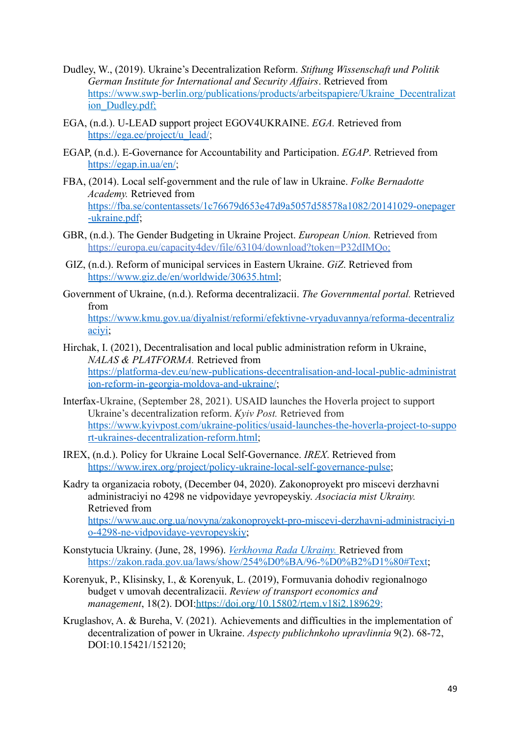Dudley, W., (2019). Ukraine's Decentralization Reform. *Stiftung Wissenschaft und Politik German Institute for International and Security Affairs*. Retrieved from https://www.swp-berlin.org/publications/products/arbeitspapiere/Ukraine_Decentralization_Dudley.pdf;

EGA, (n.d.). U-LEAD support project EGOV4UKRAINE. *EGA.* Retrieved from https://ega.ee/project/u_lead/;

EGAP, (n.d.). E-Governance for Accountability and Participation. *EGAP*. Retrieved from https://egap.in.ua/en/;

FBA, (2014). Local self-government and the rule of law in Ukraine. *Folke Bernadotte Academy.* Retrieved from https://fba.se/contentassets/1c76679d653e47d9a5057d58578a1082/20141029-onepager-ukraine.pdf;

GBR, (n.d.). The Gender Budgeting in Ukraine Project. *European Union.* Retrieved from https://europa.eu/capacity4dev/file/63104/download?token=P32dIMQo;

GIZ, (n.d.). Reform of municipal services in Eastern Ukraine. *GiZ*. Retrieved from https://www.giz.de/en/worldwide/30635.html;

Government of Ukraine, (n.d.). Reforma decentralizacii. *The Governmental portal.* Retrieved from https://www.kmu.gov.ua/diyalnist/reformi/efektivne-vryaduvannya/reforma-decentralizaciyi;

Hirchak, I. (2021), Decentralisation and local public administration reform in Ukraine, *NALAS & PLATFORMA.* Retrieved from https://platforma-dev.eu/new-publications-decentralisation-and-local-public-administration-reform-in-georgia-moldova-and-ukraine/;

Interfax-Ukraine, (September 28, 2021). USAID launches the Hoverla project to support Ukraine's decentralization reform. *Kyiv Post.* Retrieved from https://www.kyivpost.com/ukraine-politics/usaid-launches-the-hoverla-project-to-support-ukraines-decentralization-reform.html;

IREX, (n.d.). Policy for Ukraine Local Self-Governance. *IREX*. Retrieved from https://www.irex.org/project/policy-ukraine-local-self-governance-pulse;

Kadry ta organizacia roboty, (December 04, 2020). Zakonoproyekt pro miscevi derzhavni administraciyi no 4298 ne vidpovidaye yevropeyskiy. *Asociacia mist Ukrainy.* Retrieved from https://www.auc.org.ua/novyna/zakonoproyekt-pro-miscevi-derzhavni-administraciyi-no-4298-ne-vidpovidaye-yevropeyskiy;

Konstytucia Ukrainy. (June, 28, 1996). *Verkhovna Rada Ukrainy.* Retrieved from https://zakon.rada.gov.ua/laws/show/254%D0%BA/96-%D0%B2%D1%80#Text;

Korenyuk, P., Klisinsky, I., & Korenyuk, L. (2019), Formuvania dohodiv regionalnogo budget v umovah decentralizacii. *Review of transport economics and management*, 18(2). DOI:https://doi.org/10.15802/rtem.v18i2.189629;

Kruglashov, A. & Bureha, V. (2021). Achievements and difficulties in the implementation of decentralization of power in Ukraine. *Aspecty publichnkoho upravlinnia* 9(2). 68-72, DOI:10.15421/152120;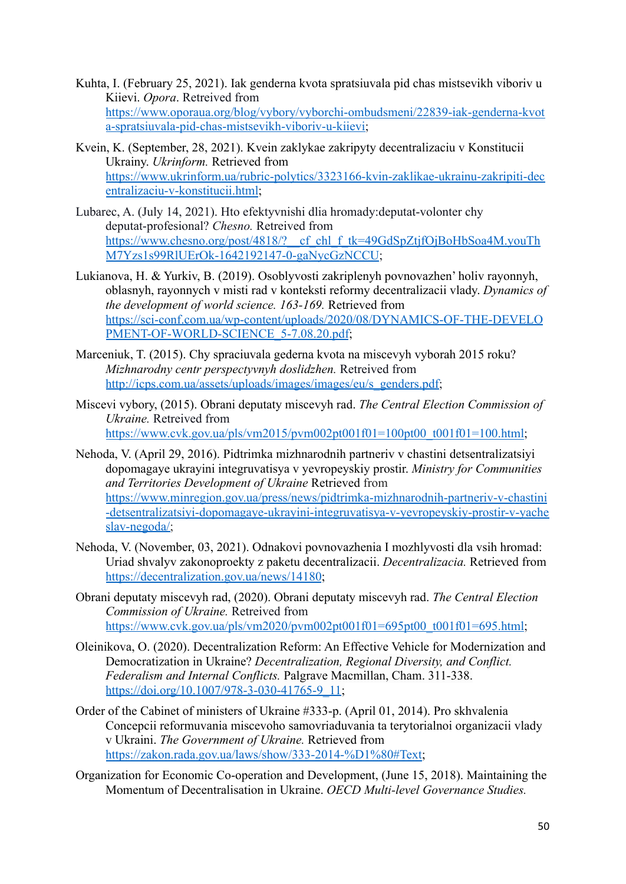Kuhta, I. (February 25, 2021). Iak genderna kvota spratsiuvala pid chas mistsevikh viboriv u Kiievi. *Opora*. Retreived from https://www.oporaua.org/blog/vybory/vyborchi-ombudsmeni/22839-iak-genderna-kvota-spratsiuvala-pid-chas-mistsevikh-viboriv-u-kiievi;

Kvein, K. (September, 28, 2021). Kvein zaklykae zakripyty decentralizaciu v Konstitucii Ukrainy. *Ukrinform.* Retrieved from https://www.ukrinform.ua/rubric-polytics/3323166-kvin-zaklikae-ukrainu-zakripiti-decentralizaciu-v-konstitucii.html;

Lubarec, A. (July 14, 2021). Hto efektyvnishi dlia hromady:deputat-volonter chy deputat-profesional? *Chesno.* Retreived from https://www.chesno.org/post/4818/?__cf_chl_f_tk=49GdSpZtjfOjBoHbSoa4M.youThM7Yzs1s99RlUErOk-1642192147-0-gaNycGzNCCU;

Lukianova, H. & Yurkiv, B. (2019). Osoblyvosti zakriplenyh povnovazhen' holiv rayonnyh, oblasnyh, rayonnych v misti rad v konteksti reformy decentralizacii vlady. *Dynamics of the development of world science. 163-169.* Retrieved from https://sci-conf.com.ua/wp-content/uploads/2020/08/DYNAMICS-OF-THE-DEVELOPMENT-OF-WORLD-SCIENCE_5-7.08.20.pdf;

Marceniuk, T. (2015). Chy spraciuvala gederna kvota na miscevyh vyborah 2015 roku? *Mizhnarodny centr perspectyvnyh doslidzhen.* Retreived from http://icps.com.ua/assets/uploads/images/images/eu/s_genders.pdf;

Miscevi vybory, (2015). Obrani deputaty miscevyh rad. *The Central Election Commission of Ukraine.* Retreived from https://www.cvk.gov.ua/pls/vm2015/pvm002pt001f01=100pt00_t001f01=100.html;

Nehoda, V. (April 29, 2016). Pidtrimka mizhnarodnih partneriv v chastini detsentralizatsiyi dopomagaye ukrayini integruvatisya v yevropeyskiy prostir. *Ministry for Communities and Territories Development of Ukraine* Retreived from https://www.minregion.gov.ua/press/news/pidtrimka-mizhnarodnih-partneriv-v-chastini-detsentralizatsiyi-dopomagaye-ukrayini-integruvatisya-v-yevropeyskiy-prostir-v-yacheslav-negoda/;

Nehoda, V. (November, 03, 2021). Odnakovi povnovazhenia I mozhlyvosti dla vsih hromad: Uriad shvalyv zakonoproekty z paketu decentralizacii. *Decentralizacia.* Retreived from https://decentralization.gov.ua/news/14180;

Obrani deputaty miscevyh rad, (2020). Obrani deputaty miscevyh rad. *The Central Election Commission of Ukraine.* Retreived from https://www.cvk.gov.ua/pls/vm2020/pvm002pt001f01=695pt00_t001f01=695.html;

Oleinikova, O. (2020). Decentralization Reform: An Effective Vehicle for Modernization and Democratization in Ukraine? *Decentralization, Regional Diversity, and Conflict. Federalism and Internal Conflicts.* Palgrave Macmillan, Cham. 311-338. https://doi.org/10.1007/978-3-030-41765-9_11;

Order of the Cabinet of ministers of Ukraine #333-p. (April 01, 2014). Pro skhvalenia Concepcii reformuvania miscevoho samovriaduvania ta terytorialnoi organizacii vlady v Ukraini. *The Government of Ukraine.* Retreived from https://zakon.rada.gov.ua/laws/show/333-2014-%D1%80#Text;

Organization for Economic Co-operation and Development, (June 15, 2018). Maintaining the Momentum of Decentralisation in Ukraine. *OECD Multi-level Governance Studies.*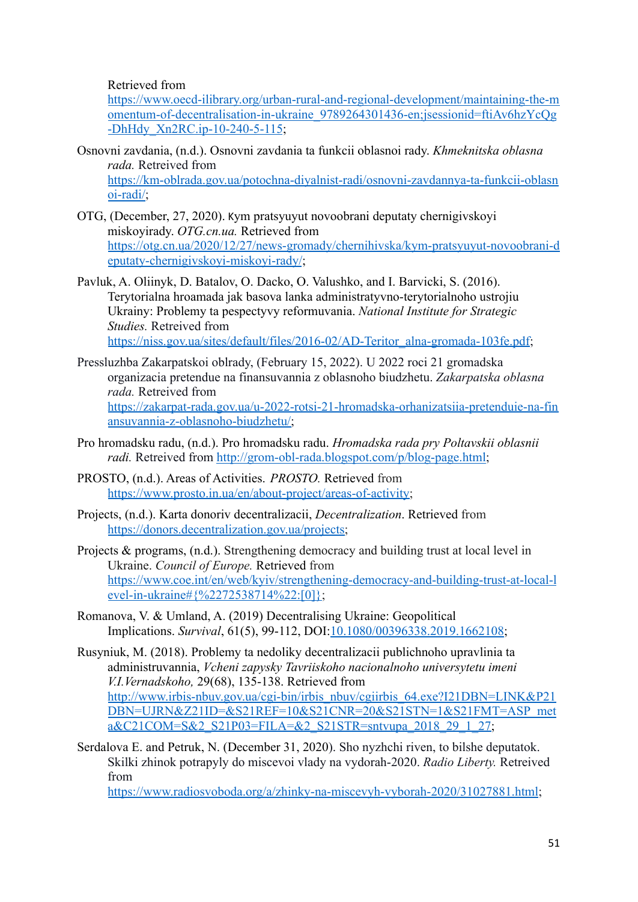Retrieved from https://www.oecd-ilibrary.org/urban-rural-and-regional-development/maintaining-the-momentum-of-decentralisation-in-ukraine_9789264301436-en;jsessionid=ftiAv6hzYcQg-DhHdy_Xn2RC.ip-10-240-5-115;

Osnovni zavdania, (n.d.). Osnovni zavdania ta funkcii oblasnoi rady. *Khmeknitska oblasna rada.* Retreived from https://km-oblrada.gov.ua/potochna-diyalnist-radi/osnovni-zavdannya-ta-funkcii-oblasnoi-radi/;

OTG, (December, 27, 2020). Кym pratsyuyut novoobrani deputaty chernigivskoyi miskoyirady. *OTG.cn.ua.* Retreived from https://otg.cn.ua/2020/12/27/news-gromady/chernihivska/kym-pratsyuyut-novoobrani-deputaty-chernigivskoyi-miskoyi-rady/;

Pavluk, A. Oliinyk, D. Batalov, O. Dacko, O. Valushko, and I. Barvicki, S. (2016). Terytorialna hroamada jak basova lanka administratyvno-terytorialnoho ustrojiu Ukrainy: Problemy ta pespectyvy reformuvania. *National Institute for Strategic Studies.* Retreived from https://niss.gov.ua/sites/default/files/2016-02/AD-Teritor_alna-gromada-103fe.pdf;

Pressluzhba Zakarpatskoi oblrady, (February 15, 2022). U 2022 roci 21 gromadska organizacia pretendue na finansuvannia z oblasnoho biudzhetu. *Zakarpatska oblasna rada.* Retreived from https://zakarpat-rada.gov.ua/u-2022-rotsi-21-hromadska-orhanizatsiia-pretenduie-na-finansuvannia-z-oblasnoho-biudzhetu/;

Pro hromadsku radu, (n.d.). Pro hromadsku radu. *Hromadska rada pry Poltavskii oblasnii radi.* Retreived from http://grom-obl-rada.blogspot.com/p/blog-page.html;

PROSTO, (n.d.). Areas of Activities. *PROSTO.* Retreived from https://www.prosto.in.ua/en/about-project/areas-of-activity;

Projects, (n.d.). Karta donoriv decentralizacii, *Decentralization*. Retreived from https://donors.decentralization.gov.ua/projects;

Projects & programs, (n.d.). Strengthening democracy and building trust at local level in Ukraine. *Council of Europe.* Retreived from https://www.coe.int/en/web/kyiv/strengthening-democracy-and-building-trust-at-local-level-in-ukraine#{%2272538714%22:[0]};

Romanova, V. & Umland, A. (2019) Decentralising Ukraine: Geopolitical Implications. *Survival*, 61(5), 99-112, DOI:10.1080/00396338.2019.1662108;

Rusyniuk, M. (2018). Problemy ta nedoliky decentralizacii publichnoho upravlinia ta administruvannia, *Vcheni zapysky Tavriiskoho nacionalnoho universytetu imeni V.I.Vernadskoho,* 29(68), 135-138. Retrieved from http://www.irbis-nbuv.gov.ua/cgi-bin/irbis_nbuv/cgiirbis_64.exe?I21DBN=LINK&P21DBN=UJRN&Z21ID=&S21REF=10&S21CNR=20&S21STN=1&S21FMT=ASP_meta&C21COM=S&2_S21P03=FILA=&2_S21STR=sntvupa_2018_29_1_27;

Serdalova E. and Petruk, N. (December 31, 2020). Sho nyzhchi riven, to bilshe deputatok. Skilki zhinok potrapyly do miscevoi vlady na vydorah-2020. *Radio Liberty.* Retreived from https://www.radiosvoboda.org/a/zhinky-na-miscevyh-vyborah-2020/31027881.html;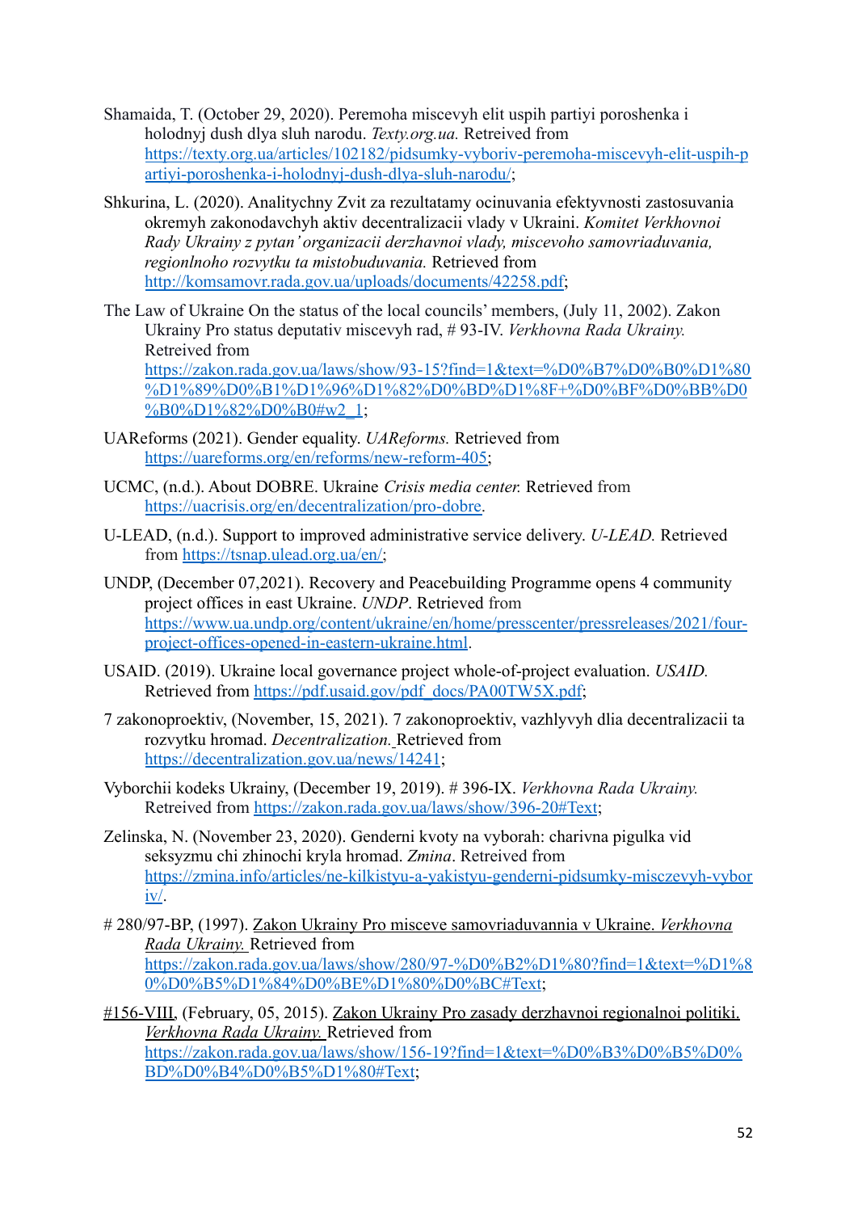Shamaida, T. (October 29, 2020). Peremoha miscevyh elit uspih partiyi poroshenka i holodnyj dush dlya sluh narodu. *Texty.org.ua.* Retreived from https://texty.org.ua/articles/102182/pidsumky-vyboriv-peremoha-miscevyh-elit-uspih-partiyi-poroshenka-i-holodnyj-dush-dlya-sluh-narodu/;

Shkurina, L. (2020). Analitychny Zvit za rezultatamy ocinuvania efektyvnosti zastosuvania okremyh zakonodavchyh aktiv decentralizacii vlady v Ukraini. *Komitet Verkhovnoi Rady Ukrainy z pytan' organizacii derzhavnoi vlady, miscevoho samovriaduvania, regionlnoho rozvytku ta mistobuduvania.* Retreived from http://komsamovr.rada.gov.ua/uploads/documents/42258.pdf;

The Law of Ukraine On the status of the local councils' members, (July 11, 2002). Zakon Ukrainy Pro status deputativ miscevyh rad, # 93-IV. *Verkhovna Rada Ukrainy.* Retreived from https://zakon.rada.gov.ua/laws/show/93-15?find=1&text=%D0%B7%D0%B0%D1%80%D1%89%D0%B1%D1%96%D1%82%D0%BD%D1%8F+%D0%BF%D0%BB%D0%B0%D1%82%D0%B0#w2_1;

UAReforms (2021). Gender equality. *UAReforms.* Retreived from https://uareforms.org/en/reforms/new-reform-405;

UCMC, (n.d.). About DOBRE. Ukraine *Crisis media center.* Retreived from https://uacrisis.org/en/decentralization/pro-dobre.

U-LEAD, (n.d.). Support to improved administrative service delivery. *U-LEAD.* Retrieved from https://tsnap.ulead.org.ua/en/;

UNDP, (December 07,2021). Recovery and Peacebuilding Programme opens 4 community project offices in east Ukraine. *UNDP*. Retreived from https://www.ua.undp.org/content/ukraine/en/home/presscenter/pressreleases/2021/four-project-offices-opened-in-eastern-ukraine.html.

USAID. (2019). Ukraine local governance project whole-of-project evaluation. *USAID.* Retreived from https://pdf.usaid.gov/pdf_docs/PA00TW5X.pdf;

7 zakonoproektiv, (November, 15, 2021). 7 zakonoproektiv, vazhlyvyh dlia decentralizacii ta rozvytku hromad. *Decentralization.* Retreived from https://decentralization.gov.ua/news/14241;

Vyborchii kodeks Ukrainy, (December 19, 2019). # 396-IX. *Verkhovna Rada Ukrainy.* Retreived from https://zakon.rada.gov.ua/laws/show/396-20#Text;

Zelinska, N. (November 23, 2020). Genderni kvoty na vyborah: charivna pigulka vid seksyzmu chi zhinochi kryla hromad. *Zmina*. Retreived from https://zmina.info/articles/ne-kilkistyu-a-yakistyu-genderni-pidsumky-misczevyh-vyboriv/.

# 280/97-BP, (1997). Zakon Ukrainy Pro misceve samovriaduvannia v Ukraine. *Verkhovna Rada Ukrainy.* Retreived from https://zakon.rada.gov.ua/laws/show/280/97-%D0%B2%D1%80?find=1&text=%D1%80%D0%B5%D1%84%D0%BE%D1%80%D0%BC#Text;

#156-VIII, (February, 05, 2015). Zakon Ukrainy Pro zasady derzhavnoi regionalnoi politiki. *Verkhovna Rada Ukrainy.* Retreived from https://zakon.rada.gov.ua/laws/show/156-19?find=1&text=%D0%B3%D0%B5%D0%BD%D0%B4%D0%B5%D1%80#Text;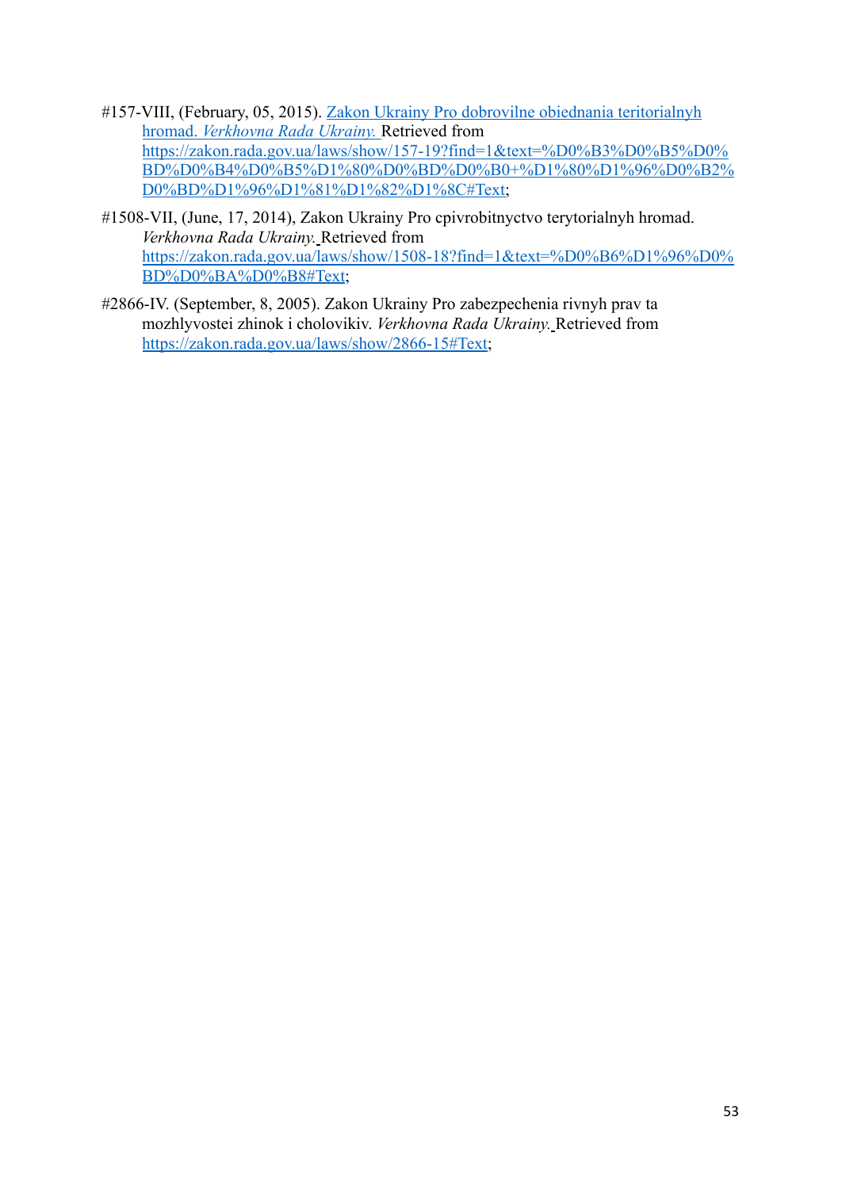#157-VIII, (February, 05, 2015). Zakon Ukrainy Pro dobrovilne obiednania teritorialnyh hromad. *Verkhovna Rada Ukrainy.* Retrieved from https://zakon.rada.gov.ua/laws/show/157-19?find=1&text=%D0%B3%D0%B5%D0%BD%D0%B4%D0%B5%D1%80%D0%BD%D0%B0+%D1%80%D1%96%D0%B2%D0%BD%D1%96%D1%81%D1%82%D1%8C#Text;

#1508-VII, (June, 17, 2014), Zakon Ukrainy Pro cpivrobitnyctvo terytorialnyh hromad. *Verkhovna Rada Ukrainy.* Retrieved from https://zakon.rada.gov.ua/laws/show/1508-18?find=1&text=%D0%B6%D1%96%D0%BD%D0%BA%D0%B8#Text;

#2866-IV. (September, 8, 2005). Zakon Ukrainy Pro zabezpechenia rivnyh prav ta mozhlyvostei zhinok i cholovikiv. *Verkhovna Rada Ukrainy.* Retrieved from https://zakon.rada.gov.ua/laws/show/2866-15#Text;